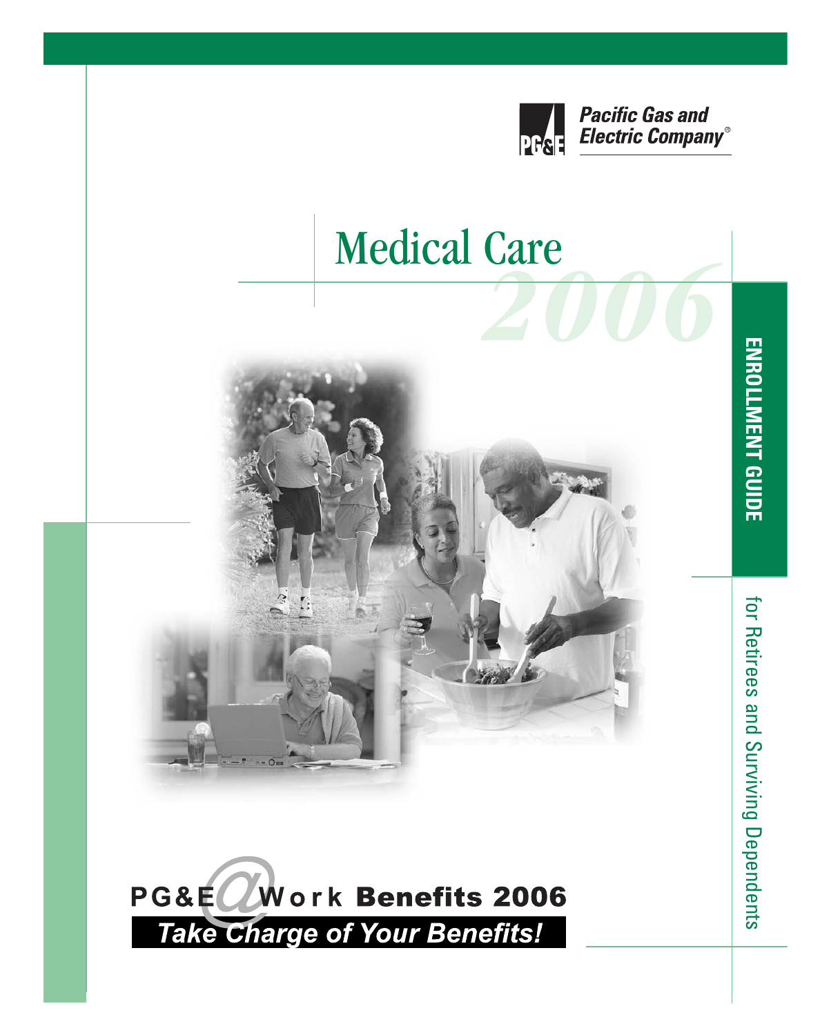Pacific Gas and Electric Company®

# Medical Care 2006

**ENROLLMENT GUIDE**

for Retirees and Surviving Dependents

**PG&E@Work Benefits 2006**

***Take Charge of Your Benefits!***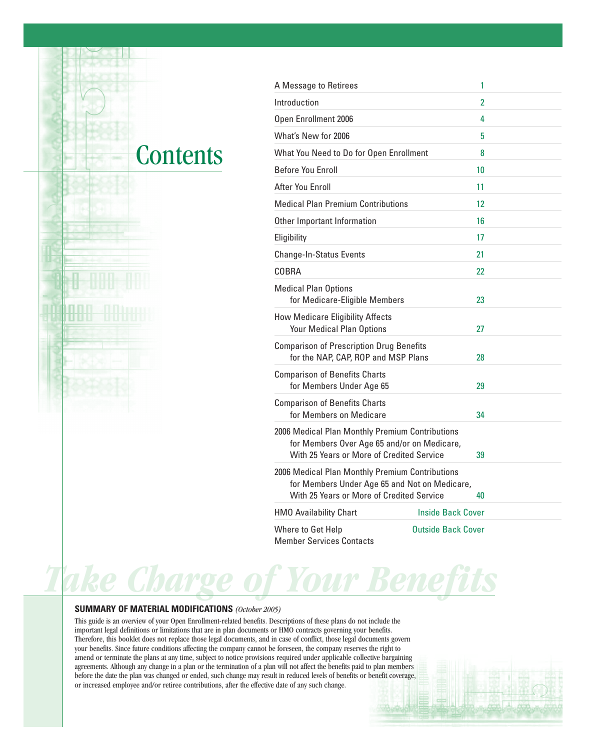# Contents

| | |
|---|---|
| A Message to Retirees | 1 |
| Introduction | 2 |
| Open Enrollment 2006 | 4 |
| What's New for 2006 | 5 |
| What You Need to Do for Open Enrollment | 8 |
| Before You Enroll | 10 |
| After You Enroll | 11 |
| Medical Plan Premium Contributions | 12 |
| Other Important Information | 16 |
| Eligibility | 17 |
| Change-In-Status Events | 21 |
| COBRA | 22 |
| Medical Plan Options for Medicare-Eligible Members | 23 |
| How Medicare Eligibility Affects Your Medical Plan Options | 27 |
| Comparison of Prescription Drug Benefits for the NAP, CAP, ROP and MSP Plans | 28 |
| Comparison of Benefits Charts for Members Under Age 65 | 29 |
| Comparison of Benefits Charts for Members on Medicare | 34 |
| 2006 Medical Plan Monthly Premium Contributions for Members Over Age 65 and/or on Medicare, With 25 Years or More of Credited Service | 39 |
| 2006 Medical Plan Monthly Premium Contributions for Members Under Age 65 and Not on Medicare, With 25 Years or More of Credited Service | 40 |
| HMO Availability Chart | Inside Back Cover |
| Where to Get Help Member Services Contacts | Outside Back Cover |

*Take Charge of Your Benefits*

**SUMMARY OF MATERIAL MODIFICATIONS** *(October 2005)*

This guide is an overview of your Open Enrollment-related benefits. Descriptions of these plans do not include the important legal definitions or limitations that are in plan documents or HMO contracts governing your benefits. Therefore, this booklet does not replace those legal documents, and in case of conflict, those legal documents govern your benefits. Since future conditions affecting the company cannot be foreseen, the company reserves the right to amend or terminate the plans at any time, subject to notice provisions required under applicable collective bargaining agreements. Although any change in a plan or the termination of a plan will not affect the benefits paid to plan members before the date the plan was changed or ended, such change may result in reduced levels of benefits or benefit coverage, or increased employee and/or retiree contributions, after the effective date of any such change.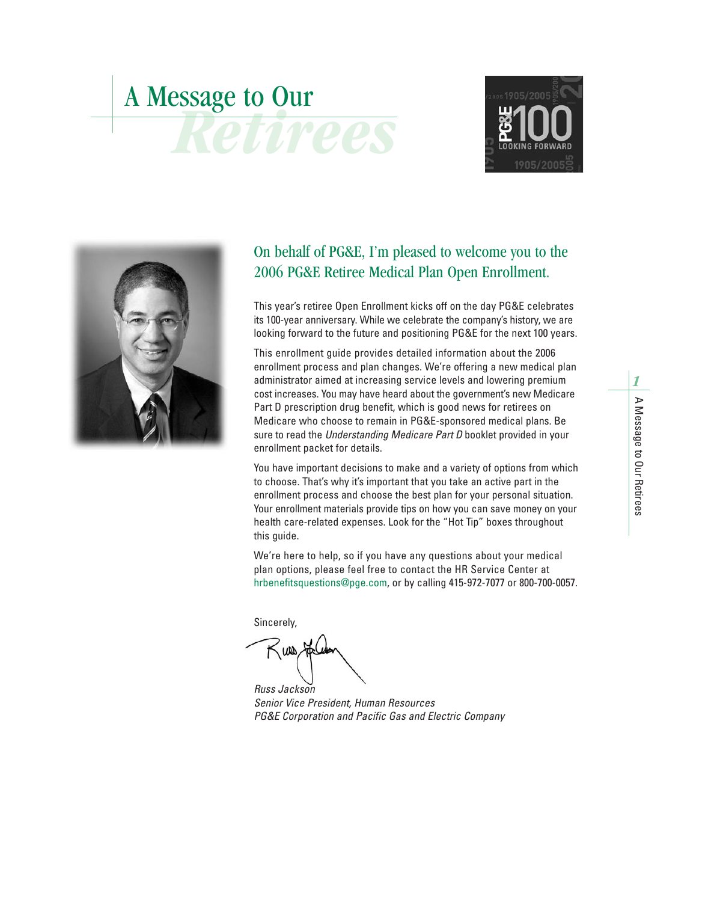# A Message to Our *Retirees*

## On behalf of PG&E, I'm pleased to welcome you to the 2006 PG&E Retiree Medical Plan Open Enrollment.

This year's retiree Open Enrollment kicks off on the day PG&E celebrates its 100-year anniversary. While we celebrate the company's history, we are looking forward to the future and positioning PG&E for the next 100 years.

This enrollment guide provides detailed information about the 2006 enrollment process and plan changes. We're offering a new medical plan administrator aimed at increasing service levels and lowering premium cost increases. You may have heard about the government's new Medicare Part D prescription drug benefit, which is good news for retirees on Medicare who choose to remain in PG&E-sponsored medical plans. Be sure to read the *Understanding Medicare Part D* booklet provided in your enrollment packet for details.

You have important decisions to make and a variety of options from which to choose. That's why it's important that you take an active part in the enrollment process and choose the best plan for your personal situation. Your enrollment materials provide tips on how you can save money on your health care-related expenses. Look for the "Hot Tip" boxes throughout this guide.

We're here to help, so if you have any questions about your medical plan options, please feel free to contact the HR Service Center at hrbenefitsquestions@pge.com, or by calling 415-972-7077 or 800-700-0057.

Sincerely,

*Russ Jackson*
*Senior Vice President, Human Resources*
*PG&E Corporation and Pacific Gas and Electric Company*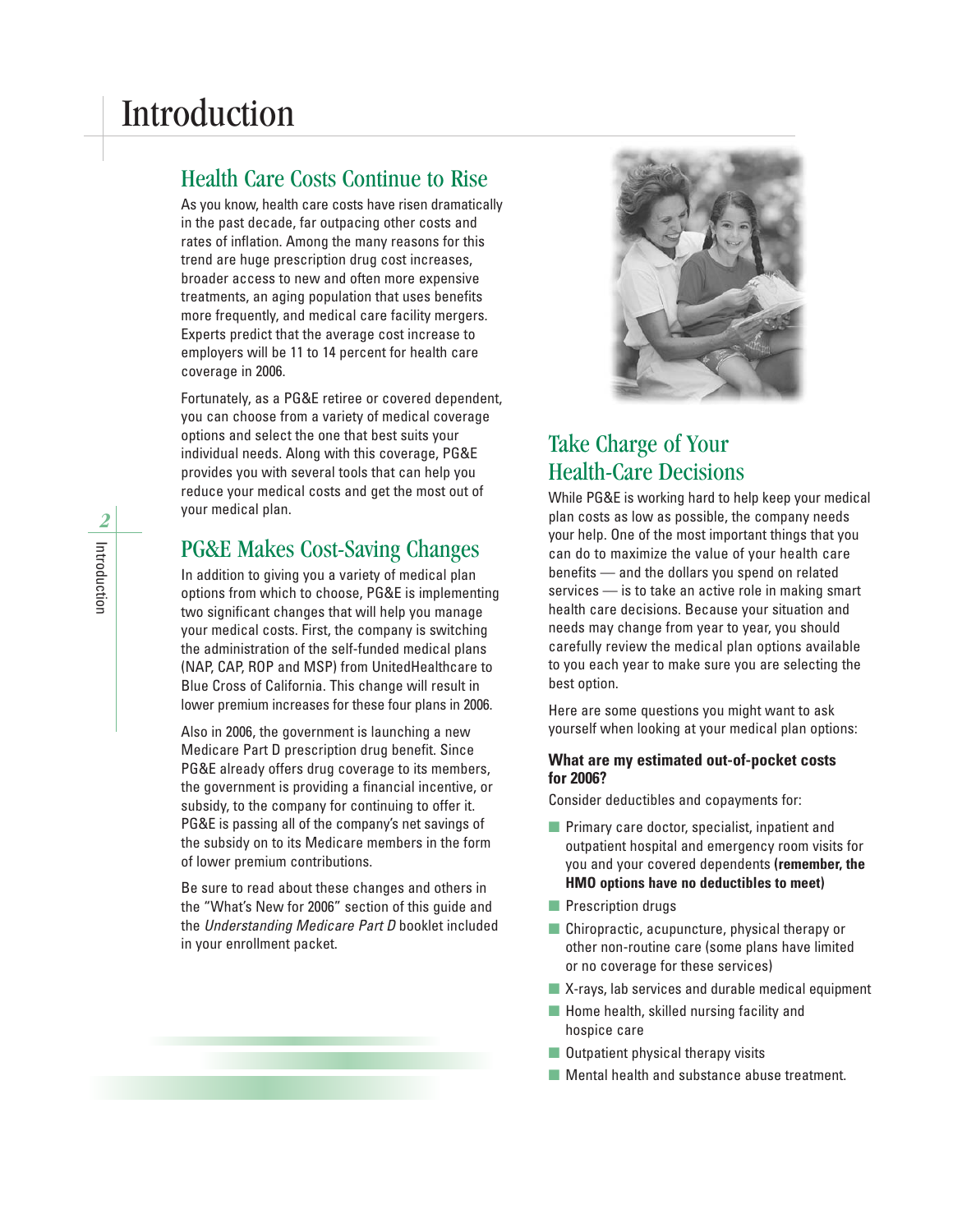# Introduction

## Health Care Costs Continue to Rise

As you know, health care costs have risen dramatically in the past decade, far outpacing other costs and rates of inflation. Among the many reasons for this trend are huge prescription drug cost increases, broader access to new and often more expensive treatments, an aging population that uses benefits more frequently, and medical care facility mergers. Experts predict that the average cost increase to employers will be 11 to 14 percent for health care coverage in 2006.

Fortunately, as a PG&E retiree or covered dependent, you can choose from a variety of medical coverage options and select the one that best suits your individual needs. Along with this coverage, PG&E provides you with several tools that can help you reduce your medical costs and get the most out of your medical plan.

## PG&E Makes Cost-Saving Changes

In addition to giving you a variety of medical plan options from which to choose, PG&E is implementing two significant changes that will help you manage your medical costs. First, the company is switching the administration of the self-funded medical plans (NAP, CAP, ROP and MSP) from UnitedHealthcare to Blue Cross of California. This change will result in lower premium increases for these four plans in 2006.

Also in 2006, the government is launching a new Medicare Part D prescription drug benefit. Since PG&E already offers drug coverage to its members, the government is providing a financial incentive, or subsidy, to the company for continuing to offer it. PG&E is passing all of the company's net savings of the subsidy on to its Medicare members in the form of lower premium contributions.

Be sure to read about these changes and others in the "What's New for 2006" section of this guide and the *Understanding Medicare Part D* booklet included in your enrollment packet.

## Take Charge of Your Health-Care Decisions

While PG&E is working hard to help keep your medical plan costs as low as possible, the company needs your help. One of the most important things that you can do to maximize the value of your health care benefits — and the dollars you spend on related services — is to take an active role in making smart health care decisions. Because your situation and needs may change from year to year, you should carefully review the medical plan options available to you each year to make sure you are selecting the best option.

Here are some questions you might want to ask yourself when looking at your medical plan options:

**What are my estimated out-of-pocket costs for 2006?**

Consider deductibles and copayments for:

- Primary care doctor, specialist, inpatient and outpatient hospital and emergency room visits for you and your covered dependents **(remember, the HMO options have no deductibles to meet)**
- Prescription drugs
- Chiropractic, acupuncture, physical therapy or other non-routine care (some plans have limited or no coverage for these services)
- X-rays, lab services and durable medical equipment
- Home health, skilled nursing facility and hospice care
- Outpatient physical therapy visits
- Mental health and substance abuse treatment.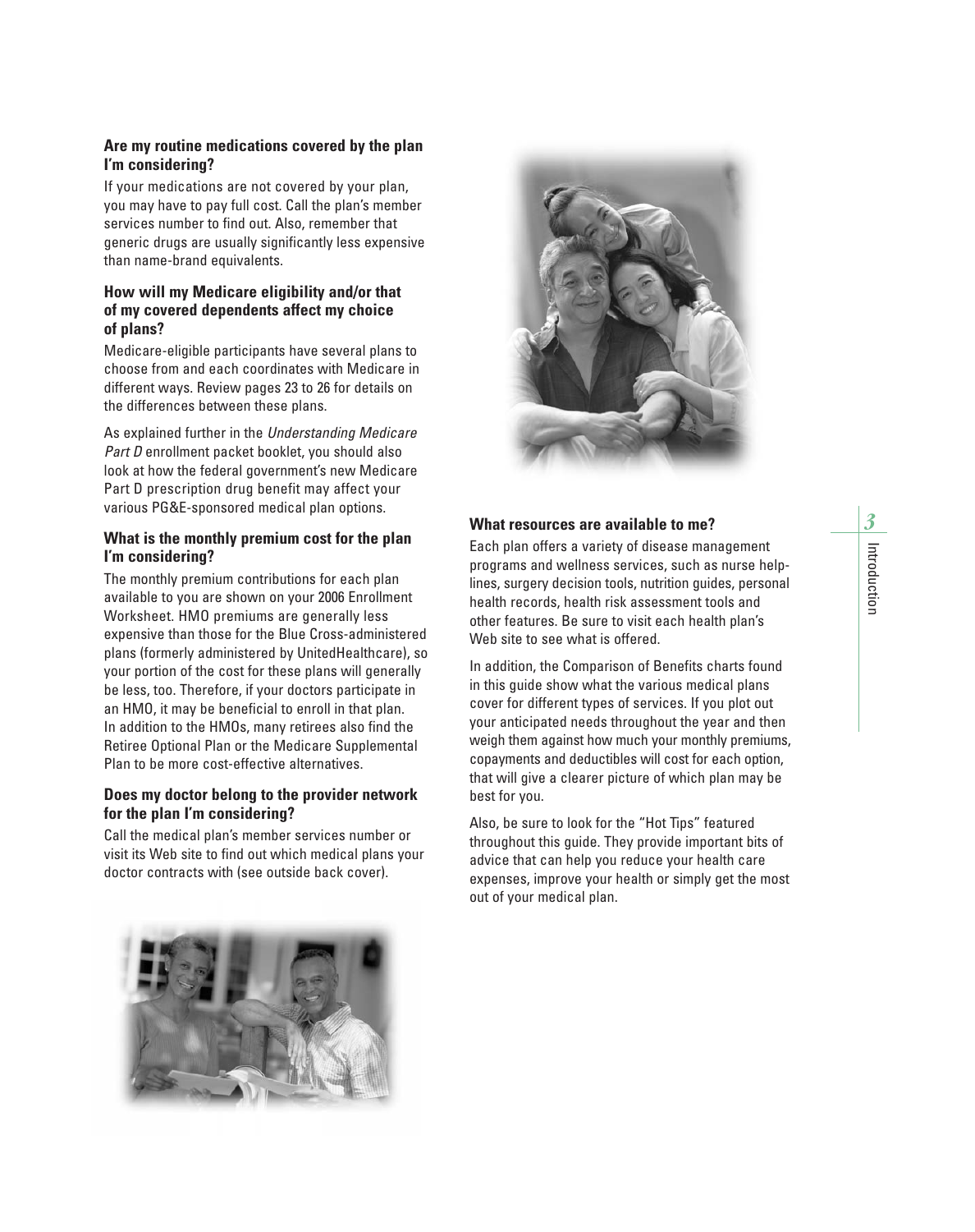### Are my routine medications covered by the plan I'm considering?

If your medications are not covered by your plan, you may have to pay full cost. Call the plan's member services number to find out. Also, remember that generic drugs are usually significantly less expensive than name-brand equivalents.

### How will my Medicare eligibility and/or that of my covered dependents affect my choice of plans?

Medicare-eligible participants have several plans to choose from and each coordinates with Medicare in different ways. Review pages 23 to 26 for details on the differences between these plans.

As explained further in the *Understanding Medicare Part D* enrollment packet booklet, you should also look at how the federal government's new Medicare Part D prescription drug benefit may affect your various PG&E-sponsored medical plan options.

### What is the monthly premium cost for the plan I'm considering?

The monthly premium contributions for each plan available to you are shown on your 2006 Enrollment Worksheet. HMO premiums are generally less expensive than those for the Blue Cross-administered plans (formerly administered by UnitedHealthcare), so your portion of the cost for these plans will generally be less, too. Therefore, if your doctors participate in an HMO, it may be beneficial to enroll in that plan. In addition to the HMOs, many retirees also find the Retiree Optional Plan or the Medicare Supplemental Plan to be more cost-effective alternatives.

### Does my doctor belong to the provider network for the plan I'm considering?

Call the medical plan's member services number or visit its Web site to find out which medical plans your doctor contracts with (see outside back cover).

### What resources are available to me?

Each plan offers a variety of disease management programs and wellness services, such as nurse help-lines, surgery decision tools, nutrition guides, personal health records, health risk assessment tools and other features. Be sure to visit each health plan's Web site to see what is offered.

In addition, the Comparison of Benefits charts found in this guide show what the various medical plans cover for different types of services. If you plot out your anticipated needs throughout the year and then weigh them against how much your monthly premiums, copayments and deductibles will cost for each option, that will give a clearer picture of which plan may be best for you.

Also, be sure to look for the "Hot Tips" featured throughout this guide. They provide important bits of advice that can help you reduce your health care expenses, improve your health or simply get the most out of your medical plan.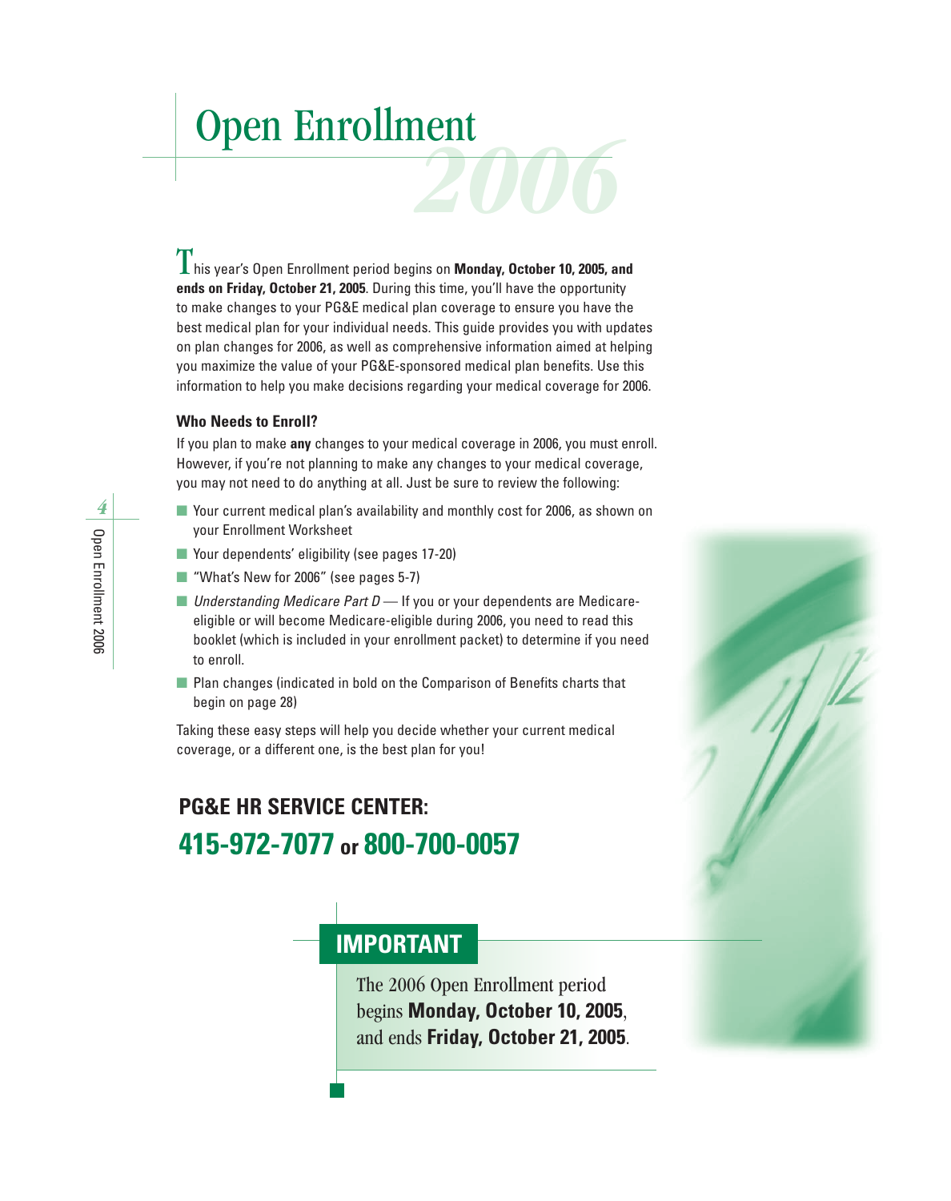# Open Enrollment 2006

This year's Open Enrollment period begins on **Monday, October 10, 2005, and ends on Friday, October 21, 2005**. During this time, you'll have the opportunity to make changes to your PG&E medical plan coverage to ensure you have the best medical plan for your individual needs. This guide provides you with updates on plan changes for 2006, as well as comprehensive information aimed at helping you maximize the value of your PG&E-sponsored medical plan benefits. Use this information to help you make decisions regarding your medical coverage for 2006.

### Who Needs to Enroll?

If you plan to make **any** changes to your medical coverage in 2006, you must enroll. However, if you're not planning to make any changes to your medical coverage, you may not need to do anything at all. Just be sure to review the following:

- Your current medical plan's availability and monthly cost for 2006, as shown on your Enrollment Worksheet
- Your dependents' eligibility (see pages 17-20)
- "What's New for 2006" (see pages 5-7)
- *Understanding Medicare Part D* — If you or your dependents are Medicare-eligible or will become Medicare-eligible during 2006, you need to read this booklet (which is included in your enrollment packet) to determine if you need to enroll.
- Plan changes (indicated in bold on the Comparison of Benefits charts that begin on page 28)

Taking these easy steps will help you decide whether your current medical coverage, or a different one, is the best plan for you!

## PG&E HR SERVICE CENTER:
## 415-972-7077 or 800-700-0057

## IMPORTANT

The 2006 Open Enrollment period begins **Monday, October 10, 2005**, and ends **Friday, October 21, 2005**.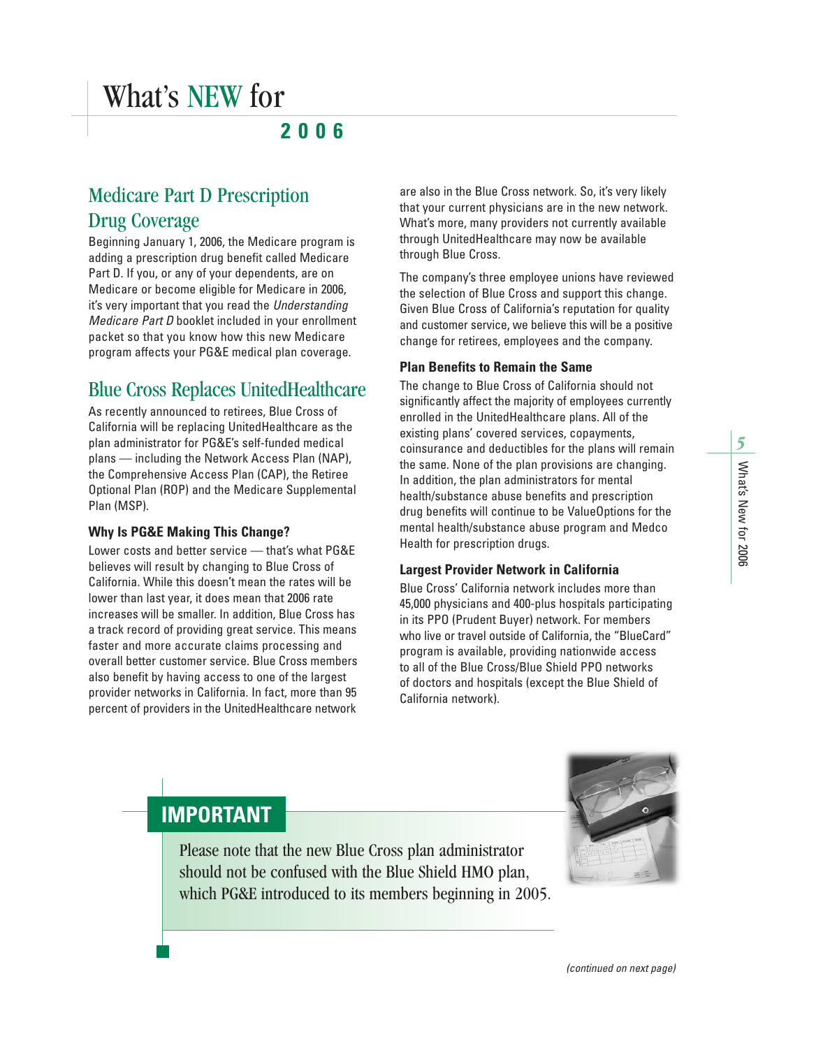# What's NEW for 2006

## Medicare Part D Prescription Drug Coverage

Beginning January 1, 2006, the Medicare program is adding a prescription drug benefit called Medicare Part D. If you, or any of your dependents, are on Medicare or become eligible for Medicare in 2006, it's very important that you read the *Understanding Medicare Part D* booklet included in your enrollment packet so that you know how this new Medicare program affects your PG&E medical plan coverage.

## Blue Cross Replaces UnitedHealthcare

As recently announced to retirees, Blue Cross of California will be replacing UnitedHealthcare as the plan administrator for PG&E's self-funded medical plans — including the Network Access Plan (NAP), the Comprehensive Access Plan (CAP), the Retiree Optional Plan (ROP) and the Medicare Supplemental Plan (MSP).

### Why Is PG&E Making This Change?

Lower costs and better service — that's what PG&E believes will result by changing to Blue Cross of California. While this doesn't mean the rates will be lower than last year, it does mean that 2006 rate increases will be smaller. In addition, Blue Cross has a track record of providing great service. This means faster and more accurate claims processing and overall better customer service. Blue Cross members also benefit by having access to one of the largest provider networks in California. In fact, more than 95 percent of providers in the UnitedHealthcare network are also in the Blue Cross network. So, it's very likely that your current physicians are in the new network. What's more, many providers not currently available through UnitedHealthcare may now be available through Blue Cross.

The company's three employee unions have reviewed the selection of Blue Cross and support this change. Given Blue Cross of California's reputation for quality and customer service, we believe this will be a positive change for retirees, employees and the company.

### Plan Benefits to Remain the Same

The change to Blue Cross of California should not significantly affect the majority of employees currently enrolled in the UnitedHealthcare plans. All of the existing plans' covered services, copayments, coinsurance and deductibles for the plans will remain the same. None of the plan provisions are changing. In addition, the plan administrators for mental health/substance abuse benefits and prescription drug benefits will continue to be ValueOptions for the mental health/substance abuse program and Medco Health for prescription drugs.

### Largest Provider Network in California

Blue Cross' California network includes more than 45,000 physicians and 400-plus hospitals participating in its PPO (Prudent Buyer) network. For members who live or travel outside of California, the "BlueCard" program is available, providing nationwide access to all of the Blue Cross/Blue Shield PPO networks of doctors and hospitals (except the Blue Shield of California network).

## IMPORTANT

Please note that the new Blue Cross plan administrator should not be confused with the Blue Shield HMO plan, which PG&E introduced to its members beginning in 2005.

*(continued on next page)*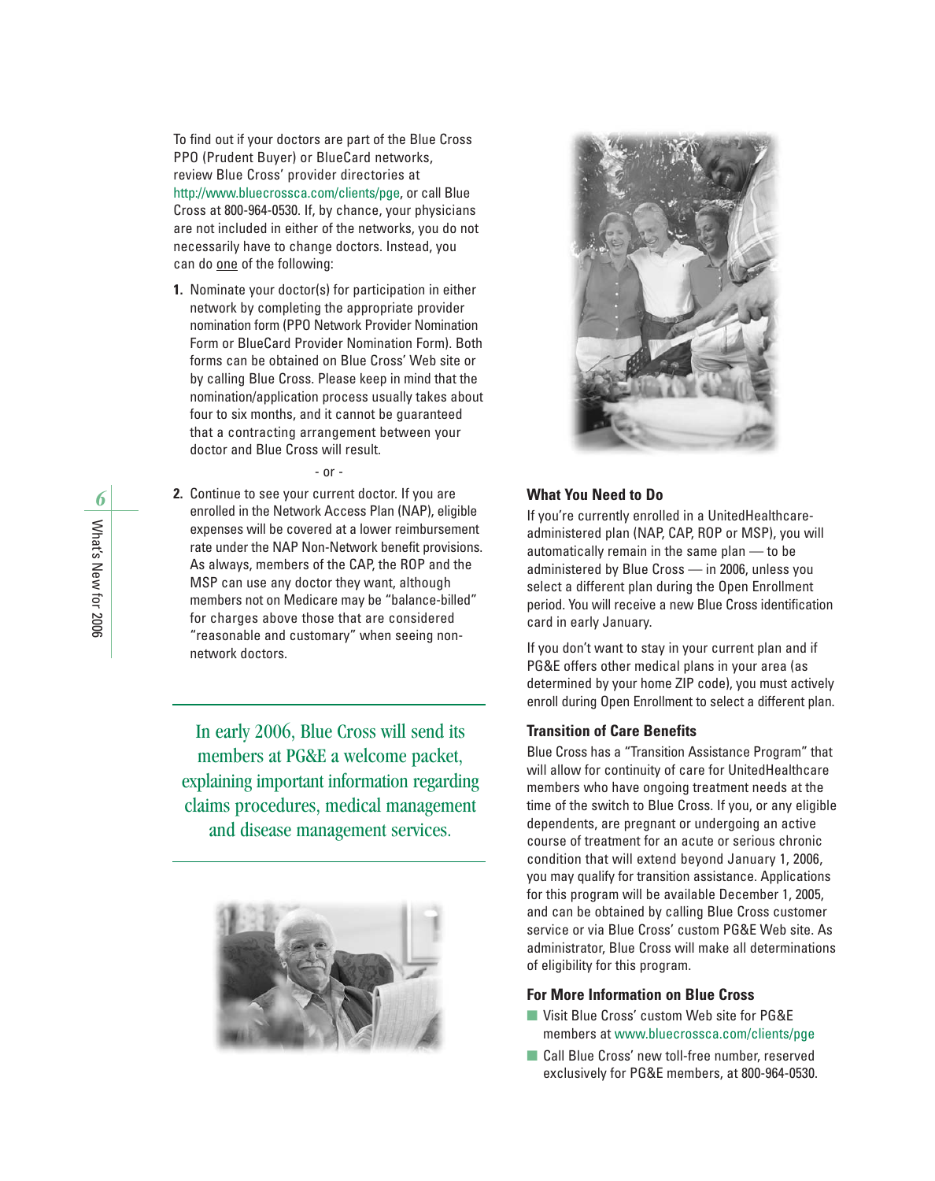To find out if your doctors are part of the Blue Cross PPO (Prudent Buyer) or BlueCard networks, review Blue Cross' provider directories at http://www.bluecrossca.com/clients/pge, or call Blue Cross at 800-964-0530. If, by chance, your physicians are not included in either of the networks, you do not necessarily have to change doctors. Instead, you can do one of the following:

1. Nominate your doctor(s) for participation in either network by completing the appropriate provider nomination form (PPO Network Provider Nomination Form or BlueCard Provider Nomination Form). Both forms can be obtained on Blue Cross' Web site or by calling Blue Cross. Please keep in mind that the nomination/application process usually takes about four to six months, and it cannot be guaranteed that a contracting arrangement between your doctor and Blue Cross will result.

- or -

2. Continue to see your current doctor. If you are enrolled in the Network Access Plan (NAP), eligible expenses will be covered at a lower reimbursement rate under the NAP Non-Network benefit provisions. As always, members of the CAP, the ROP and the MSP can use any doctor they want, although members not on Medicare may be "balance-billed" for charges above those that are considered "reasonable and customary" when seeing non-network doctors.

In early 2006, Blue Cross will send its members at PG&E a welcome packet, explaining important information regarding claims procedures, medical management and disease management services.

### What You Need to Do

If you're currently enrolled in a UnitedHealthcare-administered plan (NAP, CAP, ROP or MSP), you will automatically remain in the same plan — to be administered by Blue Cross — in 2006, unless you select a different plan during the Open Enrollment period. You will receive a new Blue Cross identification card in early January.

If you don't want to stay in your current plan and if PG&E offers other medical plans in your area (as determined by your home ZIP code), you must actively enroll during Open Enrollment to select a different plan.

### Transition of Care Benefits

Blue Cross has a "Transition Assistance Program" that will allow for continuity of care for UnitedHealthcare members who have ongoing treatment needs at the time of the switch to Blue Cross. If you, or any eligible dependents, are pregnant or undergoing an active course of treatment for an acute or serious chronic condition that will extend beyond January 1, 2006, you may qualify for transition assistance. Applications for this program will be available December 1, 2005, and can be obtained by calling Blue Cross customer service or via Blue Cross' custom PG&E Web site. As administrator, Blue Cross will make all determinations of eligibility for this program.

### For More Information on Blue Cross

- Visit Blue Cross' custom Web site for PG&E members at www.bluecrossca.com/clients/pge
- Call Blue Cross' new toll-free number, reserved exclusively for PG&E members, at 800-964-0530.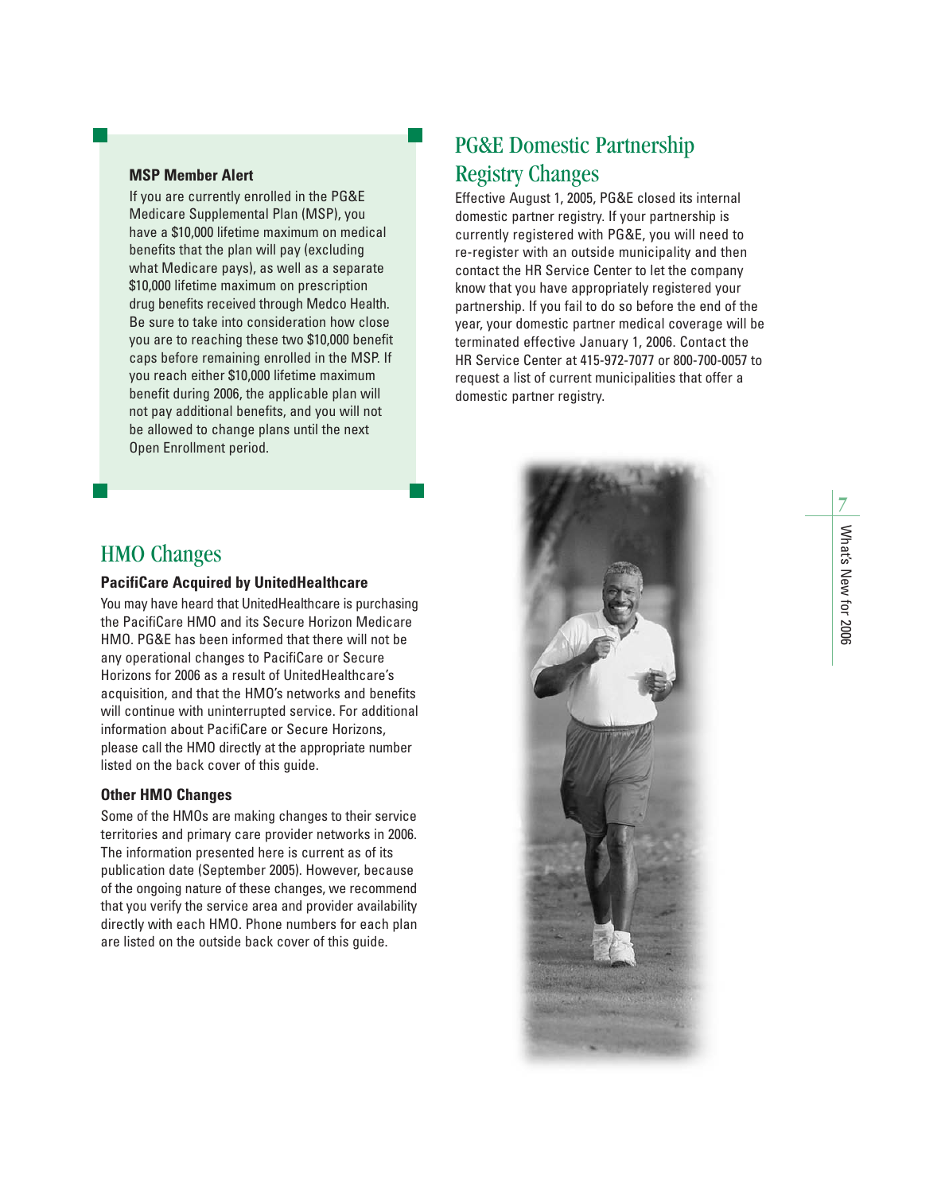**MSP Member Alert**

If you are currently enrolled in the PG&E Medicare Supplemental Plan (MSP), you have a $10,000 lifetime maximum on medical benefits that the plan will pay (excluding what Medicare pays), as well as a separate $10,000 lifetime maximum on prescription drug benefits received through Medco Health. Be sure to take into consideration how close you are to reaching these two $10,000 benefit caps before remaining enrolled in the MSP. If you reach either $10,000 lifetime maximum benefit during 2006, the applicable plan will not pay additional benefits, and you will not be allowed to change plans until the next Open Enrollment period.

## HMO Changes

### PacifiCare Acquired by UnitedHealthcare

You may have heard that UnitedHealthcare is purchasing the PacifiCare HMO and its Secure Horizon Medicare HMO. PG&E has been informed that there will not be any operational changes to PacifiCare or Secure Horizons for 2006 as a result of UnitedHealthcare's acquisition, and that the HMO's networks and benefits will continue with uninterrupted service. For additional information about PacifiCare or Secure Horizons, please call the HMO directly at the appropriate number listed on the back cover of this guide.

### Other HMO Changes

Some of the HMOs are making changes to their service territories and primary care provider networks in 2006. The information presented here is current as of its publication date (September 2005). However, because of the ongoing nature of these changes, we recommend that you verify the service area and provider availability directly with each HMO. Phone numbers for each plan are listed on the outside back cover of this guide.

## PG&E Domestic Partnership Registry Changes

Effective August 1, 2005, PG&E closed its internal domestic partner registry. If your partnership is currently registered with PG&E, you will need to re-register with an outside municipality and then contact the HR Service Center to let the company know that you have appropriately registered your partnership. If you fail to do so before the end of the year, your domestic partner medical coverage will be terminated effective January 1, 2006. Contact the HR Service Center at 415-972-7077 or 800-700-0057 to request a list of current municipalities that offer a domestic partner registry.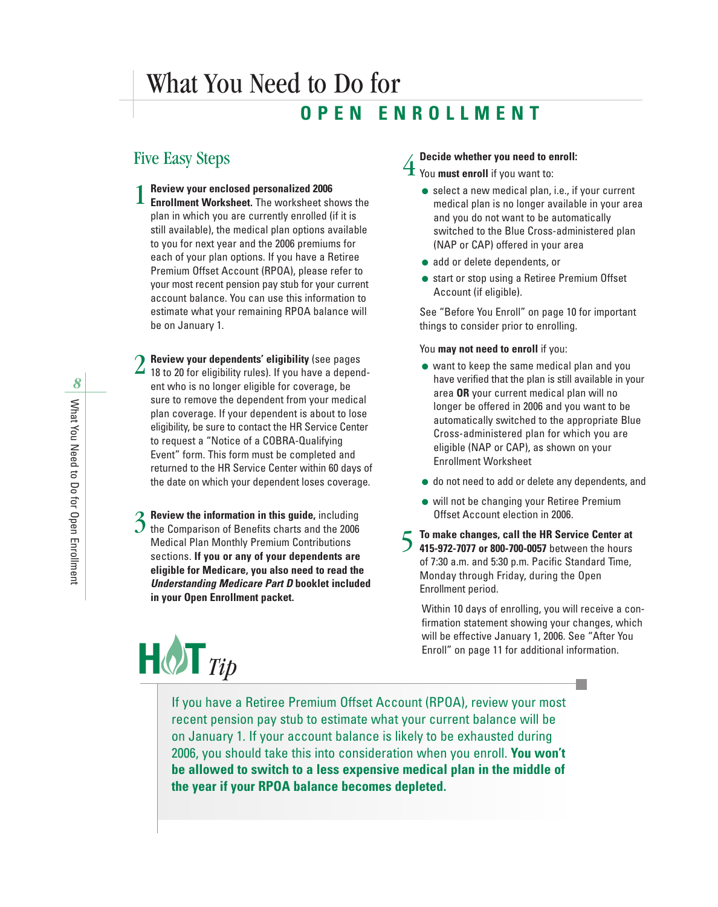# What You Need to Do for OPEN ENROLLMENT

## Five Easy Steps

1. **Review your enclosed personalized 2006 Enrollment Worksheet.** The worksheet shows the plan in which you are currently enrolled (if it is still available), the medical plan options available to you for next year and the 2006 premiums for each of your plan options. If you have a Retiree Premium Offset Account (RPOA), please refer to your most recent pension pay stub for your current account balance. You can use this information to estimate what your remaining RPOA balance will be on January 1.

2. **Review your dependents' eligibility** (see pages 18 to 20 for eligibility rules). If you have a dependent who is no longer eligible for coverage, be sure to remove the dependent from your medical plan coverage. If your dependent is about to lose eligibility, be sure to contact the HR Service Center to request a "Notice of a COBRA-Qualifying Event" form. This form must be completed and returned to the HR Service Center within 60 days of the date on which your dependent loses coverage.

3. **Review the information in this guide,** including the Comparison of Benefits charts and the 2006 Medical Plan Monthly Premium Contributions sections. **If you or any of your dependents are eligible for Medicare, you also need to read the *Understanding Medicare Part D* booklet included in your Open Enrollment packet.**

4. **Decide whether you need to enroll:**
   You **must enroll** if you want to:
   - select a new medical plan, i.e., if your current medical plan is no longer available in your area and you do not want to be automatically switched to the Blue Cross-administered plan (NAP or CAP) offered in your area
   - add or delete dependents, or
   - start or stop using a Retiree Premium Offset Account (if eligible).

   See "Before You Enroll" on page 10 for important things to consider prior to enrolling.

   You **may not need to enroll** if you:
   - want to keep the same medical plan and you have verified that the plan is still available in your area **OR** your current medical plan will no longer be offered in 2006 and you want to be automatically switched to the appropriate Blue Cross-administered plan for which you are eligible (NAP or CAP), as shown on your Enrollment Worksheet
   - do not need to add or delete any dependents, and
   - will not be changing your Retiree Premium Offset Account election in 2006.

5. **To make changes, call the HR Service Center at 415-972-7077 or 800-700-0057** between the hours of 7:30 a.m. and 5:30 p.m. Pacific Standard Time, Monday through Friday, during the Open Enrollment period.

   Within 10 days of enrolling, you will receive a confirmation statement showing your changes, which will be effective January 1, 2006. See "After You Enroll" on page 11 for additional information.

### HOT Tip

If you have a Retiree Premium Offset Account (RPOA), review your most recent pension pay stub to estimate what your current balance will be on January 1. If your account balance is likely to be exhausted during 2006, you should take this into consideration when you enroll. **You won't be allowed to switch to a less expensive medical plan in the middle of the year if your RPOA balance becomes depleted.**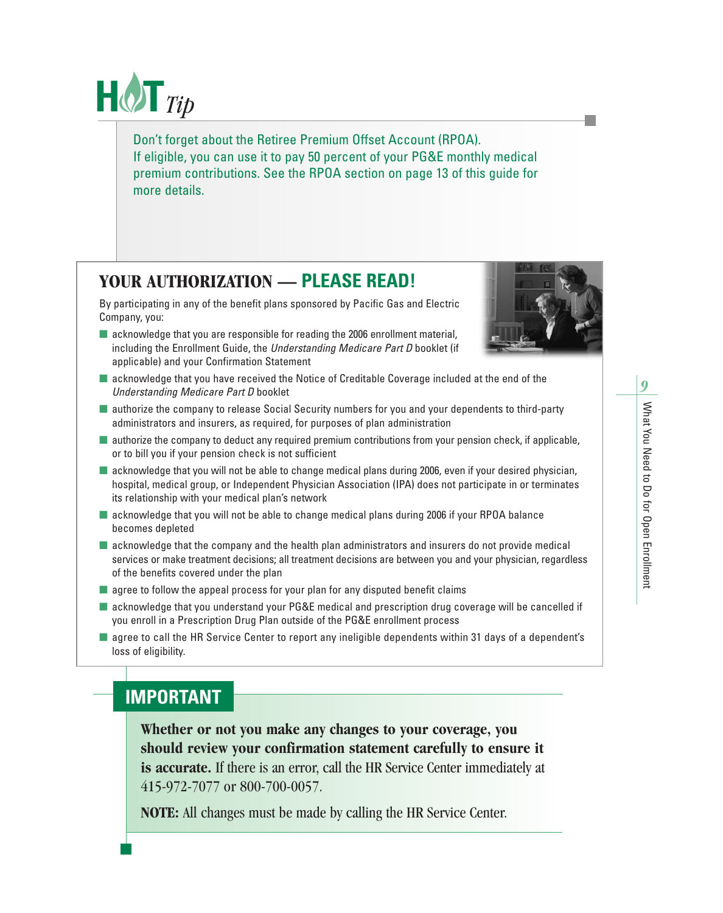## HOT *Tip*

Don't forget about the Retiree Premium Offset Account (RPOA). If eligible, you can use it to pay 50 percent of your PG&E monthly medical premium contributions. See the RPOA section on page 13 of this guide for more details.

## YOUR AUTHORIZATION — PLEASE READ!

By participating in any of the benefit plans sponsored by Pacific Gas and Electric Company, you:

- acknowledge that you are responsible for reading the 2006 enrollment material, including the Enrollment Guide, the *Understanding Medicare Part D* booklet (if applicable) and your Confirmation Statement
- acknowledge that you have received the Notice of Creditable Coverage included at the end of the *Understanding Medicare Part D* booklet
- authorize the company to release Social Security numbers for you and your dependents to third-party administrators and insurers, as required, for purposes of plan administration
- authorize the company to deduct any required premium contributions from your pension check, if applicable, or to bill you if your pension check is not sufficient
- acknowledge that you will not be able to change medical plans during 2006, even if your desired physician, hospital, medical group, or Independent Physician Association (IPA) does not participate in or terminates its relationship with your medical plan's network
- acknowledge that you will not be able to change medical plans during 2006 if your RPOA balance becomes depleted
- acknowledge that the company and the health plan administrators and insurers do not provide medical services or make treatment decisions; all treatment decisions are between you and your physician, regardless of the benefits covered under the plan
- agree to follow the appeal process for your plan for any disputed benefit claims
- acknowledge that you understand your PG&E medical and prescription drug coverage will be cancelled if you enroll in a Prescription Drug Plan outside of the PG&E enrollment process
- agree to call the HR Service Center to report any ineligible dependents within 31 days of a dependent's loss of eligibility.

## IMPORTANT

**Whether or not you make any changes to your coverage, you should review your confirmation statement carefully to ensure it is accurate.** If there is an error, call the HR Service Center immediately at 415-972-7077 or 800-700-0057.

**NOTE:** All changes must be made by calling the HR Service Center.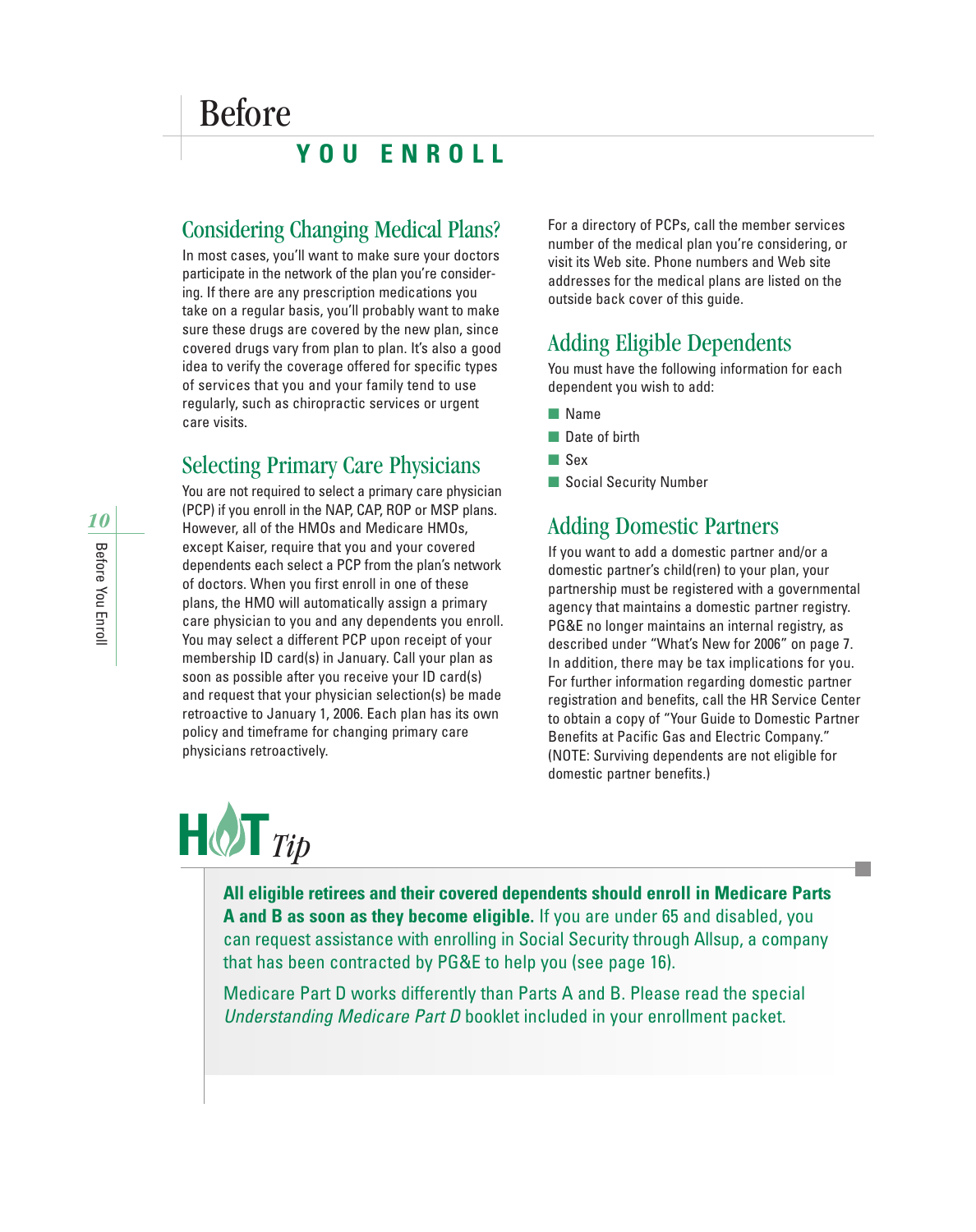# Before YOU ENROLL

## Considering Changing Medical Plans?

In most cases, you'll want to make sure your doctors participate in the network of the plan you're considering. If there are any prescription medications you take on a regular basis, you'll probably want to make sure these drugs are covered by the new plan, since covered drugs vary from plan to plan. It's also a good idea to verify the coverage offered for specific types of services that you and your family tend to use regularly, such as chiropractic services or urgent care visits.

## Selecting Primary Care Physicians

You are not required to select a primary care physician (PCP) if you enroll in the NAP, CAP, ROP or MSP plans. However, all of the HMOs and Medicare HMOs, except Kaiser, require that you and your covered dependents each select a PCP from the plan's network of doctors. When you first enroll in one of these plans, the HMO will automatically assign a primary care physician to you and any dependents you enroll. You may select a different PCP upon receipt of your membership ID card(s) in January. Call your plan as soon as possible after you receive your ID card(s) and request that your physician selection(s) be made retroactive to January 1, 2006. Each plan has its own policy and timeframe for changing primary care physicians retroactively.

For a directory of PCPs, call the member services number of the medical plan you're considering, or visit its Web site. Phone numbers and Web site addresses for the medical plans are listed on the outside back cover of this guide.

## Adding Eligible Dependents

You must have the following information for each dependent you wish to add:

- Name
- Date of birth
- Sex
- Social Security Number

## Adding Domestic Partners

If you want to add a domestic partner and/or a domestic partner's child(ren) to your plan, your partnership must be registered with a governmental agency that maintains a domestic partner registry. PG&E no longer maintains an internal registry, as described under "What's New for 2006" on page 7. In addition, there may be tax implications for you. For further information regarding domestic partner registration and benefits, call the HR Service Center to obtain a copy of "Your Guide to Domestic Partner Benefits at Pacific Gas and Electric Company." (NOTE: Surviving dependents are not eligible for domestic partner benefits.)

## HOT *Tip*

**All eligible retirees and their covered dependents should enroll in Medicare Parts A and B as soon as they become eligible.** If you are under 65 and disabled, you can request assistance with enrolling in Social Security through Allsup, a company that has been contracted by PG&E to help you (see page 16).

Medicare Part D works differently than Parts A and B. Please read the special *Understanding Medicare Part D* booklet included in your enrollment packet.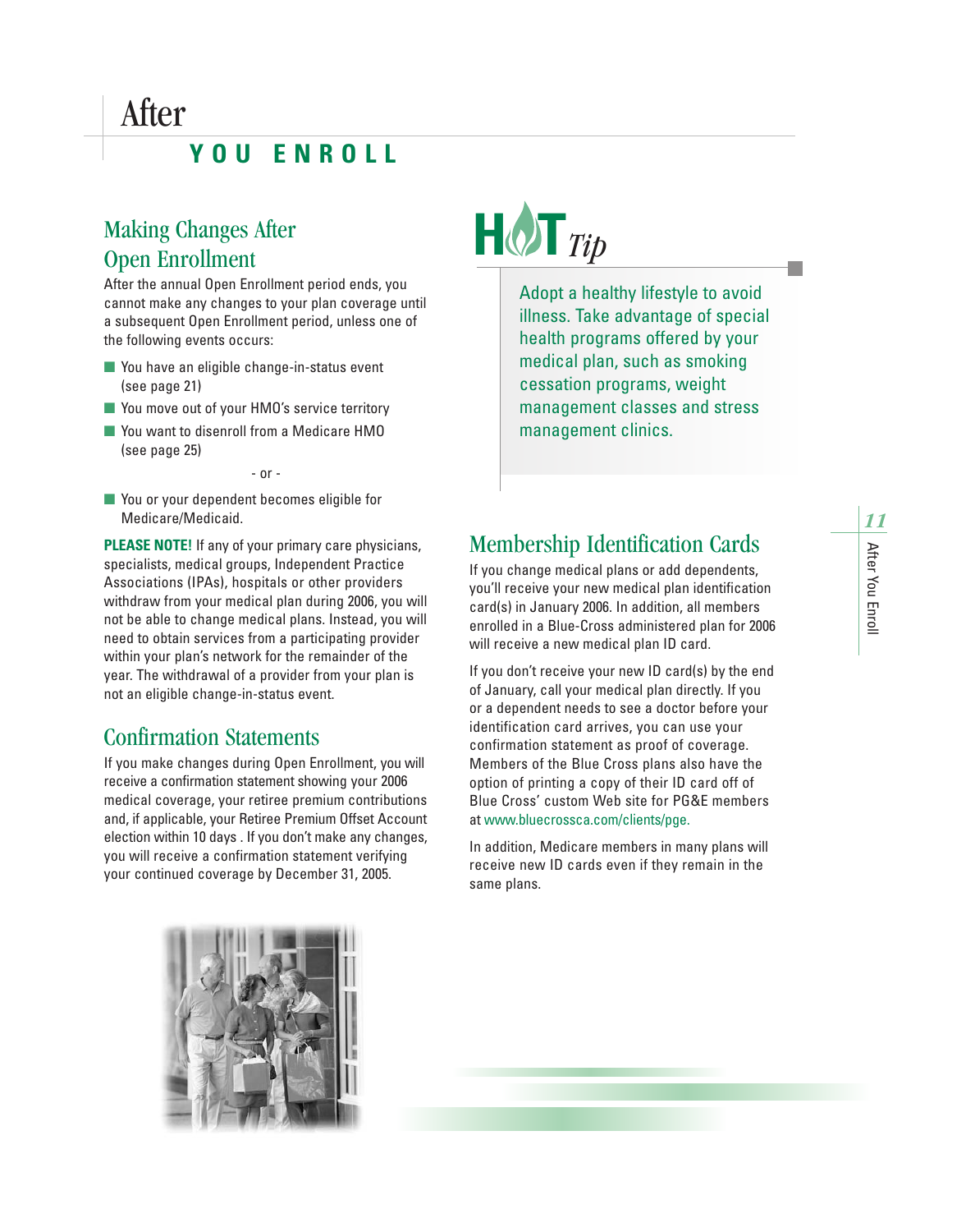# After YOU ENROLL

## Making Changes After Open Enrollment

After the annual Open Enrollment period ends, you cannot make any changes to your plan coverage until a subsequent Open Enrollment period, unless one of the following events occurs:

- You have an eligible change-in-status event (see page 21)
- You move out of your HMO's service territory
- You want to disenroll from a Medicare HMO (see page 25)

- or -

- You or your dependent becomes eligible for Medicare/Medicaid.

**PLEASE NOTE!** If any of your primary care physicians, specialists, medical groups, Independent Practice Associations (IPAs), hospitals or other providers withdraw from your medical plan during 2006, you will not be able to change medical plans. Instead, you will need to obtain services from a participating provider within your plan's network for the remainder of the year. The withdrawal of a provider from your plan is not an eligible change-in-status event.

## Confirmation Statements

If you make changes during Open Enrollment, you will receive a confirmation statement showing your 2006 medical coverage, your retiree premium contributions and, if applicable, your Retiree Premium Offset Account election within 10 days . If you don't make any changes, you will receive a confirmation statement verifying your continued coverage by December 31, 2005.

## HOT Tip

Adopt a healthy lifestyle to avoid illness. Take advantage of special health programs offered by your medical plan, such as smoking cessation programs, weight management classes and stress management clinics.

## Membership Identification Cards

If you change medical plans or add dependents, you'll receive your new medical plan identification card(s) in January 2006. In addition, all members enrolled in a Blue-Cross administered plan for 2006 will receive a new medical plan ID card.

If you don't receive your new ID card(s) by the end of January, call your medical plan directly. If you or a dependent needs to see a doctor before your identification card arrives, you can use your confirmation statement as proof of coverage. Members of the Blue Cross plans also have the option of printing a copy of their ID card off of Blue Cross' custom Web site for PG&E members at www.bluecrossca.com/clients/pge.

In addition, Medicare members in many plans will receive new ID cards even if they remain in the same plans.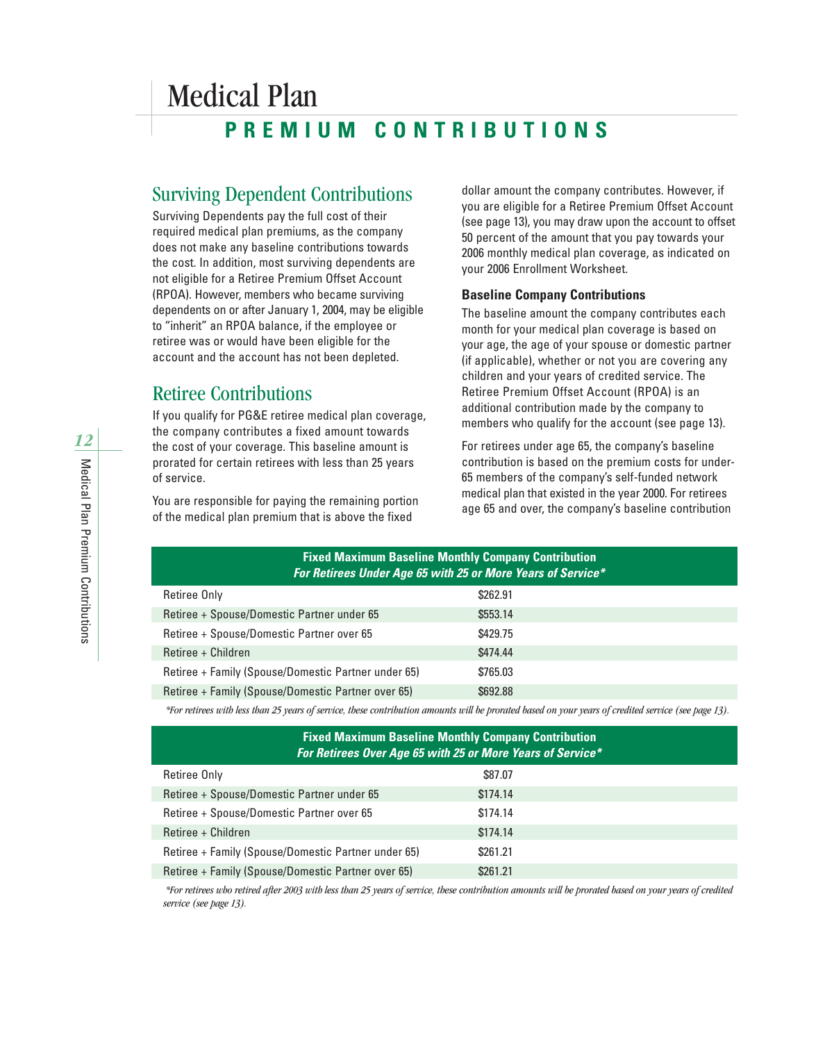# Medical Plan

## PREMIUM CONTRIBUTIONS

### Surviving Dependent Contributions

Surviving Dependents pay the full cost of their required medical plan premiums, as the company does not make any baseline contributions towards the cost. In addition, most surviving dependents are not eligible for a Retiree Premium Offset Account (RPOA). However, members who became surviving dependents on or after January 1, 2004, may be eligible to "inherit" an RPOA balance, if the employee or retiree was or would have been eligible for the account and the account has not been depleted.

### Retiree Contributions

If you qualify for PG&E retiree medical plan coverage, the company contributes a fixed amount towards the cost of your coverage. This baseline amount is prorated for certain retirees with less than 25 years of service.

You are responsible for paying the remaining portion of the medical plan premium that is above the fixed dollar amount the company contributes. However, if you are eligible for a Retiree Premium Offset Account (see page 13), you may draw upon the account to offset 50 percent of the amount that you pay towards your 2006 monthly medical plan coverage, as indicated on your 2006 Enrollment Worksheet.

#### Baseline Company Contributions

The baseline amount the company contributes each month for your medical plan coverage is based on your age, the age of your spouse or domestic partner (if applicable), whether or not you are covering any children and your years of credited service. The Retiree Premium Offset Account (RPOA) is an additional contribution made by the company to members who qualify for the account (see page 13).

For retirees under age 65, the company's baseline contribution is based on the premium costs for under-65 members of the company's self-funded network medical plan that existed in the year 2000. For retirees age 65 and over, the company's baseline contribution

| **Fixed Maximum Baseline Monthly Company Contribution** ***For Retirees Under Age 65 with 25 or More Years of Service**** | |
|---|---|
| Retiree Only | $262.91 |
| Retiree + Spouse/Domestic Partner under 65 | $553.14 |
| Retiree + Spouse/Domestic Partner over 65 | $429.75 |
| Retiree + Children | $474.44 |
| Retiree + Family (Spouse/Domestic Partner under 65) | $765.03 |
| Retiree + Family (Spouse/Domestic Partner over 65) | $692.88 |

*\*For retirees with less than 25 years of service, these contribution amounts will be prorated based on your years of credited service (see page 13).*

| **Fixed Maximum Baseline Monthly Company Contribution** ***For Retirees Over Age 65 with 25 or More Years of Service**** | |
|---|---|
| Retiree Only | $87.07 |
| Retiree + Spouse/Domestic Partner under 65 | $174.14 |
| Retiree + Spouse/Domestic Partner over 65 | $174.14 |
| Retiree + Children | $174.14 |
| Retiree + Family (Spouse/Domestic Partner under 65) | $261.21 |
| Retiree + Family (Spouse/Domestic Partner over 65) | $261.21 |

*\*For retirees who retired after 2003 with less than 25 years of service, these contribution amounts will be prorated based on your years of credited service (see page 13).*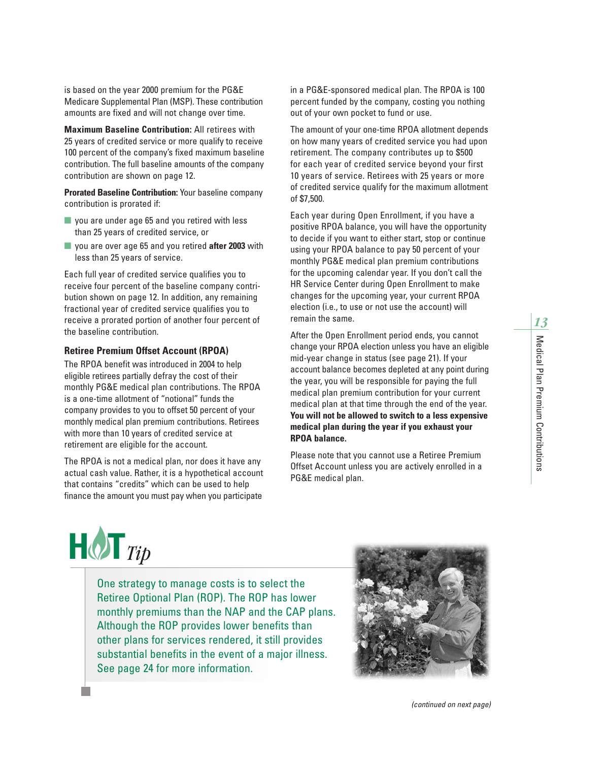is based on the year 2000 premium for the PG&E Medicare Supplemental Plan (MSP). These contribution amounts are fixed and will not change over time.

**Maximum Baseline Contribution:** All retirees with 25 years of credited service or more qualify to receive 100 percent of the company's fixed maximum baseline contribution. The full baseline amounts of the company contribution are shown on page 12.

**Prorated Baseline Contribution:** Your baseline company contribution is prorated if:

- you are under age 65 and you retired with less than 25 years of credited service, or
- you are over age 65 and you retired **after 2003** with less than 25 years of service.

Each full year of credited service qualifies you to receive four percent of the baseline company contribution shown on page 12. In addition, any remaining fractional year of credited service qualifies you to receive a prorated portion of another four percent of the baseline contribution.

### Retiree Premium Offset Account (RPOA)

The RPOA benefit was introduced in 2004 to help eligible retirees partially defray the cost of their monthly PG&E medical plan contributions. The RPOA is a one-time allotment of "notional" funds the company provides to you to offset 50 percent of your monthly medical plan premium contributions. Retirees with more than 10 years of credited service at retirement are eligible for the account.

The RPOA is not a medical plan, nor does it have any actual cash value. Rather, it is a hypothetical account that contains "credits" which can be used to help finance the amount you must pay when you participate in a PG&E-sponsored medical plan. The RPOA is 100 percent funded by the company, costing you nothing out of your own pocket to fund or use.

The amount of your one-time RPOA allotment depends on how many years of credited service you had upon retirement. The company contributes up to $500 for each year of credited service beyond your first 10 years of service. Retirees with 25 years or more of credited service qualify for the maximum allotment of $7,500.

Each year during Open Enrollment, if you have a positive RPOA balance, you will have the opportunity to decide if you want to either start, stop or continue using your RPOA balance to pay 50 percent of your monthly PG&E medical plan premium contributions for the upcoming calendar year. If you don't call the HR Service Center during Open Enrollment to make changes for the upcoming year, your current RPOA election (i.e., to use or not use the account) will remain the same.

After the Open Enrollment period ends, you cannot change your RPOA election unless you have an eligible mid-year change in status (see page 21). If your account balance becomes depleted at any point during the year, you will be responsible for paying the full medical plan premium contribution for your current medical plan at that time through the end of the year. **You will not be allowed to switch to a less expensive medical plan during the year if you exhaust your RPOA balance.**

Please note that you cannot use a Retiree Premium Offset Account unless you are actively enrolled in a PG&E medical plan.

**HOT *Tip***

One strategy to manage costs is to select the Retiree Optional Plan (ROP). The ROP has lower monthly premiums than the NAP and the CAP plans. Although the ROP provides lower benefits than other plans for services rendered, it still provides substantial benefits in the event of a major illness. See page 24 for more information.

*(continued on next page)*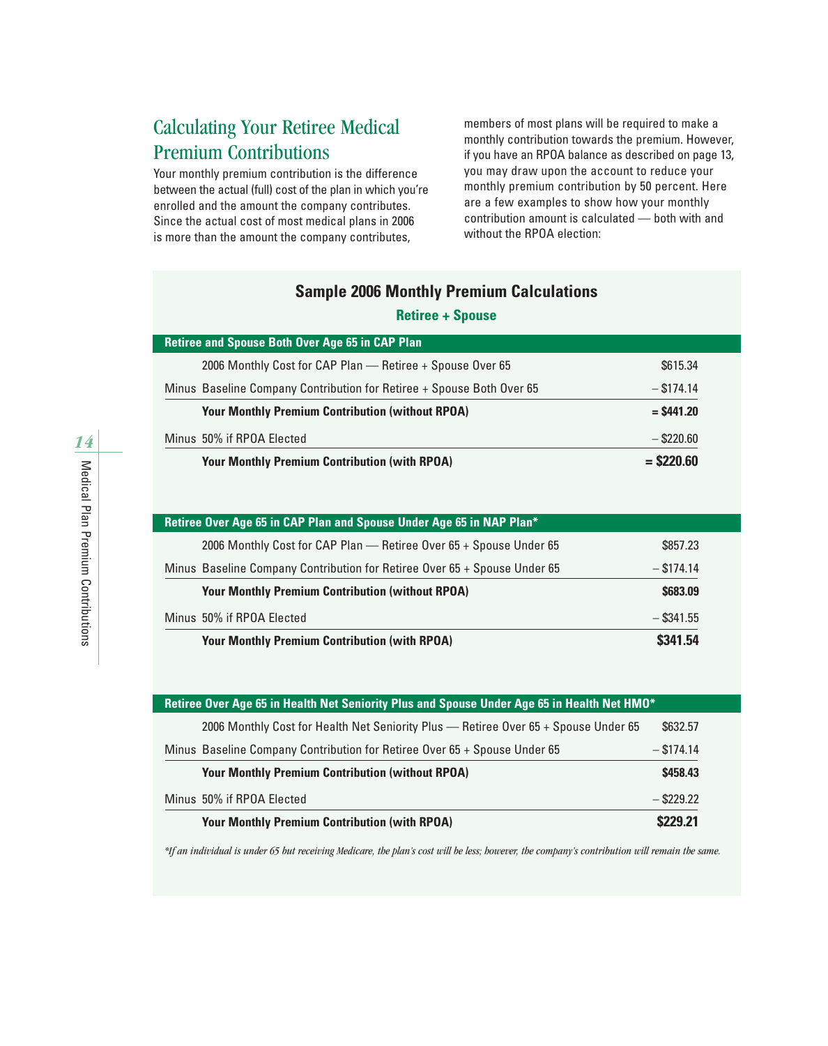## Calculating Your Retiree Medical Premium Contributions

Your monthly premium contribution is the difference between the actual (full) cost of the plan in which you're enrolled and the amount the company contributes. Since the actual cost of most medical plans in 2006 is more than the amount the company contributes, members of most plans will be required to make a monthly contribution towards the premium. However, if you have an RPOA balance as described on page 13, you may draw upon the account to reduce your monthly premium contribution by 50 percent. Here are a few examples to show how your monthly contribution amount is calculated — both with and without the RPOA election:

### Sample 2006 Monthly Premium Calculations

**Retiree + Spouse**

| **Retiree and Spouse Both Over Age 65 in CAP Plan** | | |
|---|---|---|
| | 2006 Monthly Cost for CAP Plan — Retiree + Spouse Over 65 | $615.34 |
| Minus | Baseline Company Contribution for Retiree + Spouse Both Over 65 | – $174.14 |
| | **Your Monthly Premium Contribution (without RPOA)** | **= $441.20** |
| Minus | 50% if RPOA Elected | – $220.60 |
| | **Your Monthly Premium Contribution (with RPOA)** | **= $220.60** |

| **Retiree Over Age 65 in CAP Plan and Spouse Under Age 65 in NAP Plan*** | | |
|---|---|---|
| | 2006 Monthly Cost for CAP Plan — Retiree Over 65 + Spouse Under 65 | $857.23 |
| Minus | Baseline Company Contribution for Retiree Over 65 + Spouse Under 65 | – $174.14 |
| | **Your Monthly Premium Contribution (without RPOA)** | **$683.09** |
| Minus | 50% if RPOA Elected | – $341.55 |
| | **Your Monthly Premium Contribution (with RPOA)** | **$341.54** |

| **Retiree Over Age 65 in Health Net Seniority Plus and Spouse Under Age 65 in Health Net HMO*** | | |
|---|---|---|
| | 2006 Monthly Cost for Health Net Seniority Plus — Retiree Over 65 + Spouse Under 65 | $632.57 |
| Minus | Baseline Company Contribution for Retiree Over 65 + Spouse Under 65 | – $174.14 |
| | **Your Monthly Premium Contribution (without RPOA)** | **$458.43** |
| Minus | 50% if RPOA Elected | – $229.22 |
| | **Your Monthly Premium Contribution (with RPOA)** | **$229.21** |

*\*If an individual is under 65 but receiving Medicare, the plan's cost will be less; however, the company's contribution will remain the same.*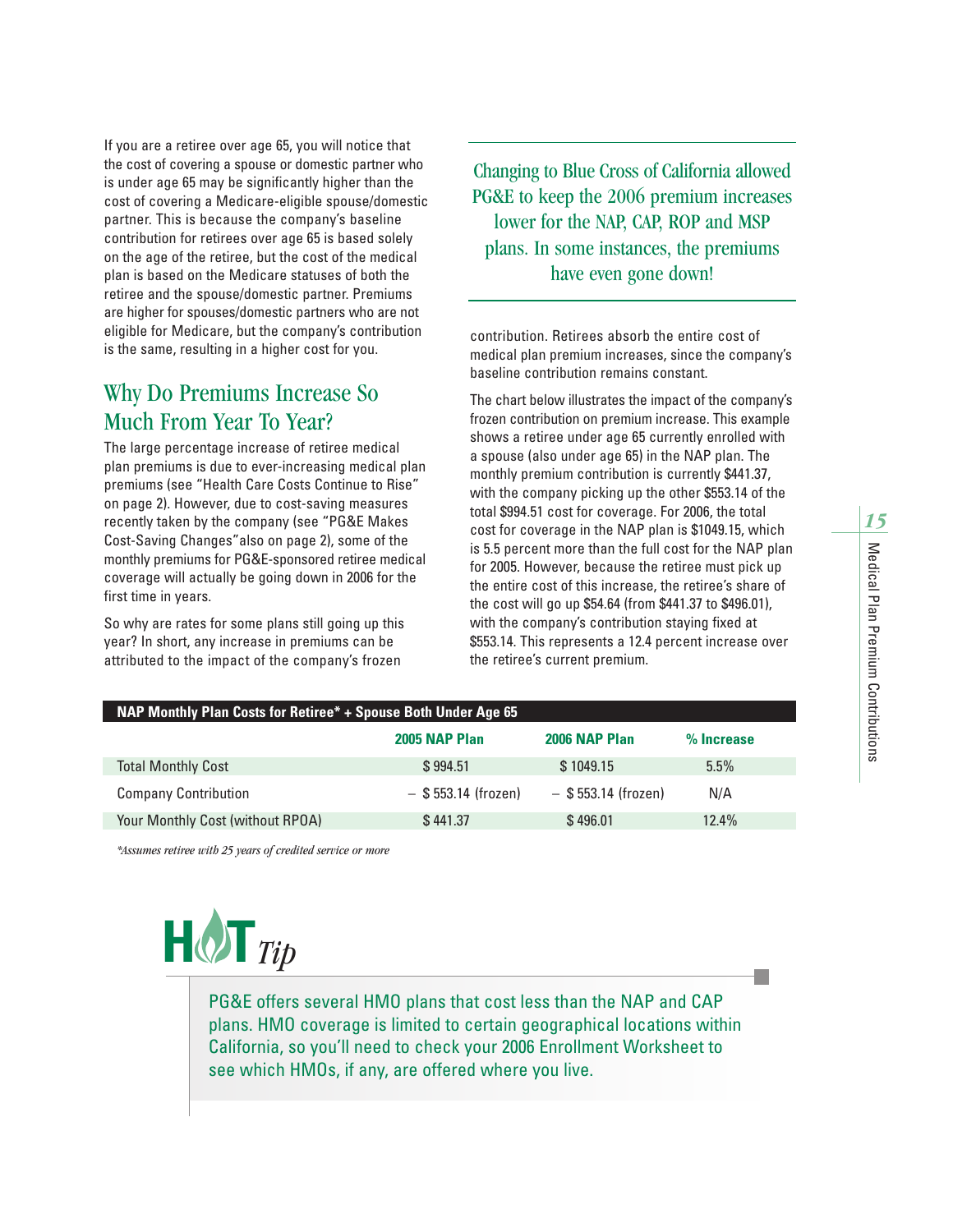If you are a retiree over age 65, you will notice that the cost of covering a spouse or domestic partner who is under age 65 may be significantly higher than the cost of covering a Medicare-eligible spouse/domestic partner. This is because the company's baseline contribution for retirees over age 65 is based solely on the age of the retiree, but the cost of the medical plan is based on the Medicare statuses of both the retiree and the spouse/domestic partner. Premiums are higher for spouses/domestic partners who are not eligible for Medicare, but the company's contribution is the same, resulting in a higher cost for you.

## Why Do Premiums Increase So Much From Year To Year?

The large percentage increase of retiree medical plan premiums is due to ever-increasing medical plan premiums (see "Health Care Costs Continue to Rise" on page 2). However, due to cost-saving measures recently taken by the company (see "PG&E Makes Cost-Saving Changes" also on page 2), some of the monthly premiums for PG&E-sponsored retiree medical coverage will actually be going down in 2006 for the first time in years.

So why are rates for some plans still going up this year? In short, any increase in premiums can be attributed to the impact of the company's frozen contribution. Retirees absorb the entire cost of medical plan premium increases, since the company's baseline contribution remains constant.

> Changing to Blue Cross of California allowed PG&E to keep the 2006 premium increases lower for the NAP, CAP, ROP and MSP plans. In some instances, the premiums have even gone down!

The chart below illustrates the impact of the company's frozen contribution on premium increase. This example shows a retiree under age 65 currently enrolled with a spouse (also under age 65) in the NAP plan. The monthly premium contribution is currently $441.37, with the company picking up the other $553.14 of the total $994.51 cost for coverage. For 2006, the total cost for coverage in the NAP plan is $1049.15, which is 5.5 percent more than the full cost for the NAP plan for 2005. However, because the retiree must pick up the entire cost of this increase, the retiree's share of the cost will go up $54.64 (from $441.37 to $496.01), with the company's contribution staying fixed at $553.14. This represents a 12.4 percent increase over the retiree's current premium.

**NAP Monthly Plan Costs for Retiree* + Spouse Both Under Age 65**

| | 2005 NAP Plan | 2006 NAP Plan | % Increase |
|---|---|---|---|
| Total Monthly Cost | $ 994.51 | $ 1049.15 | 5.5% |
| Company Contribution | − $ 553.14 (frozen) | − $ 553.14 (frozen) | N/A |
| Your Monthly Cost (without RPOA) | $ 441.37 | $ 496.01 | 12.4% |

*\*Assumes retiree with 25 years of credited service or more*

### HOT *Tip*

PG&E offers several HMO plans that cost less than the NAP and CAP plans. HMO coverage is limited to certain geographical locations within California, so you'll need to check your 2006 Enrollment Worksheet to see which HMOs, if any, are offered where you live.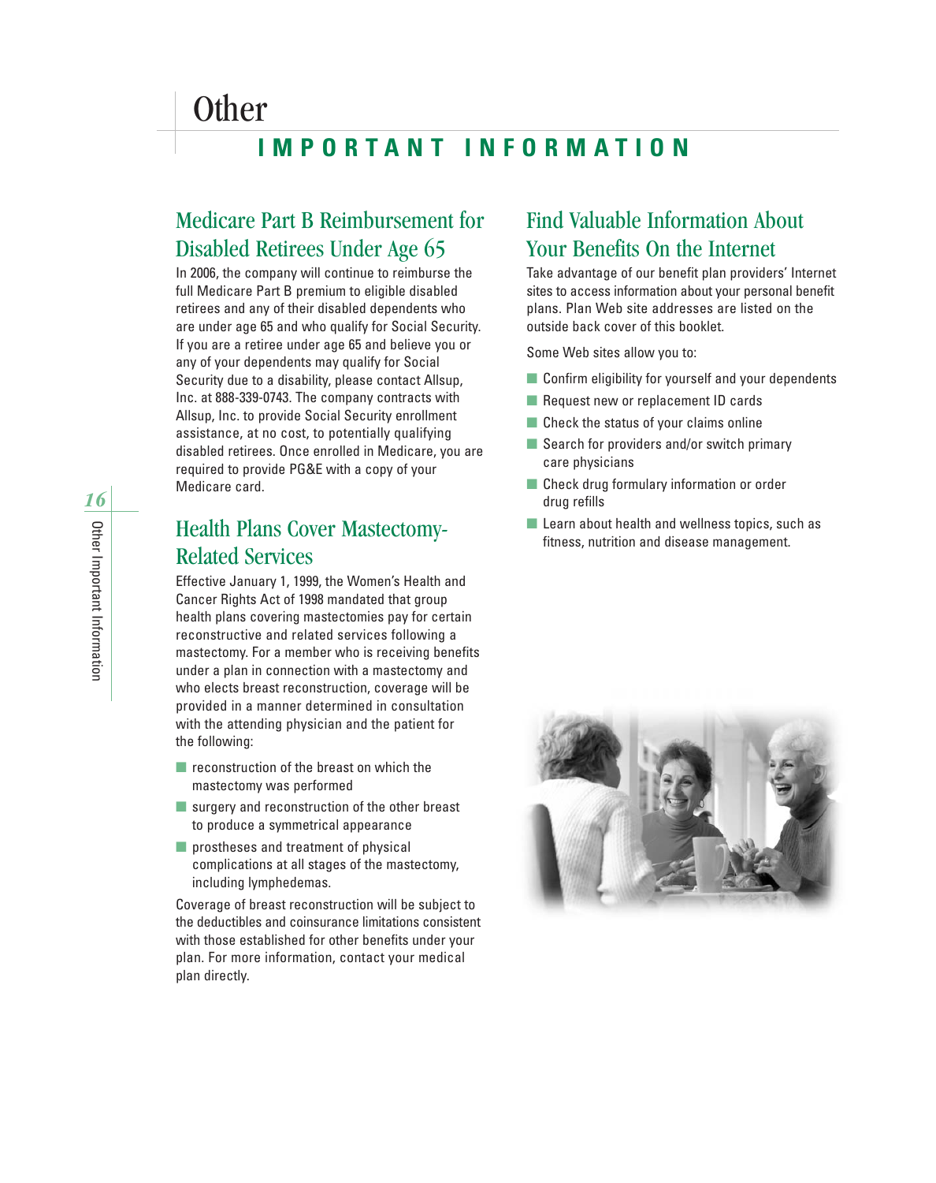# Other

## IMPORTANT INFORMATION

### Medicare Part B Reimbursement for Disabled Retirees Under Age 65

In 2006, the company will continue to reimburse the full Medicare Part B premium to eligible disabled retirees and any of their disabled dependents who are under age 65 and who qualify for Social Security. If you are a retiree under age 65 and believe you or any of your dependents may qualify for Social Security due to a disability, please contact Allsup, Inc. at 888-339-0743. The company contracts with Allsup, Inc. to provide Social Security enrollment assistance, at no cost, to potentially qualifying disabled retirees. Once enrolled in Medicare, you are required to provide PG&E with a copy of your Medicare card.

### Health Plans Cover Mastectomy-Related Services

Effective January 1, 1999, the Women's Health and Cancer Rights Act of 1998 mandated that group health plans covering mastectomies pay for certain reconstructive and related services following a mastectomy. For a member who is receiving benefits under a plan in connection with a mastectomy and who elects breast reconstruction, coverage will be provided in a manner determined in consultation with the attending physician and the patient for the following:

- reconstruction of the breast on which the mastectomy was performed
- surgery and reconstruction of the other breast to produce a symmetrical appearance
- prostheses and treatment of physical complications at all stages of the mastectomy, including lymphedemas.

Coverage of breast reconstruction will be subject to the deductibles and coinsurance limitations consistent with those established for other benefits under your plan. For more information, contact your medical plan directly.

### Find Valuable Information About Your Benefits On the Internet

Take advantage of our benefit plan providers' Internet sites to access information about your personal benefit plans. Plan Web site addresses are listed on the outside back cover of this booklet.

Some Web sites allow you to:

- Confirm eligibility for yourself and your dependents
- Request new or replacement ID cards
- Check the status of your claims online
- Search for providers and/or switch primary care physicians
- Check drug formulary information or order drug refills
- Learn about health and wellness topics, such as fitness, nutrition and disease management.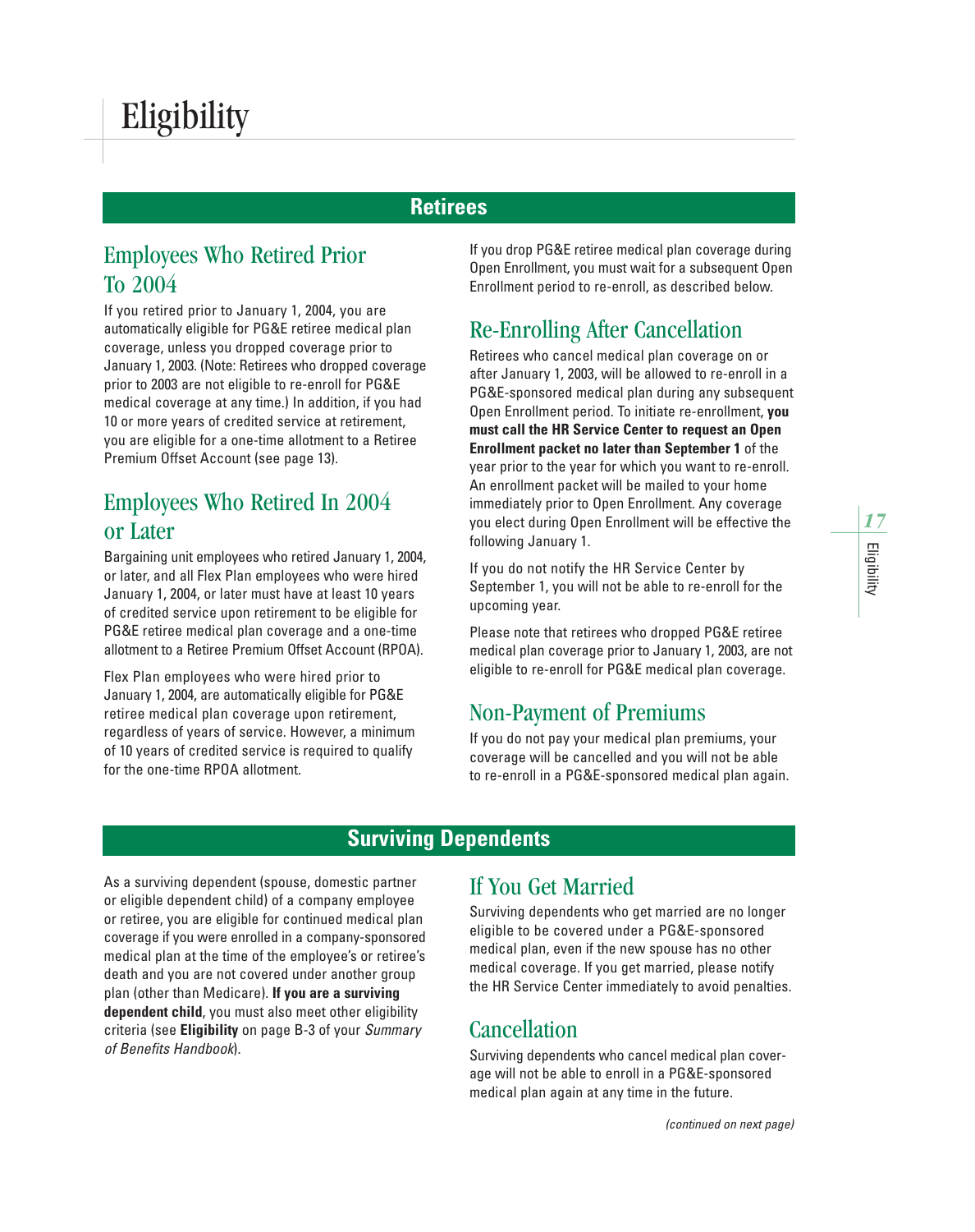# Eligibility

## Retirees

### Employees Who Retired Prior To 2004

If you retired prior to January 1, 2004, you are automatically eligible for PG&E retiree medical plan coverage, unless you dropped coverage prior to January 1, 2003. (Note: Retirees who dropped coverage prior to 2003 are not eligible to re-enroll for PG&E medical coverage at any time.) In addition, if you had 10 or more years of credited service at retirement, you are eligible for a one-time allotment to a Retiree Premium Offset Account (see page 13).

### Employees Who Retired In 2004 or Later

Bargaining unit employees who retired January 1, 2004, or later, and all Flex Plan employees who were hired January 1, 2004, or later must have at least 10 years of credited service upon retirement to be eligible for PG&E retiree medical plan coverage and a one-time allotment to a Retiree Premium Offset Account (RPOA).

Flex Plan employees who were hired prior to January 1, 2004, are automatically eligible for PG&E retiree medical plan coverage upon retirement, regardless of years of service. However, a minimum of 10 years of credited service is required to qualify for the one-time RPOA allotment.

If you drop PG&E retiree medical plan coverage during Open Enrollment, you must wait for a subsequent Open Enrollment period to re-enroll, as described below.

### Re-Enrolling After Cancellation

Retirees who cancel medical plan coverage on or after January 1, 2003, will be allowed to re-enroll in a PG&E-sponsored medical plan during any subsequent Open Enrollment period. To initiate re-enrollment, **you must call the HR Service Center to request an Open Enrollment packet no later than September 1** of the year prior to the year for which you want to re-enroll. An enrollment packet will be mailed to your home immediately prior to Open Enrollment. Any coverage you elect during Open Enrollment will be effective the following January 1.

If you do not notify the HR Service Center by September 1, you will not be able to re-enroll for the upcoming year.

Please note that retirees who dropped PG&E retiree medical plan coverage prior to January 1, 2003, are not eligible to re-enroll for PG&E medical plan coverage.

### Non-Payment of Premiums

If you do not pay your medical plan premiums, your coverage will be cancelled and you will not be able to re-enroll in a PG&E-sponsored medical plan again.

## Surviving Dependents

As a surviving dependent (spouse, domestic partner or eligible dependent child) of a company employee or retiree, you are eligible for continued medical plan coverage if you were enrolled in a company-sponsored medical plan at the time of the employee's or retiree's death and you are not covered under another group plan (other than Medicare). **If you are a surviving dependent child**, you must also meet other eligibility criteria (see **Eligibility** on page B-3 of your *Summary of Benefits Handbook*).

### If You Get Married

Surviving dependents who get married are no longer eligible to be covered under a PG&E-sponsored medical plan, even if the new spouse has no other medical coverage. If you get married, please notify the HR Service Center immediately to avoid penalties.

### Cancellation

Surviving dependents who cancel medical plan coverage will not be able to enroll in a PG&E-sponsored medical plan again at any time in the future.

*(continued on next page)*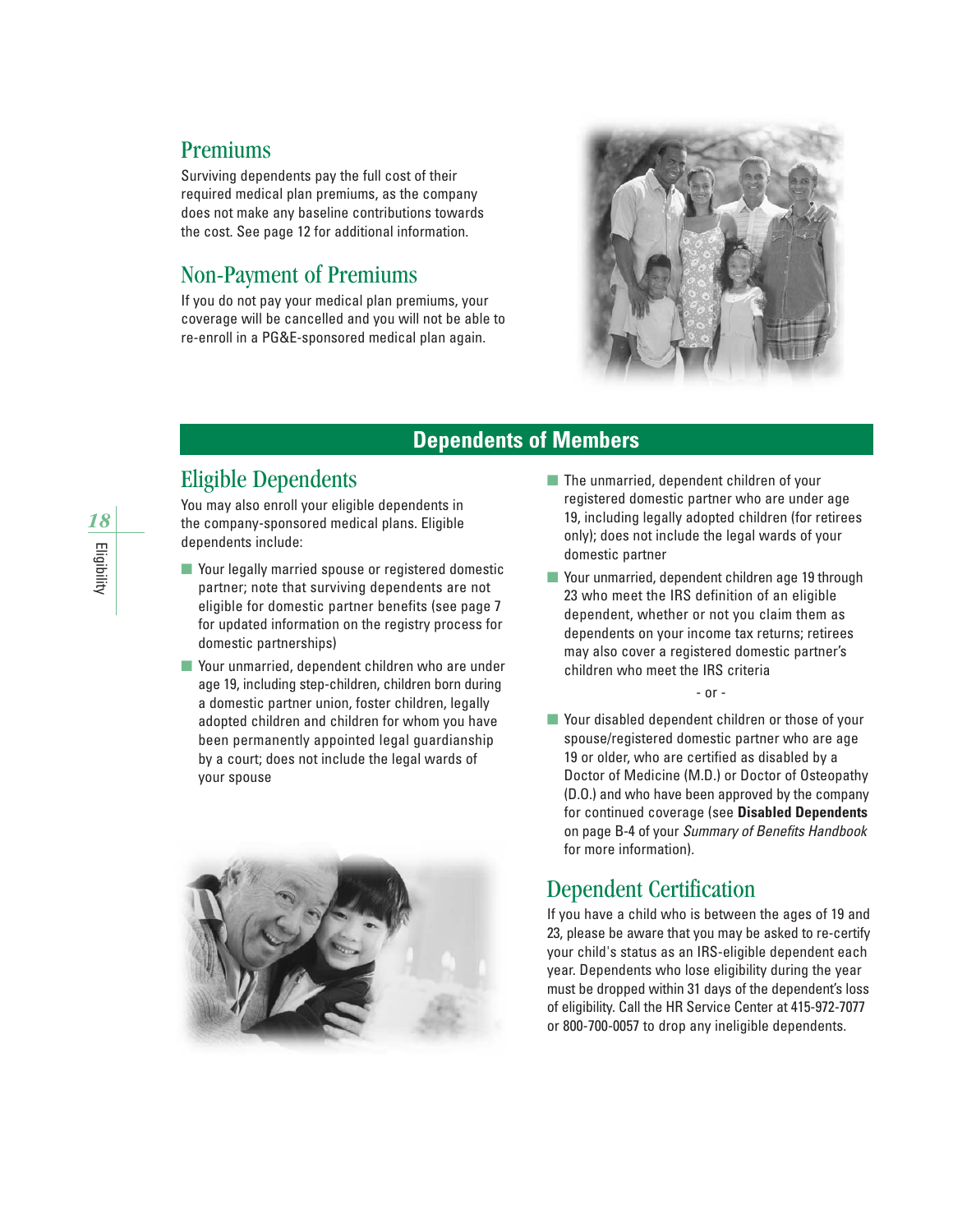## Premiums

Surviving dependents pay the full cost of their required medical plan premiums, as the company does not make any baseline contributions towards the cost. See page 12 for additional information.

## Non-Payment of Premiums

If you do not pay your medical plan premiums, your coverage will be cancelled and you will not be able to re-enroll in a PG&E-sponsored medical plan again.

# Dependents of Members

## Eligible Dependents

You may also enroll your eligible dependents in the company-sponsored medical plans. Eligible dependents include:

- Your legally married spouse or registered domestic partner; note that surviving dependents are not eligible for domestic partner benefits (see page 7 for updated information on the registry process for domestic partnerships)
- Your unmarried, dependent children who are under age 19, including step-children, children born during a domestic partner union, foster children, legally adopted children and children for whom you have been permanently appointed legal guardianship by a court; does not include the legal wards of your spouse
- The unmarried, dependent children of your registered domestic partner who are under age 19, including legally adopted children (for retirees only); does not include the legal wards of your domestic partner
- Your unmarried, dependent children age 19 through 23 who meet the IRS definition of an eligible dependent, whether or not you claim them as dependents on your income tax returns; retirees may also cover a registered domestic partner's children who meet the IRS criteria

- or -

- Your disabled dependent children or those of your spouse/registered domestic partner who are age 19 or older, who are certified as disabled by a Doctor of Medicine (M.D.) or Doctor of Osteopathy (D.O.) and who have been approved by the company for continued coverage (see **Disabled Dependents** on page B-4 of your *Summary of Benefits Handbook* for more information).

## Dependent Certification

If you have a child who is between the ages of 19 and 23, please be aware that you may be asked to re-certify your child's status as an IRS-eligible dependent each year. Dependents who lose eligibility during the year must be dropped within 31 days of the dependent's loss of eligibility. Call the HR Service Center at 415-972-7077 or 800-700-0057 to drop any ineligible dependents.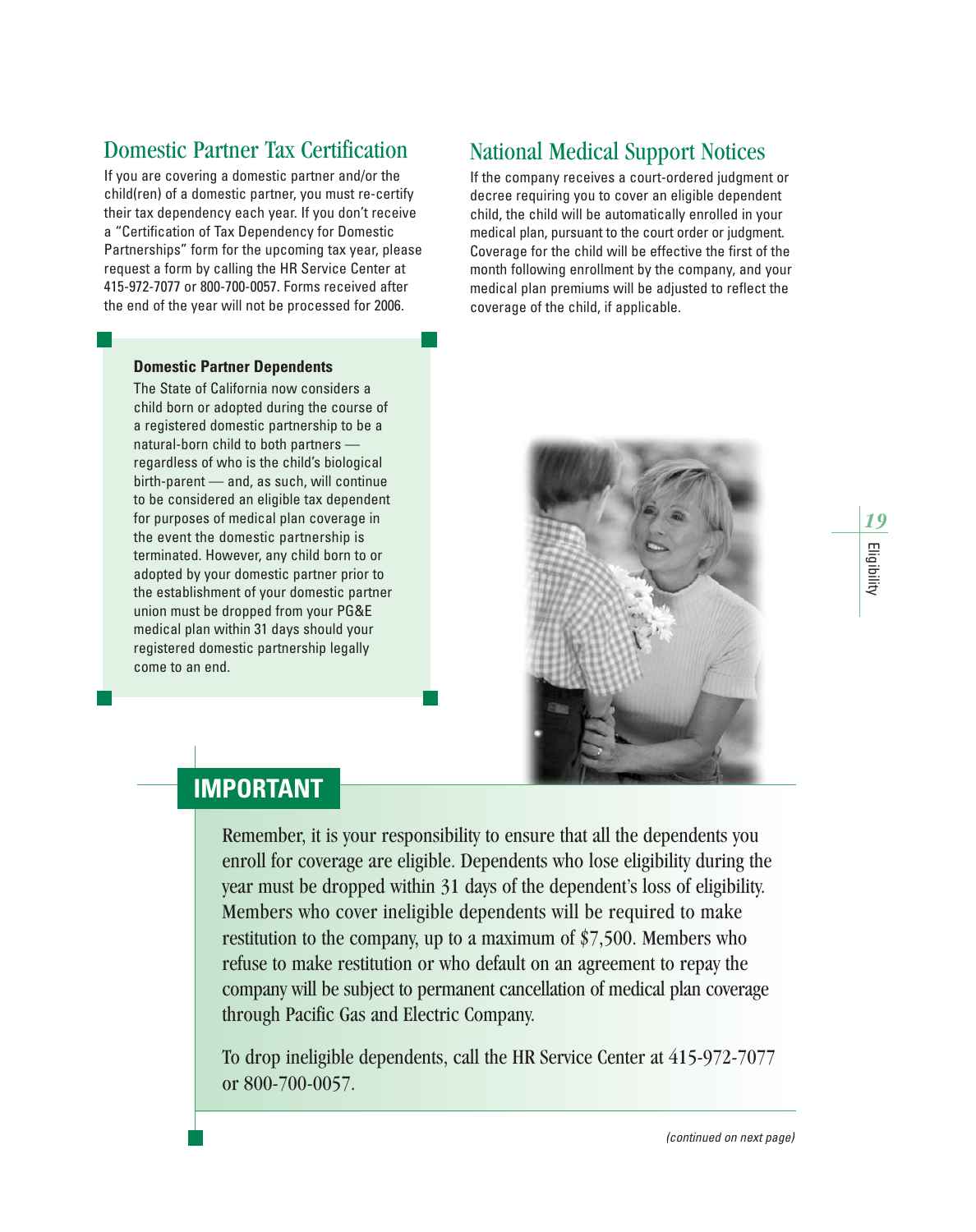## Domestic Partner Tax Certification

If you are covering a domestic partner and/or the child(ren) of a domestic partner, you must re-certify their tax dependency each year. If you don't receive a "Certification of Tax Dependency for Domestic Partnerships" form for the upcoming tax year, please request a form by calling the HR Service Center at 415-972-7077 or 800-700-0057. Forms received after the end of the year will not be processed for 2006.

**Domestic Partner Dependents**

The State of California now considers a child born or adopted during the course of a registered domestic partnership to be a natural-born child to both partners — regardless of who is the child's biological birth-parent — and, as such, will continue to be considered an eligible tax dependent for purposes of medical plan coverage in the event the domestic partnership is terminated. However, any child born to or adopted by your domestic partner prior to the establishment of your domestic partner union must be dropped from your PG&E medical plan within 31 days should your registered domestic partnership legally come to an end.

## National Medical Support Notices

If the company receives a court-ordered judgment or decree requiring you to cover an eligible dependent child, the child will be automatically enrolled in your medical plan, pursuant to the court order or judgment. Coverage for the child will be effective the first of the month following enrollment by the company, and your medical plan premiums will be adjusted to reflect the coverage of the child, if applicable.

## IMPORTANT

Remember, it is your responsibility to ensure that all the dependents you enroll for coverage are eligible. Dependents who lose eligibility during the year must be dropped within 31 days of the dependent's loss of eligibility. Members who cover ineligible dependents will be required to make restitution to the company, up to a maximum of $7,500. Members who refuse to make restitution or who default on an agreement to repay the company will be subject to permanent cancellation of medical plan coverage through Pacific Gas and Electric Company.

To drop ineligible dependents, call the HR Service Center at 415-972-7077 or 800-700-0057.

*(continued on next page)*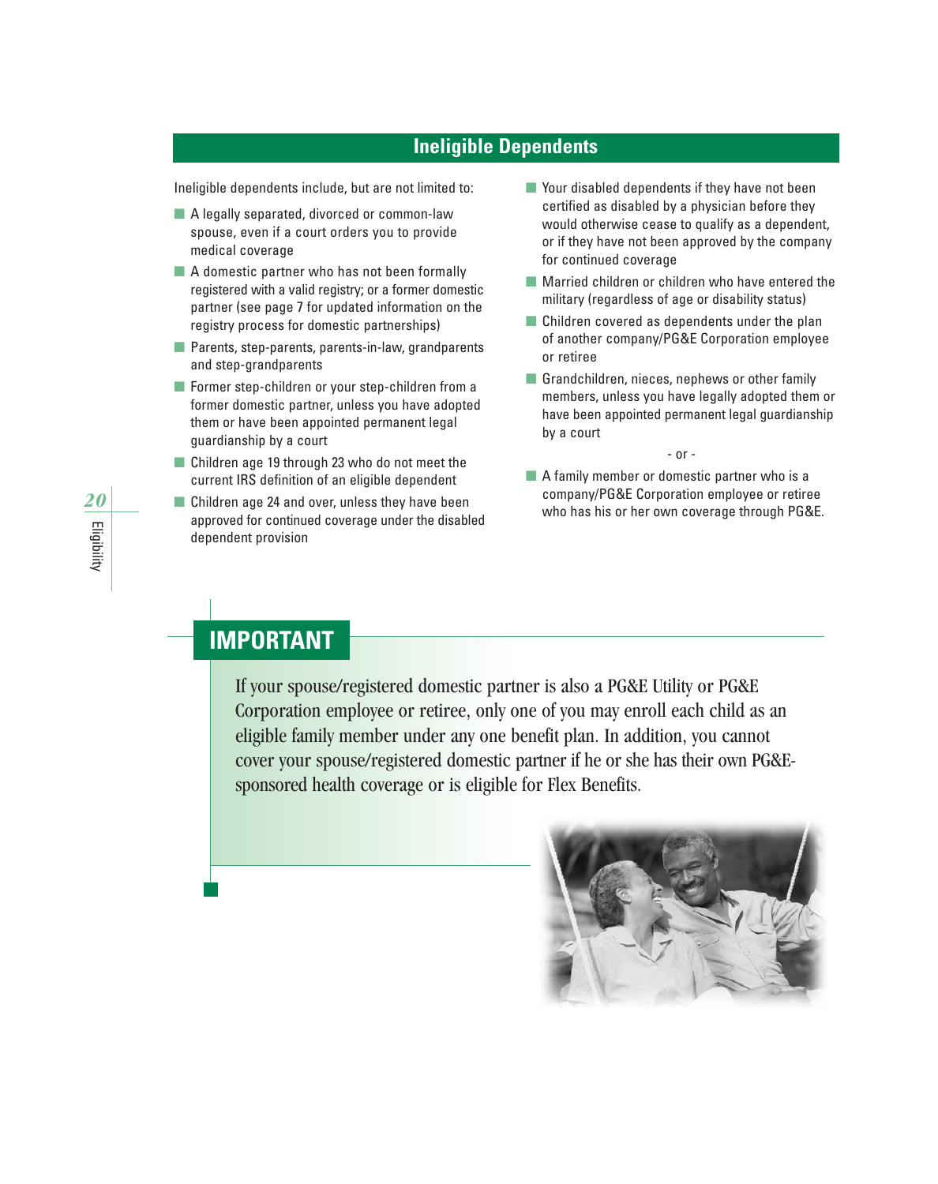## Ineligible Dependents

Ineligible dependents include, but are not limited to:

- A legally separated, divorced or common-law spouse, even if a court orders you to provide medical coverage
- A domestic partner who has not been formally registered with a valid registry; or a former domestic partner (see page 7 for updated information on the registry process for domestic partnerships)
- Parents, step-parents, parents-in-law, grandparents and step-grandparents
- Former step-children or your step-children from a former domestic partner, unless you have adopted them or have been appointed permanent legal guardianship by a court
- Children age 19 through 23 who do not meet the current IRS definition of an eligible dependent
- Children age 24 and over, unless they have been approved for continued coverage under the disabled dependent provision
- Your disabled dependents if they have not been certified as disabled by a physician before they would otherwise cease to qualify as a dependent, or if they have not been approved by the company for continued coverage
- Married children or children who have entered the military (regardless of age or disability status)
- Children covered as dependents under the plan of another company/PG&E Corporation employee or retiree
- Grandchildren, nieces, nephews or other family members, unless you have legally adopted them or have been appointed permanent legal guardianship by a court

- or -

- A family member or domestic partner who is a company/PG&E Corporation employee or retiree who has his or her own coverage through PG&E.

## IMPORTANT

If your spouse/registered domestic partner is also a PG&E Utility or PG&E Corporation employee or retiree, only one of you may enroll each child as an eligible family member under any one benefit plan. In addition, you cannot cover your spouse/registered domestic partner if he or she has their own PG&E-sponsored health coverage or is eligible for Flex Benefits.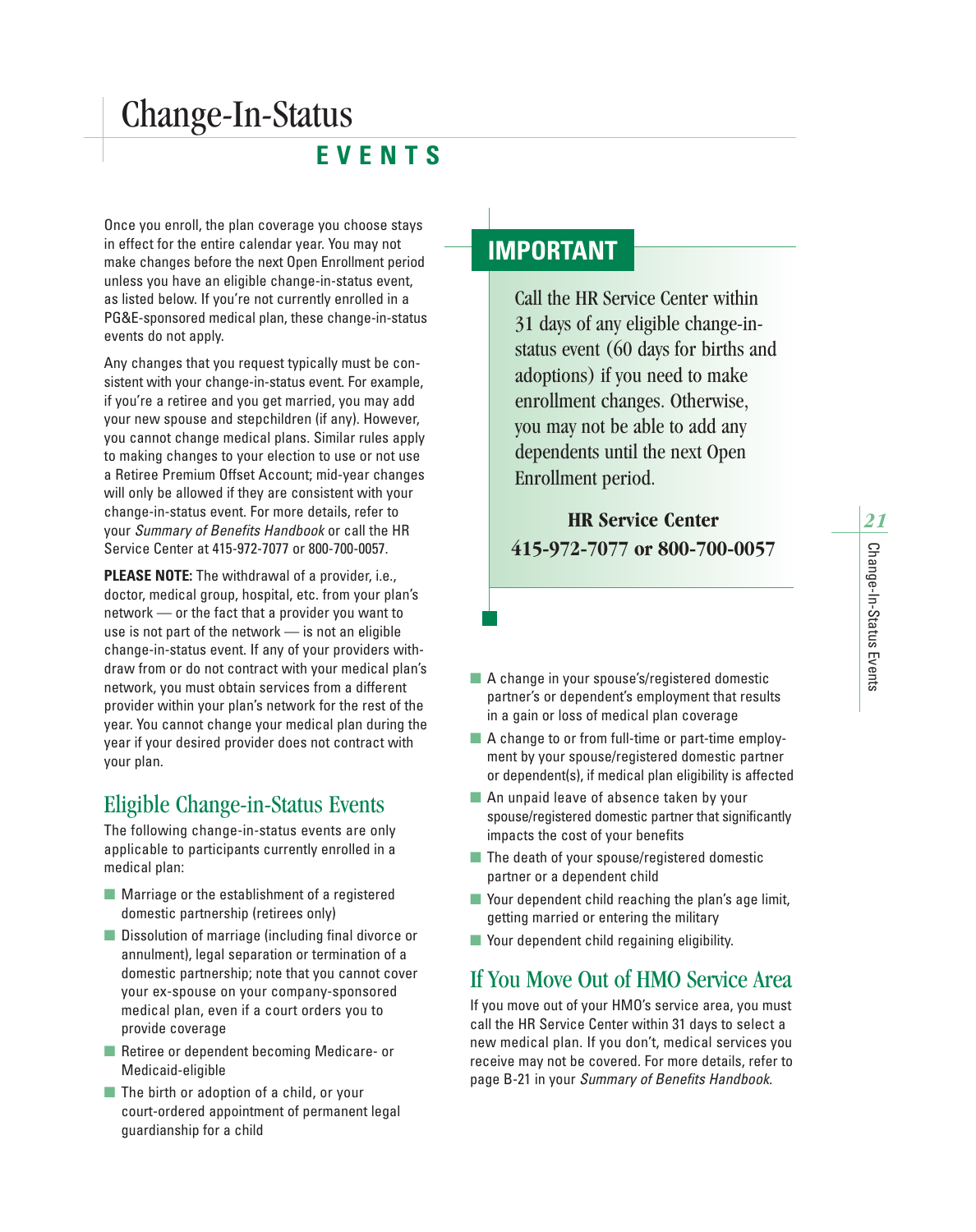# Change-In-Status

## EVENTS

Once you enroll, the plan coverage you choose stays in effect for the entire calendar year. You may not make changes before the next Open Enrollment period unless you have an eligible change-in-status event, as listed below. If you're not currently enrolled in a PG&E-sponsored medical plan, these change-in-status events do not apply.

Any changes that you request typically must be consistent with your change-in-status event. For example, if you're a retiree and you get married, you may add your new spouse and stepchildren (if any). However, you cannot change medical plans. Similar rules apply to making changes to your election to use or not use a Retiree Premium Offset Account; mid-year changes will only be allowed if they are consistent with your change-in-status event. For more details, refer to your *Summary of Benefits Handbook* or call the HR Service Center at 415-972-7077 or 800-700-0057.

**PLEASE NOTE:** The withdrawal of a provider, i.e., doctor, medical group, hospital, etc. from your plan's network — or the fact that a provider you want to use is not part of the network — is not an eligible change-in-status event. If any of your providers withdraw from or do not contract with your medical plan's network, you must obtain services from a different provider within your plan's network for the rest of the year. You cannot change your medical plan during the year if your desired provider does not contract with your plan.

### Eligible Change-in-Status Events

The following change-in-status events are only applicable to participants currently enrolled in a medical plan:

- Marriage or the establishment of a registered domestic partnership (retirees only)
- Dissolution of marriage (including final divorce or annulment), legal separation or termination of a domestic partnership; note that you cannot cover your ex-spouse on your company-sponsored medical plan, even if a court orders you to provide coverage
- Retiree or dependent becoming Medicare- or Medicaid-eligible
- The birth or adoption of a child, or your court-ordered appointment of permanent legal guardianship for a child
- A change in your spouse's/registered domestic partner's or dependent's employment that results in a gain or loss of medical plan coverage
- A change to or from full-time or part-time employment by your spouse/registered domestic partner or dependent(s), if medical plan eligibility is affected
- An unpaid leave of absence taken by your spouse/registered domestic partner that significantly impacts the cost of your benefits
- The death of your spouse/registered domestic partner or a dependent child
- Your dependent child reaching the plan's age limit, getting married or entering the military
- Your dependent child regaining eligibility.

## IMPORTANT

Call the HR Service Center within 31 days of any eligible change-in-status event (60 days for births and adoptions) if you need to make enrollment changes. Otherwise, you may not be able to add any dependents until the next Open Enrollment period.

**HR Service Center**
**415-972-7077 or 800-700-0057**

### If You Move Out of HMO Service Area

If you move out of your HMO's service area, you must call the HR Service Center within 31 days to select a new medical plan. If you don't, medical services you receive may not be covered. For more details, refer to page B-21 in your *Summary of Benefits Handbook*.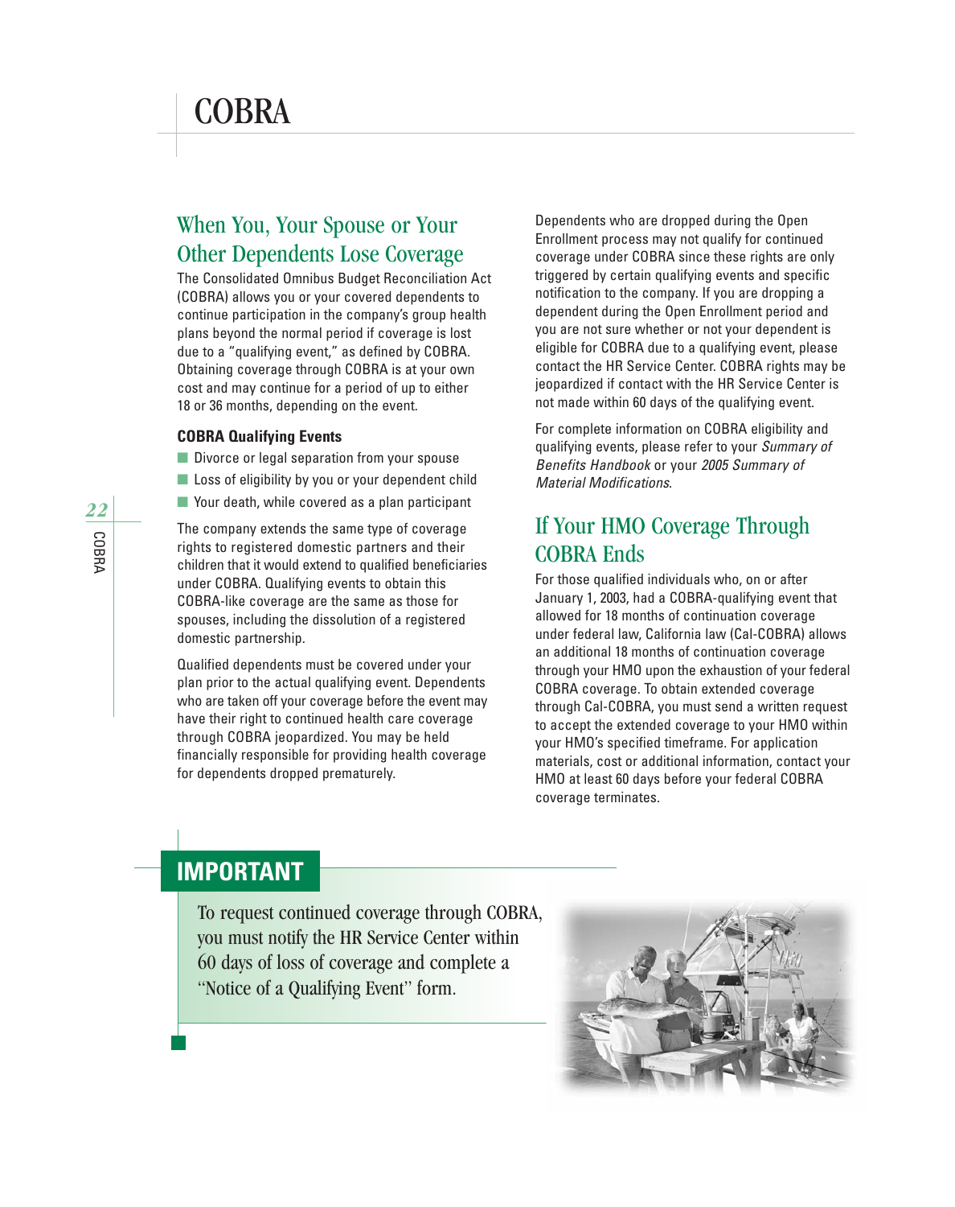// COBRA

## When You, Your Spouse or Your Other Dependents Lose Coverage

The Consolidated Omnibus Budget Reconciliation Act (COBRA) allows you or your covered dependents to continue participation in the company's group health plans beyond the normal period if coverage is lost due to a "qualifying event," as defined by COBRA. Obtaining coverage through COBRA is at your own cost and may continue for a period of up to either 18 or 36 months, depending on the event.

### COBRA Qualifying Events

- Divorce or legal separation from your spouse
- Loss of eligibility by you or your dependent child
- Your death, while covered as a plan participant

The company extends the same type of coverage rights to registered domestic partners and their children that it would extend to qualified beneficiaries under COBRA. Qualifying events to obtain this COBRA-like coverage are the same as those for spouses, including the dissolution of a registered domestic partnership.

Qualified dependents must be covered under your plan prior to the actual qualifying event. Dependents who are taken off your coverage before the event may have their right to continued health care coverage through COBRA jeopardized. You may be held financially responsible for providing health coverage for dependents dropped prematurely.

Dependents who are dropped during the Open Enrollment process may not qualify for continued coverage under COBRA since these rights are only triggered by certain qualifying events and specific notification to the company. If you are dropping a dependent during the Open Enrollment period and you are not sure whether or not your dependent is eligible for COBRA due to a qualifying event, please contact the HR Service Center. COBRA rights may be jeopardized if contact with the HR Service Center is not made within 60 days of the qualifying event.

For complete information on COBRA eligibility and qualifying events, please refer to your *Summary of Benefits Handbook* or your *2005 Summary of Material Modifications*.

## If Your HMO Coverage Through COBRA Ends

For those qualified individuals who, on or after January 1, 2003, had a COBRA-qualifying event that allowed for 18 months of continuation coverage under federal law, California law (Cal-COBRA) allows an additional 18 months of continuation coverage through your HMO upon the exhaustion of your federal COBRA coverage. To obtain extended coverage through Cal-COBRA, you must send a written request to accept the extended coverage to your HMO within your HMO's specified timeframe. For application materials, cost or additional information, contact your HMO at least 60 days before your federal COBRA coverage terminates.

## IMPORTANT

To request continued coverage through COBRA, you must notify the HR Service Center within 60 days of loss of coverage and complete a "Notice of a Qualifying Event" form.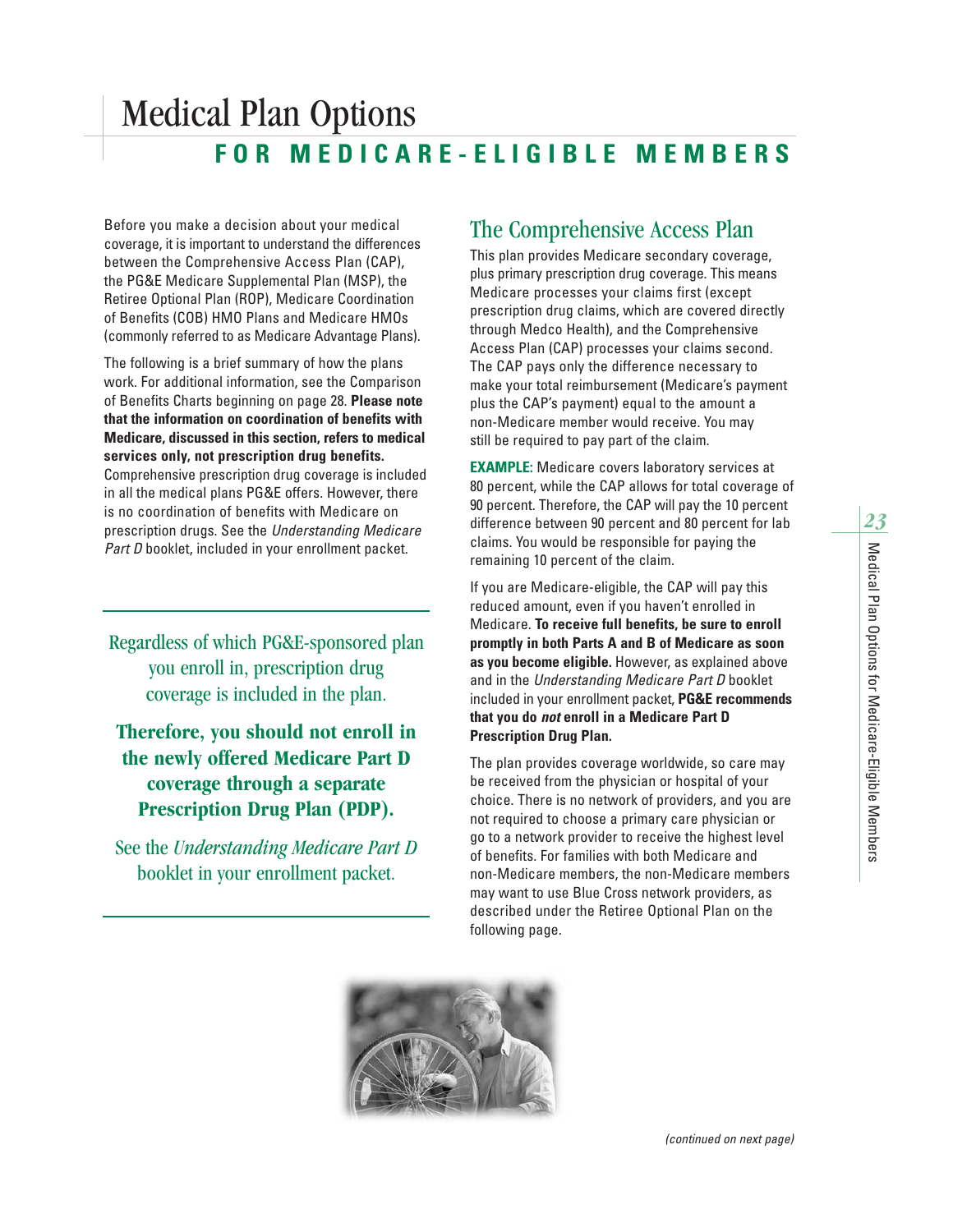# Medical Plan Options

## FOR MEDICARE-ELIGIBLE MEMBERS

Before you make a decision about your medical coverage, it is important to understand the differences between the Comprehensive Access Plan (CAP), the PG&E Medicare Supplemental Plan (MSP), the Retiree Optional Plan (ROP), Medicare Coordination of Benefits (COB) HMO Plans and Medicare HMOs (commonly referred to as Medicare Advantage Plans).

The following is a brief summary of how the plans work. For additional information, see the Comparison of Benefits Charts beginning on page 28. **Please note that the information on coordination of benefits with Medicare, discussed in this section, refers to medical services only, not prescription drug benefits.** Comprehensive prescription drug coverage is included in all the medical plans PG&E offers. However, there is no coordination of benefits with Medicare on prescription drugs. See the *Understanding Medicare Part D* booklet, included in your enrollment packet.

---

Regardless of which PG&E-sponsored plan you enroll in, prescription drug coverage is included in the plan.

**Therefore, you should not enroll in the newly offered Medicare Part D coverage through a separate Prescription Drug Plan (PDP).**

See the *Understanding Medicare Part D* booklet in your enrollment packet.

---

## The Comprehensive Access Plan

This plan provides Medicare secondary coverage, plus primary prescription drug coverage. This means Medicare processes your claims first (except prescription drug claims, which are covered directly through Medco Health), and the Comprehensive Access Plan (CAP) processes your claims second. The CAP pays only the difference necessary to make your total reimbursement (Medicare's payment plus the CAP's payment) equal to the amount a non-Medicare member would receive. You may still be required to pay part of the claim.

**EXAMPLE:** Medicare covers laboratory services at 80 percent, while the CAP allows for total coverage of 90 percent. Therefore, the CAP will pay the 10 percent difference between 90 percent and 80 percent for lab claims. You would be responsible for paying the remaining 10 percent of the claim.

If you are Medicare-eligible, the CAP will pay this reduced amount, even if you haven't enrolled in Medicare. **To receive full benefits, be sure to enroll promptly in both Parts A and B of Medicare as soon as you become eligible.** However, as explained above and in the *Understanding Medicare Part D* booklet included in your enrollment packet, **PG&E recommends that you do *not* enroll in a Medicare Part D Prescription Drug Plan.**

The plan provides coverage worldwide, so care may be received from the physician or hospital of your choice. There is no network of providers, and you are not required to choose a primary care physician or go to a network provider to receive the highest level of benefits. For families with both Medicare and non-Medicare members, the non-Medicare members may want to use Blue Cross network providers, as described under the Retiree Optional Plan on the following page.

*(continued on next page)*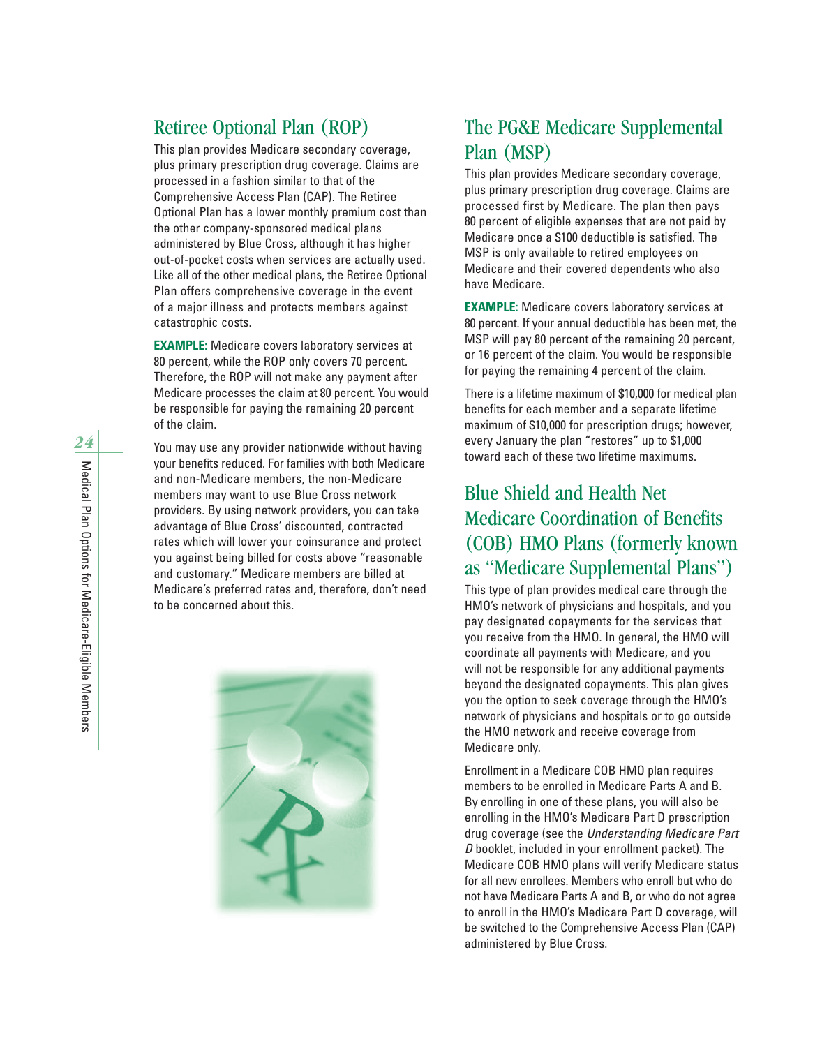## Retiree Optional Plan (ROP)

This plan provides Medicare secondary coverage, plus primary prescription drug coverage. Claims are processed in a fashion similar to that of the Comprehensive Access Plan (CAP). The Retiree Optional Plan has a lower monthly premium cost than the other company-sponsored medical plans administered by Blue Cross, although it has higher out-of-pocket costs when services are actually used. Like all of the other medical plans, the Retiree Optional Plan offers comprehensive coverage in the event of a major illness and protects members against catastrophic costs.

**EXAMPLE:** Medicare covers laboratory services at 80 percent, while the ROP only covers 70 percent. Therefore, the ROP will not make any payment after Medicare processes the claim at 80 percent. You would be responsible for paying the remaining 20 percent of the claim.

You may use any provider nationwide without having your benefits reduced. For families with both Medicare and non-Medicare members, the non-Medicare members may want to use Blue Cross network providers. By using network providers, you can take advantage of Blue Cross' discounted, contracted rates which will lower your coinsurance and protect you against being billed for costs above "reasonable and customary." Medicare members are billed at Medicare's preferred rates and, therefore, don't need to be concerned about this.

## The PG&E Medicare Supplemental Plan (MSP)

This plan provides Medicare secondary coverage, plus primary prescription drug coverage. Claims are processed first by Medicare. The plan then pays 80 percent of eligible expenses that are not paid by Medicare once a $100 deductible is satisfied. The MSP is only available to retired employees on Medicare and their covered dependents who also have Medicare.

**EXAMPLE:** Medicare covers laboratory services at 80 percent. If your annual deductible has been met, the MSP will pay 80 percent of the remaining 20 percent, or 16 percent of the claim. You would be responsible for paying the remaining 4 percent of the claim.

There is a lifetime maximum of $10,000 for medical plan benefits for each member and a separate lifetime maximum of $10,000 for prescription drugs; however, every January the plan "restores" up to $1,000 toward each of these two lifetime maximums.

## Blue Shield and Health Net Medicare Coordination of Benefits (COB) HMO Plans (formerly known as "Medicare Supplemental Plans")

This type of plan provides medical care through the HMO's network of physicians and hospitals, and you pay designated copayments for the services that you receive from the HMO. In general, the HMO will coordinate all payments with Medicare, and you will not be responsible for any additional payments beyond the designated copayments. This plan gives you the option to seek coverage through the HMO's network of physicians and hospitals or to go outside the HMO network and receive coverage from Medicare only.

Enrollment in a Medicare COB HMO plan requires members to be enrolled in Medicare Parts A and B. By enrolling in one of these plans, you will also be enrolling in the HMO's Medicare Part D prescription drug coverage (see the *Understanding Medicare Part D* booklet, included in your enrollment packet). The Medicare COB HMO plans will verify Medicare status for all new enrollees. Members who enroll but who do not have Medicare Parts A and B, or who do not agree to enroll in the HMO's Medicare Part D coverage, will be switched to the Comprehensive Access Plan (CAP) administered by Blue Cross.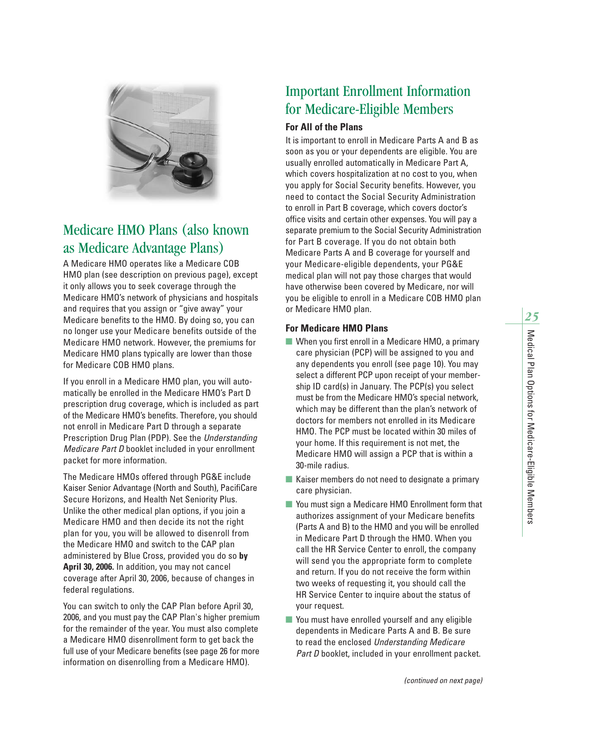## Medicare HMO Plans (also known as Medicare Advantage Plans)

A Medicare HMO operates like a Medicare COB HMO plan (see description on previous page), except it only allows you to seek coverage through the Medicare HMO's network of physicians and hospitals and requires that you assign or "give away" your Medicare benefits to the HMO. By doing so, you can no longer use your Medicare benefits outside of the Medicare HMO network. However, the premiums for Medicare HMO plans typically are lower than those for Medicare COB HMO plans.

If you enroll in a Medicare HMO plan, you will automatically be enrolled in the Medicare HMO's Part D prescription drug coverage, which is included as part of the Medicare HMO's benefits. Therefore, you should not enroll in Medicare Part D through a separate Prescription Drug Plan (PDP). See the *Understanding Medicare Part D* booklet included in your enrollment packet for more information.

The Medicare HMOs offered through PG&E include Kaiser Senior Advantage (North and South), PacifiCare Secure Horizons, and Health Net Seniority Plus. Unlike the other medical plan options, if you join a Medicare HMO and then decide its not the right plan for you, you will be allowed to disenroll from the Medicare HMO and switch to the CAP plan administered by Blue Cross, provided you do so **by April 30, 2006.** In addition, you may not cancel coverage after April 30, 2006, because of changes in federal regulations.

You can switch to only the CAP Plan before April 30, 2006, and you must pay the CAP Plan's higher premium for the remainder of the year. You must also complete a Medicare HMO disenrollment form to get back the full use of your Medicare benefits (see page 26 for more information on disenrolling from a Medicare HMO).

## Important Enrollment Information for Medicare-Eligible Members

### For All of the Plans

It is important to enroll in Medicare Parts A and B as soon as you or your dependents are eligible. You are usually enrolled automatically in Medicare Part A, which covers hospitalization at no cost to you, when you apply for Social Security benefits. However, you need to contact the Social Security Administration to enroll in Part B coverage, which covers doctor's office visits and certain other expenses. You will pay a separate premium to the Social Security Administration for Part B coverage. If you do not obtain both Medicare Parts A and B coverage for yourself and your Medicare-eligible dependents, your PG&E medical plan will not pay those charges that would have otherwise been covered by Medicare, nor will you be eligible to enroll in a Medicare COB HMO plan or Medicare HMO plan.

### For Medicare HMO Plans

- When you first enroll in a Medicare HMO, a primary care physician (PCP) will be assigned to you and any dependents you enroll (see page 10). You may select a different PCP upon receipt of your membership ID card(s) in January. The PCP(s) you select must be from the Medicare HMO's special network, which may be different than the plan's network of doctors for members not enrolled in its Medicare HMO. The PCP must be located within 30 miles of your home. If this requirement is not met, the Medicare HMO will assign a PCP that is within a 30-mile radius.
- Kaiser members do not need to designate a primary care physician.
- You must sign a Medicare HMO Enrollment form that authorizes assignment of your Medicare benefits (Parts A and B) to the HMO and you will be enrolled in Medicare Part D through the HMO. When you call the HR Service Center to enroll, the company will send you the appropriate form to complete and return. If you do not receive the form within two weeks of requesting it, you should call the HR Service Center to inquire about the status of your request.
- You must have enrolled yourself and any eligible dependents in Medicare Parts A and B. Be sure to read the enclosed *Understanding Medicare Part D* booklet, included in your enrollment packet.

*(continued on next page)*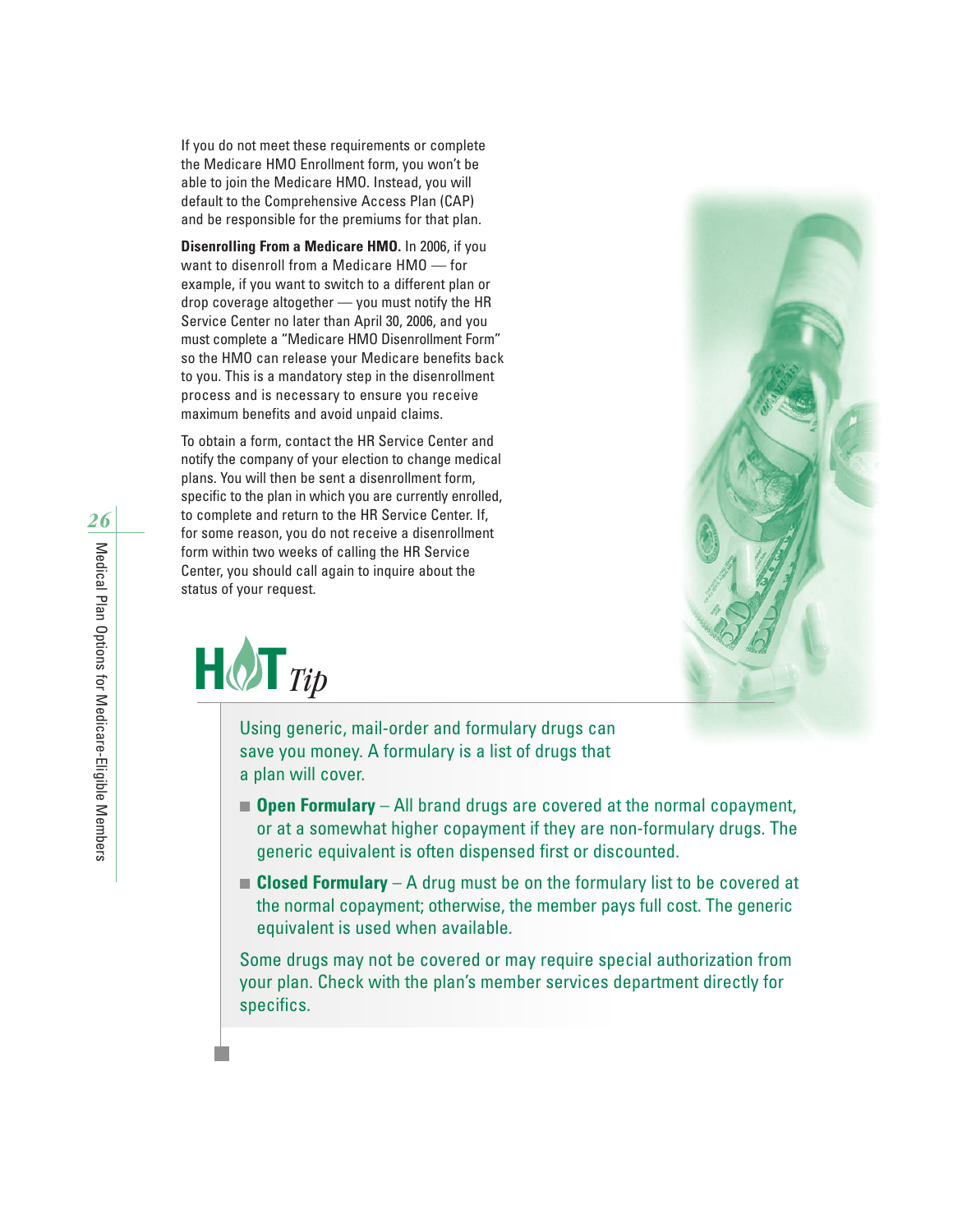If you do not meet these requirements or complete the Medicare HMO Enrollment form, you won't be able to join the Medicare HMO. Instead, you will default to the Comprehensive Access Plan (CAP) and be responsible for the premiums for that plan.

**Disenrolling From a Medicare HMO.** In 2006, if you want to disenroll from a Medicare HMO — for example, if you want to switch to a different plan or drop coverage altogether — you must notify the HR Service Center no later than April 30, 2006, and you must complete a "Medicare HMO Disenrollment Form" so the HMO can release your Medicare benefits back to you. This is a mandatory step in the disenrollment process and is necessary to ensure you receive maximum benefits and avoid unpaid claims.

To obtain a form, contact the HR Service Center and notify the company of your election to change medical plans. You will then be sent a disenrollment form, specific to the plan in which you are currently enrolled, to complete and return to the HR Service Center. If, for some reason, you do not receive a disenrollment form within two weeks of calling the HR Service Center, you should call again to inquire about the status of your request.

## HOT *Tip*

Using generic, mail-order and formulary drugs can save you money. A formulary is a list of drugs that a plan will cover.

- **Open Formulary** – All brand drugs are covered at the normal copayment, or at a somewhat higher copayment if they are non-formulary drugs. The generic equivalent is often dispensed first or discounted.
- **Closed Formulary** – A drug must be on the formulary list to be covered at the normal copayment; otherwise, the member pays full cost. The generic equivalent is used when available.

Some drugs may not be covered or may require special authorization from your plan. Check with the plan's member services department directly for specifics.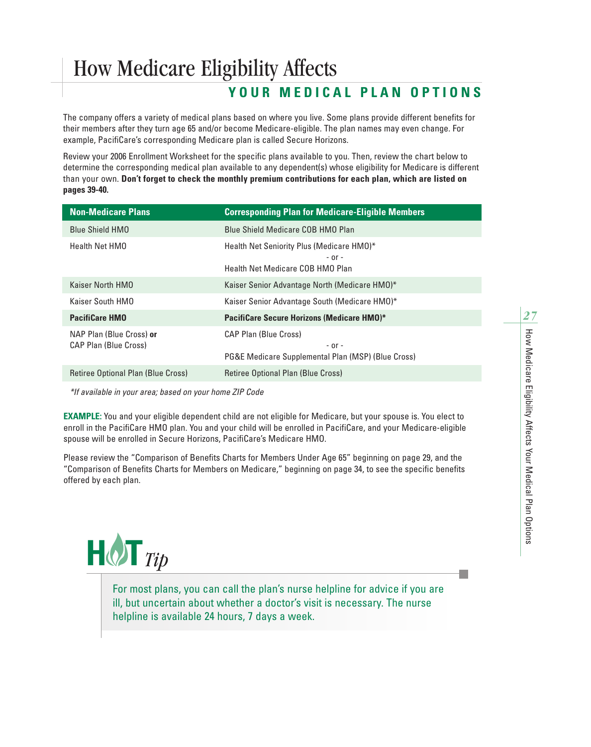# How Medicare Eligibility Affects

## YOUR MEDICAL PLAN OPTIONS

The company offers a variety of medical plans based on where you live. Some plans provide different benefits for their members after they turn age 65 and/or become Medicare-eligible. The plan names may even change. For example, PacifiCare's corresponding Medicare plan is called Secure Horizons.

Review your 2006 Enrollment Worksheet for the specific plans available to you. Then, review the chart below to determine the corresponding medical plan available to any dependent(s) whose eligibility for Medicare is different than your own. **Don't forget to check the monthly premium contributions for each plan, which are listed on pages 39-40.**

| Non-Medicare Plans | Corresponding Plan for Medicare-Eligible Members |
|---|---|
| Blue Shield HMO | Blue Shield Medicare COB HMO Plan |
| Health Net HMO | Health Net Seniority Plus (Medicare HMO)* <br> - or - <br> Health Net Medicare COB HMO Plan |
| Kaiser North HMO | Kaiser Senior Advantage North (Medicare HMO)* |
| Kaiser South HMO | Kaiser Senior Advantage South (Medicare HMO)* |
| **PacifiCare HMO** | **PacifiCare Secure Horizons (Medicare HMO)*** |
| NAP Plan (Blue Cross) **or** CAP Plan (Blue Cross) | CAP Plan (Blue Cross) <br> - or - <br> PG&E Medicare Supplemental Plan (MSP) (Blue Cross) |
| Retiree Optional Plan (Blue Cross) | Retiree Optional Plan (Blue Cross) |

*\*If available in your area; based on your home ZIP Code*

**EXAMPLE:** You and your eligible dependent child are not eligible for Medicare, but your spouse is. You elect to enroll in the PacifiCare HMO plan. You and your child will be enrolled in PacifiCare, and your Medicare-eligible spouse will be enrolled in Secure Horizons, PacifiCare's Medicare HMO.

Please review the "Comparison of Benefits Charts for Members Under Age 65" beginning on page 29, and the "Comparison of Benefits Charts for Members on Medicare," beginning on page 34, to see the specific benefits offered by each plan.

**HOT *Tip***

For most plans, you can call the plan's nurse helpline for advice if you are ill, but uncertain about whether a doctor's visit is necessary. The nurse helpline is available 24 hours, 7 days a week.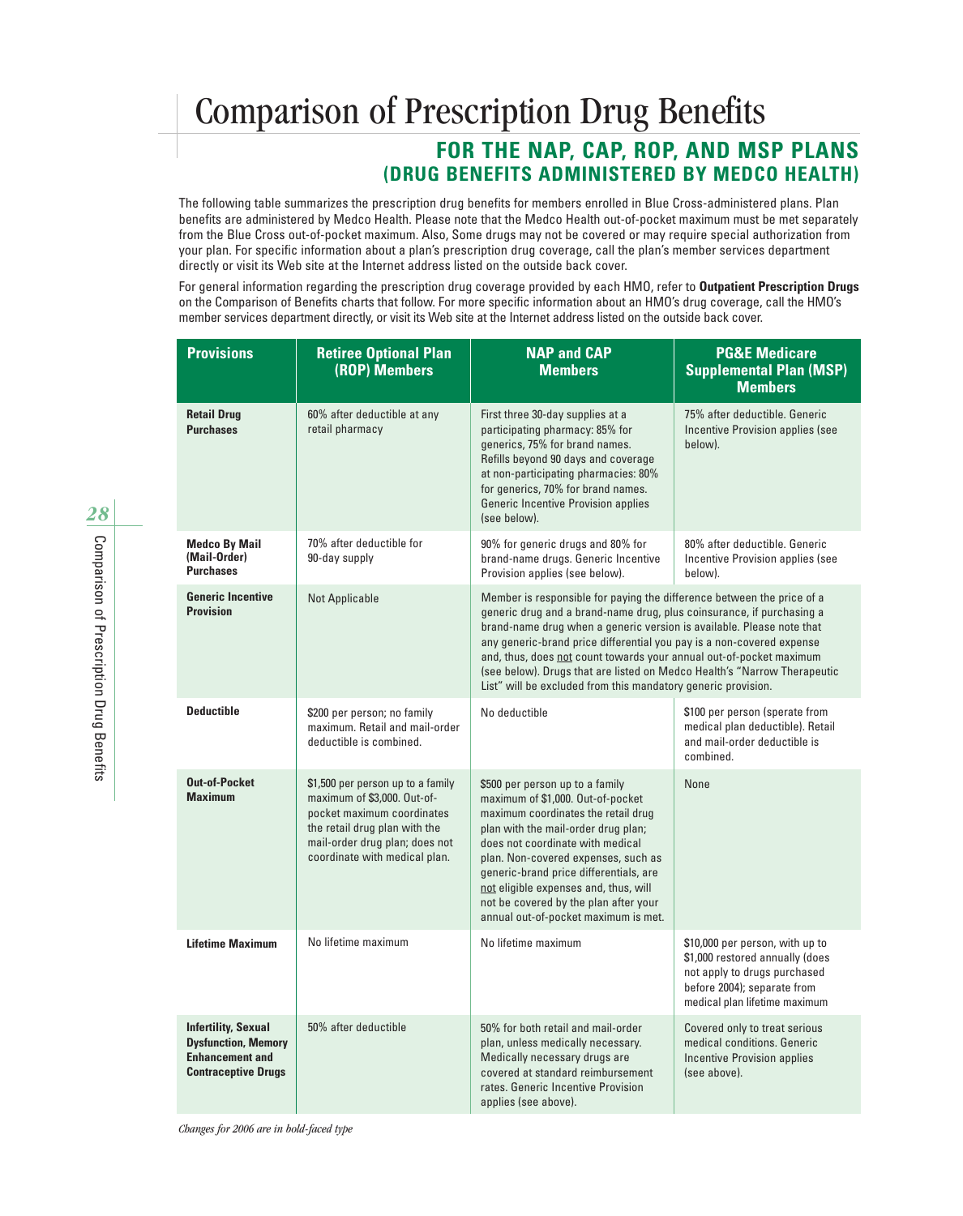# Comparison of Prescription Drug Benefits

## FOR THE NAP, CAP, ROP, AND MSP PLANS
### (DRUG BENEFITS ADMINISTERED BY MEDCO HEALTH)

The following table summarizes the prescription drug benefits for members enrolled in Blue Cross-administered plans. Plan benefits are administered by Medco Health. Please note that the Medco Health out-of-pocket maximum must be met separately from the Blue Cross out-of-pocket maximum. Also, Some drugs may not be covered or may require special authorization from your plan. For specific information about a plan's prescription drug coverage, call the plan's member services department directly or visit its Web site at the Internet address listed on the outside back cover.

For general information regarding the prescription drug coverage provided by each HMO, refer to **Outpatient Prescription Drugs** on the Comparison of Benefits charts that follow. For more specific information about an HMO's drug coverage, call the HMO's member services department directly, or visit its Web site at the Internet address listed on the outside back cover.

| Provisions | Retiree Optional Plan (ROP) Members | NAP and CAP Members | PG&E Medicare Supplemental Plan (MSP) Members |
|---|---|---|---|
| **Retail Drug Purchases** | 60% after deductible at any retail pharmacy | First three 30-day supplies at a participating pharmacy: 85% for generics, 75% for brand names. Refills beyond 90 days and coverage at non-participating pharmacies: 80% for generics, 70% for brand names. Generic Incentive Provision applies (see below). | 75% after deductible. Generic Incentive Provision applies (see below). |
| **Medco By Mail (Mail-Order) Purchases** | 70% after deductible for 90-day supply | 90% for generic drugs and 80% for brand-name drugs. Generic Incentive Provision applies (see below). | 80% after deductible. Generic Incentive Provision applies (see below). |
| **Generic Incentive Provision** | Not Applicable | Member is responsible for paying the difference between the price of a generic drug and a brand-name drug, plus coinsurance, if purchasing a brand-name drug when a generic version is available. Please note that any generic-brand price differential you pay is a non-covered expense and, thus, does not count towards your annual out-of-pocket maximum (see below). Drugs that are listed on Medco Health's "Narrow Therapeutic List" will be excluded from this mandatory generic provision. | |
| **Deductible** | $200 per person; no family maximum. Retail and mail-order deductible is combined. | No deductible | $100 per person (sperate from medical plan deductible). Retail and mail-order deductible is combined. |
| **Out-of-Pocket Maximum** | $1,500 per person up to a family maximum of $3,000. Out-of-pocket maximum coordinates the retail drug plan with the mail-order drug plan; does not coordinate with medical plan. | $500 per person up to a family maximum of $1,000. Out-of-pocket maximum coordinates the retail drug plan with the mail-order drug plan; does not coordinate with medical plan. Non-covered expenses, such as generic-brand price differentials, are not eligible expenses and, thus, will not be covered by the plan after your annual out-of-pocket maximum is met. | None |
| **Lifetime Maximum** | No lifetime maximum | No lifetime maximum | $10,000 per person, with up to $1,000 restored annually (does not apply to drugs purchased before 2004); separate from medical plan lifetime maximum |
| **Infertility, Sexual Dysfunction, Memory Enhancement and Contraceptive Drugs** | 50% after deductible | 50% for both retail and mail-order plan, unless medically necessary. Medically necessary drugs are covered at standard reimbursement rates. Generic Incentive Provision applies (see above). | Covered only to treat serious medical conditions. Generic Incentive Provision applies (see above). |

*Changes for 2006 are in bold-faced type*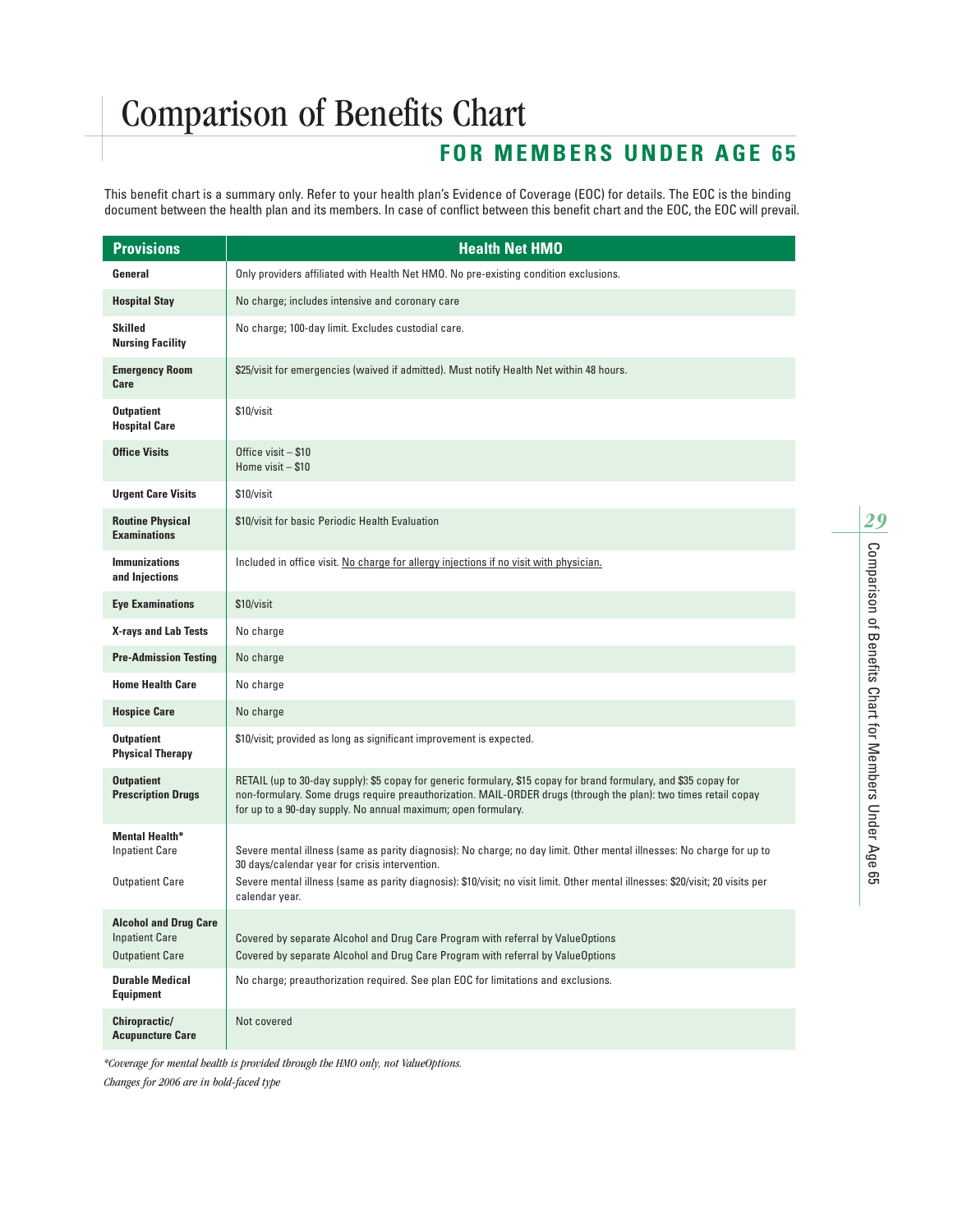# Comparison of Benefits Chart

## FOR MEMBERS UNDER AGE 65

This benefit chart is a summary only. Refer to your health plan's Evidence of Coverage (EOC) for details. The EOC is the binding document between the health plan and its members. In case of conflict between this benefit chart and the EOC, the EOC will prevail.

| Provisions | Health Net HMO |
|---|---|
| **General** | Only providers affiliated with Health Net HMO. No pre-existing condition exclusions. |
| **Hospital Stay** | No charge; includes intensive and coronary care |
| **Skilled Nursing Facility** | No charge; 100-day limit. Excludes custodial care. |
| **Emergency Room Care** | $25/visit for emergencies (waived if admitted). Must notify Health Net within 48 hours. |
| **Outpatient Hospital Care** | $10/visit |
| **Office Visits** | Office visit – $10<br>Home visit – $10 |
| **Urgent Care Visits** | $10/visit |
| **Routine Physical Examinations** | $10/visit for basic Periodic Health Evaluation |
| **Immunizations and Injections** | Included in office visit. No charge for allergy injections if no visit with physician. |
| **Eye Examinations** | $10/visit |
| **X-rays and Lab Tests** | No charge |
| **Pre-Admission Testing** | No charge |
| **Home Health Care** | No charge |
| **Hospice Care** | No charge |
| **Outpatient Physical Therapy** | $10/visit; provided as long as significant improvement is expected. |
| **Outpatient Prescription Drugs** | RETAIL (up to 30-day supply): $5 copay for generic formulary, $15 copay for brand formulary, and $35 copay for non-formulary. Some drugs require preauthorization. MAIL-ORDER drugs (through the plan): two times retail copay for up to a 90-day supply. No annual maximum; open formulary. |
| **Mental Health*** | |
| Inpatient Care | Severe mental illness (same as parity diagnosis): No charge; no day limit. Other mental illnesses: No charge for up to 30 days/calendar year for crisis intervention. |
| Outpatient Care | Severe mental illness (same as parity diagnosis): $10/visit; no visit limit. Other mental illnesses: $20/visit; 20 visits per calendar year. |
| **Alcohol and Drug Care** | |
| Inpatient Care | Covered by separate Alcohol and Drug Care Program with referral by ValueOptions |
| Outpatient Care | Covered by separate Alcohol and Drug Care Program with referral by ValueOptions |
| **Durable Medical Equipment** | No charge; preauthorization required. See plan EOC for limitations and exclusions. |
| **Chiropractic/ Acupuncture Care** | Not covered |

*\*Coverage for mental health is provided through the HMO only, not ValueOptions.*

*Changes for 2006 are in bold-faced type*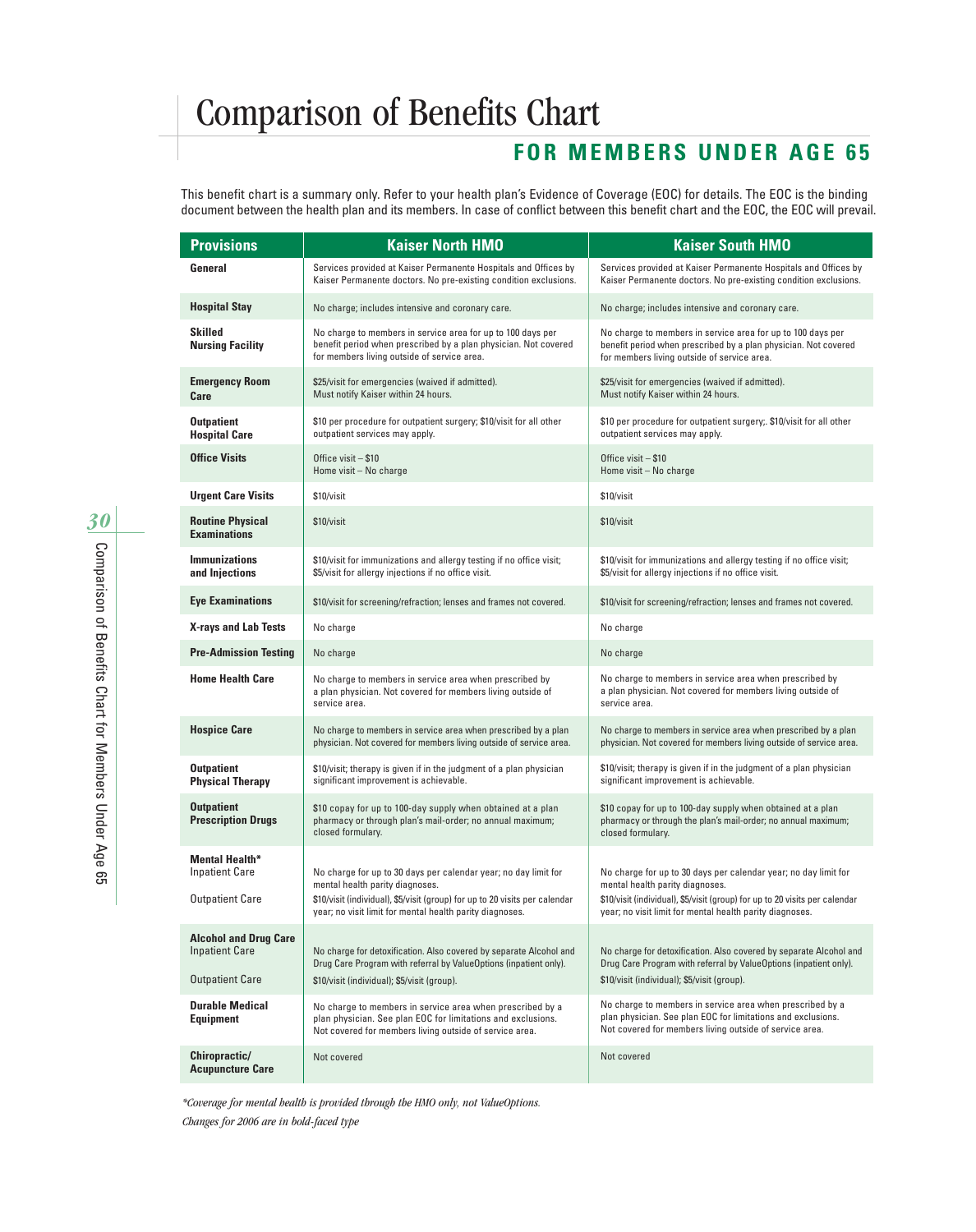# Comparison of Benefits Chart

## FOR MEMBERS UNDER AGE 65

This benefit chart is a summary only. Refer to your health plan's Evidence of Coverage (EOC) for details. The EOC is the binding document between the health plan and its members. In case of conflict between this benefit chart and the EOC, the EOC will prevail.

| Provisions | Kaiser North HMO | Kaiser South HMO |
|---|---|---|
| **General** | Services provided at Kaiser Permanente Hospitals and Offices by Kaiser Permanente doctors. No pre-existing condition exclusions. | Services provided at Kaiser Permanente Hospitals and Offices by Kaiser Permanente doctors. No pre-existing condition exclusions. |
| **Hospital Stay** | No charge; includes intensive and coronary care. | No charge; includes intensive and coronary care. |
| **Skilled Nursing Facility** | No charge to members in service area for up to 100 days per benefit period when prescribed by a plan physician. Not covered for members living outside of service area. | No charge to members in service area for up to 100 days per benefit period when prescribed by a plan physician. Not covered for members living outside of service area. |
| **Emergency Room Care** | $25/visit for emergencies (waived if admitted). Must notify Kaiser within 24 hours. | $25/visit for emergencies (waived if admitted). Must notify Kaiser within 24 hours. |
| **Outpatient Hospital Care** | $10 per procedure for outpatient surgery; $10/visit for all other outpatient services may apply. | $10 per procedure for outpatient surgery;. $10/visit for all other outpatient services may apply. |
| **Office Visits** | Office visit – $10<br>Home visit – No charge | Office visit – $10<br>Home visit – No charge |
| **Urgent Care Visits** | $10/visit | $10/visit |
| **Routine Physical Examinations** | $10/visit | $10/visit |
| **Immunizations and Injections** | $10/visit for immunizations and allergy testing if no office visit; $5/visit for allergy injections if no office visit. | $10/visit for immunizations and allergy testing if no office visit; $5/visit for allergy injections if no office visit. |
| **Eye Examinations** | $10/visit for screening/refraction; lenses and frames not covered. | $10/visit for screening/refraction; lenses and frames not covered. |
| **X-rays and Lab Tests** | No charge | No charge |
| **Pre-Admission Testing** | No charge | No charge |
| **Home Health Care** | No charge to members in service area when prescribed by a plan physician. Not covered for members living outside of service area. | No charge to members in service area when prescribed by a plan physician. Not covered for members living outside of service area. |
| **Hospice Care** | No charge to members in service area when prescribed by a plan physician. Not covered for members living outside of service area. | No charge to members in service area when prescribed by a plan physician. Not covered for members living outside of service area. |
| **Outpatient Physical Therapy** | $10/visit; therapy is given if in the judgment of a plan physician significant improvement is achievable. | $10/visit; therapy is given if in the judgment of a plan physician significant improvement is achievable. |
| **Outpatient Prescription Drugs** | $10 copay for up to 100-day supply when obtained at a plan pharmacy or through plan's mail-order; no annual maximum; closed formulary. | $10 copay for up to 100-day supply when obtained at a plan pharmacy or through the plan's mail-order; no annual maximum; closed formulary. |
| **Mental Health*** | | |
| Inpatient Care | No charge for up to 30 days per calendar year; no day limit for mental health parity diagnoses. | No charge for up to 30 days per calendar year; no day limit for mental health parity diagnoses. |
| Outpatient Care | $10/visit (individual), $5/visit (group) for up to 20 visits per calendar year; no visit limit for mental health parity diagnoses. | $10/visit (individual), $5/visit (group) for up to 20 visits per calendar year; no visit limit for mental health parity diagnoses. |
| **Alcohol and Drug Care** | | |
| Inpatient Care | No charge for detoxification. Also covered by separate Alcohol and Drug Care Program with referral by ValueOptions (inpatient only). | No charge for detoxification. Also covered by separate Alcohol and Drug Care Program with referral by ValueOptions (inpatient only). |
| Outpatient Care | $10/visit (individual); $5/visit (group). | $10/visit (individual); $5/visit (group). |
| **Durable Medical Equipment** | No charge to members in service area when prescribed by a plan physician. See plan EOC for limitations and exclusions. Not covered for members living outside of service area. | No charge to members in service area when prescribed by a plan physician. See plan EOC for limitations and exclusions. Not covered for members living outside of service area. |
| **Chiropractic/ Acupuncture Care** | Not covered | Not covered |

*\*Coverage for mental health is provided through the HMO only, not ValueOptions.*

*Changes for 2006 are in bold-faced type*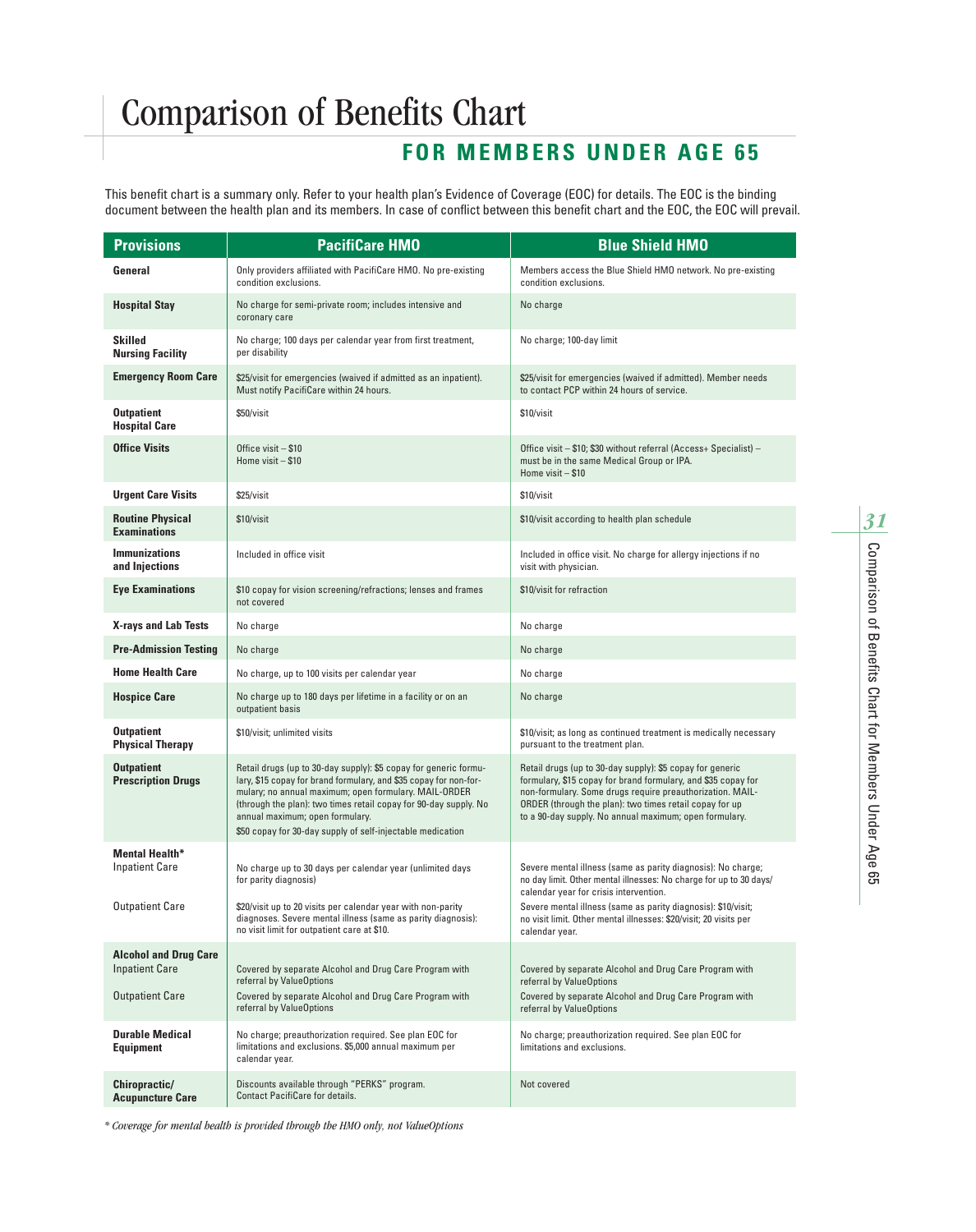# Comparison of Benefits Chart

## FOR MEMBERS UNDER AGE 65

This benefit chart is a summary only. Refer to your health plan's Evidence of Coverage (EOC) for details. The EOC is the binding document between the health plan and its members. In case of conflict between this benefit chart and the EOC, the EOC will prevail.

| Provisions | PacifiCare HMO | Blue Shield HMO |
|---|---|---|
| **General** | Only providers affiliated with PacifiCare HMO. No pre-existing condition exclusions. | Members access the Blue Shield HMO network. No pre-existing condition exclusions. |
| **Hospital Stay** | No charge for semi-private room; includes intensive and coronary care | No charge |
| **Skilled Nursing Facility** | No charge; 100 days per calendar year from first treatment, per disability | No charge; 100-day limit |
| **Emergency Room Care** | $25/visit for emergencies (waived if admitted as an inpatient). Must notify PacifiCare within 24 hours. | $25/visit for emergencies (waived if admitted). Member needs to contact PCP within 24 hours of service. |
| **Outpatient Hospital Care** | $50/visit | $10/visit |
| **Office Visits** | Office visit – $10<br>Home visit – $10 | Office visit – $10; $30 without referral (Access+ Specialist) – must be in the same Medical Group or IPA.<br>Home visit – $10 |
| **Urgent Care Visits** | $25/visit | $10/visit |
| **Routine Physical Examinations** | $10/visit | $10/visit according to health plan schedule |
| **Immunizations and Injections** | Included in office visit | Included in office visit. No charge for allergy injections if no visit with physician. |
| **Eye Examinations** | $10 copay for vision screening/refractions; lenses and frames not covered | $10/visit for refraction |
| **X-rays and Lab Tests** | No charge | No charge |
| **Pre-Admission Testing** | No charge | No charge |
| **Home Health Care** | No charge, up to 100 visits per calendar year | No charge |
| **Hospice Care** | No charge up to 180 days per lifetime in a facility or on an outpatient basis | No charge |
| **Outpatient Physical Therapy** | $10/visit; unlimited visits | $10/visit; as long as continued treatment is medically necessary pursuant to the treatment plan. |
| **Outpatient Prescription Drugs** | Retail drugs (up to 30-day supply): $5 copay for generic formulary, $15 copay for brand formulary, and $35 copay for non-formulary; no annual maximum; open formulary. MAIL-ORDER (through the plan): two times retail copay for 90-day supply. No annual maximum; open formulary.<br>$50 copay for 30-day supply of self-injectable medication | Retail drugs (up to 30-day supply): $5 copay for generic formulary, $15 copay for brand formulary, and $35 copay for non-formulary. Some drugs require preauthorization. MAIL-ORDER (through the plan): two times retail copay for up to a 90-day supply. No annual maximum; open formulary. |
| **Mental Health*** | | |
| Inpatient Care | No charge up to 30 days per calendar year (unlimited days for parity diagnosis) | Severe mental illness (same as parity diagnosis): No charge; no day limit. Other mental illnesses: No charge for up to 30 days/calendar year for crisis intervention. |
| Outpatient Care | $20/visit up to 20 visits per calendar year with non-parity diagnoses. Severe mental illness (same as parity diagnosis): no visit limit for outpatient care at $10. | Severe mental illness (same as parity diagnosis): $10/visit; no visit limit. Other mental illnesses: $20/visit; 20 visits per calendar year. |
| **Alcohol and Drug Care** | | |
| Inpatient Care | Covered by separate Alcohol and Drug Care Program with referral by ValueOptions | Covered by separate Alcohol and Drug Care Program with referral by ValueOptions |
| Outpatient Care | Covered by separate Alcohol and Drug Care Program with referral by ValueOptions | Covered by separate Alcohol and Drug Care Program with referral by ValueOptions |
| **Durable Medical Equipment** | No charge; preauthorization required. See plan EOC for limitations and exclusions. $5,000 annual maximum per calendar year. | No charge; preauthorization required. See plan EOC for limitations and exclusions. |
| **Chiropractic/ Acupuncture Care** | Discounts available through "PERKS" program. Contact PacifiCare for details. | Not covered |

*\* Coverage for mental health is provided through the HMO only, not ValueOptions*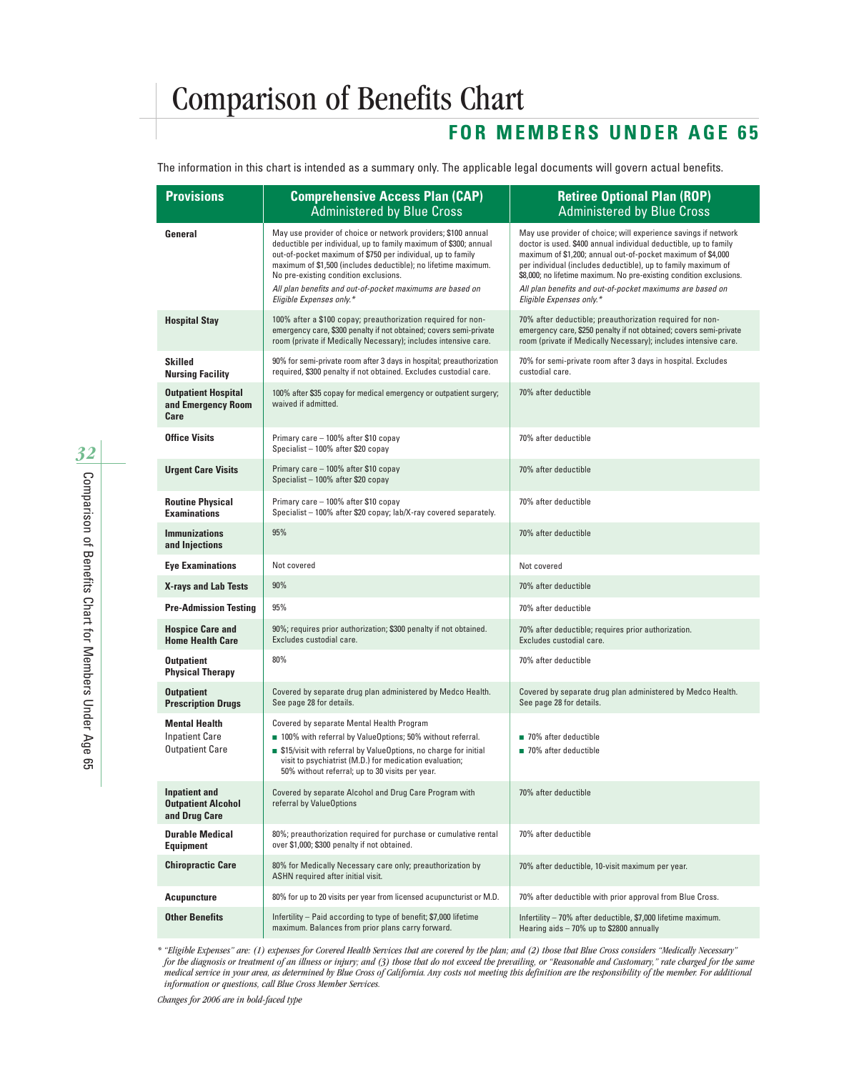# Comparison of Benefits Chart

## FOR MEMBERS UNDER AGE 65

The information in this chart is intended as a summary only. The applicable legal documents will govern actual benefits.

| Provisions | Comprehensive Access Plan (CAP) Administered by Blue Cross | Retiree Optional Plan (ROP) Administered by Blue Cross |
|---|---|---|
| **General** | May use provider of choice or network providers; $100 annual deductible per individual, up to family maximum of $300; annual out-of-pocket maximum of $750 per individual, up to family maximum of $1,500 (includes deductible); no lifetime maximum. No pre-existing condition exclusions. *All plan benefits and out-of-pocket maximums are based on Eligible Expenses only.** | May use provider of choice; will experience savings if network doctor is used. $400 annual individual deductible, up to family maximum of $1,200; annual out-of-pocket maximum of $4,000 per individual (includes deductible), up to family maximum of $8,000; no lifetime maximum. No pre-existing condition exclusions. *All plan benefits and out-of-pocket maximums are based on Eligible Expenses only.** |
| **Hospital Stay** | 100% after a $100 copay; preauthorization required for non-emergency care, $300 penalty if not obtained; covers semi-private room (private if Medically Necessary); includes intensive care. | 70% after deductible; preauthorization required for non-emergency care, $250 penalty if not obtained; covers semi-private room (private if Medically Necessary); includes intensive care. |
| **Skilled Nursing Facility** | 90% for semi-private room after 3 days in hospital; preauthorization required, $300 penalty if not obtained. Excludes custodial care. | 70% for semi-private room after 3 days in hospital. Excludes custodial care. |
| **Outpatient Hospital and Emergency Room Care** | 100% after $35 copay for medical emergency or outpatient surgery; waived if admitted. | 70% after deductible |
| **Office Visits** | Primary care – 100% after $10 copay<br>Specialist – 100% after $20 copay | 70% after deductible |
| **Urgent Care Visits** | Primary care – 100% after $10 copay<br>Specialist – 100% after $20 copay | 70% after deductible |
| **Routine Physical Examinations** | Primary care – 100% after $10 copay<br>Specialist – 100% after $20 copay; lab/X-ray covered separately. | 70% after deductible |
| **Immunizations and Injections** | 95% | 70% after deductible |
| **Eye Examinations** | Not covered | Not covered |
| **X-rays and Lab Tests** | 90% | 70% after deductible |
| **Pre-Admission Testing** | 95% | 70% after deductible |
| **Hospice Care and Home Health Care** | 90%; requires prior authorization; $300 penalty if not obtained. Excludes custodial care. | 70% after deductible; requires prior authorization. Excludes custodial care. |
| **Outpatient Physical Therapy** | 80% | 70% after deductible |
| **Outpatient Prescription Drugs** | Covered by separate drug plan administered by Medco Health. See page 28 for details. | Covered by separate drug plan administered by Medco Health. See page 28 for details. |
| **Mental Health**<br>Inpatient Care<br>Outpatient Care | Covered by separate Mental Health Program<br>■ 100% with referral by ValueOptions; 50% without referral.<br>■ $15/visit with referral by ValueOptions, no charge for initial visit to psychiatrist (M.D.) for medication evaluation; 50% without referral; up to 30 visits per year. | ■ 70% after deductible<br>■ 70% after deductible |
| **Inpatient and Outpatient Alcohol and Drug Care** | Covered by separate Alcohol and Drug Care Program with referral by ValueOptions | 70% after deductible |
| **Durable Medical Equipment** | 80%; preauthorization required for purchase or cumulative rental over $1,000; $300 penalty if not obtained. | 70% after deductible |
| **Chiropractic Care** | 80% for Medically Necessary care only; preauthorization by ASHN required after initial visit. | 70% after deductible, 10-visit maximum per year. |
| **Acupuncture** | 80% for up to 20 visits per year from licensed acupuncturist or M.D. | 70% after deductible with prior approval from Blue Cross. |
| **Other Benefits** | Infertility – Paid according to type of benefit; $7,000 lifetime maximum. Balances from prior plans carry forward. | Infertility – 70% after deductible, $7,000 lifetime maximum.<br>Hearing aids – 70% up to $2800 annually |

*\* "Eligible Expenses" are: (1) expenses for Covered Health Services that are covered by the plan; and (2) those that Blue Cross considers "Medically Necessary" for the diagnosis or treatment of an illness or injury; and (3) those that do not exceed the prevailing, or "Reasonable and Customary," rate charged for the same medical service in your area, as determined by Blue Cross of California. Any costs not meeting this definition are the responsibility of the member. For additional information or questions, call Blue Cross Member Services.*

*Changes for 2006 are in bold-faced type*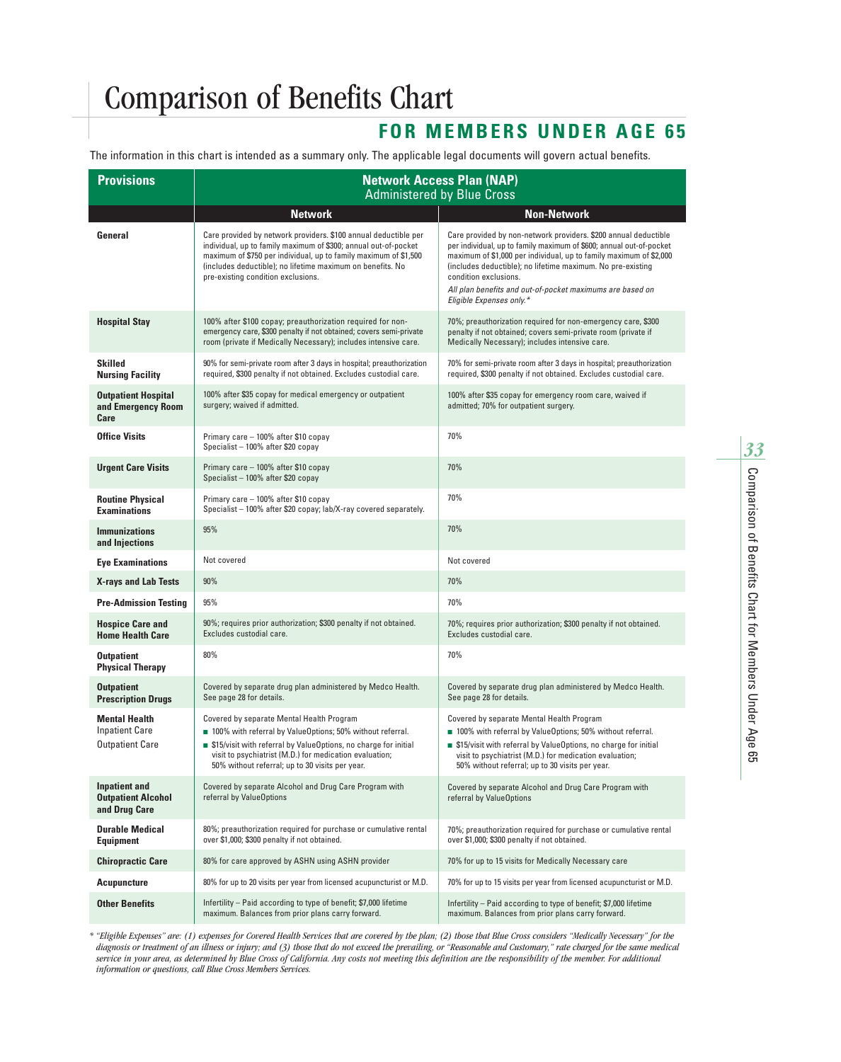# Comparison of Benefits Chart

## FOR MEMBERS UNDER AGE 65

The information in this chart is intended as a summary only. The applicable legal documents will govern actual benefits.

| Provisions | Network Access Plan (NAP) Administered by Blue Cross | |
|---|---|---|
| | **Network** | **Non-Network** |
| **General** | Care provided by network providers. $100 annual deductible per individual, up to family maximum of $300; annual out-of-pocket maximum of $750 per individual, up to family maximum of $1,500 (includes deductible); no lifetime maximum on benefits. No pre-existing condition exclusions. | Care provided by non-network providers. $200 annual deductible per individual, up to family maximum of $600; annual out-of-pocket maximum of $1,000 per individual, up to family maximum of $2,000 (includes deductible); no lifetime maximum. No pre-existing condition exclusions. *All plan benefits and out-of-pocket maximums are based on Eligible Expenses only.** |
| **Hospital Stay** | 100% after $100 copay; preauthorization required for non-emergency care, $300 penalty if not obtained; covers semi-private room (private if Medically Necessary); includes intensive care. | 70%; preauthorization required for non-emergency care, $300 penalty if not obtained; covers semi-private room (private if Medically Necessary); includes intensive care. |
| **Skilled Nursing Facility** | 90% for semi-private room after 3 days in hospital; preauthorization required, $300 penalty if not obtained. Excludes custodial care. | 70% for semi-private room after 3 days in hospital; preauthorization required, $300 penalty if not obtained. Excludes custodial care. |
| **Outpatient Hospital and Emergency Room Care** | 100% after $35 copay for medical emergency or outpatient surgery; waived if admitted. | 100% after $35 copay for emergency room care, waived if admitted; 70% for outpatient surgery. |
| **Office Visits** | Primary care – 100% after $10 copay<br>Specialist – 100% after $20 copay | 70% |
| **Urgent Care Visits** | Primary care – 100% after $10 copay<br>Specialist – 100% after $20 copay | 70% |
| **Routine Physical Examinations** | Primary care – 100% after $10 copay<br>Specialist – 100% after $20 copay; lab/X-ray covered separately. | 70% |
| **Immunizations and Injections** | 95% | 70% |
| **Eye Examinations** | Not covered | Not covered |
| **X-rays and Lab Tests** | 90% | 70% |
| **Pre-Admission Testing** | 95% | 70% |
| **Hospice Care and Home Health Care** | 90%; requires prior authorization; $300 penalty if not obtained. Excludes custodial care. | 70%; requires prior authorization; $300 penalty if not obtained. Excludes custodial care. |
| **Outpatient Physical Therapy** | 80% | 70% |
| **Outpatient Prescription Drugs** | Covered by separate drug plan administered by Medco Health. See page 28 for details. | Covered by separate drug plan administered by Medco Health. See page 28 for details. |
| **Mental Health**<br>Inpatient Care<br>Outpatient Care | Covered by separate Mental Health Program<br>■ 100% with referral by ValueOptions; 50% without referral.<br>■ $15/visit with referral by ValueOptions, no charge for initial visit to psychiatrist (M.D.) for medication evaluation; 50% without referral; up to 30 visits per year. | Covered by separate Mental Health Program<br>■ 100% with referral by ValueOptions; 50% without referral.<br>■ $15/visit with referral by ValueOptions, no charge for initial visit to psychiatrist (M.D.) for medication evaluation; 50% without referral; up to 30 visits per year. |
| **Inpatient and Outpatient Alcohol and Drug Care** | Covered by separate Alcohol and Drug Care Program with referral by ValueOptions | Covered by separate Alcohol and Drug Care Program with referral by ValueOptions |
| **Durable Medical Equipment** | 80%; preauthorization required for purchase or cumulative rental over $1,000; $300 penalty if not obtained. | 70%; preauthorization required for purchase or cumulative rental over $1,000; $300 penalty if not obtained. |
| **Chiropractic Care** | 80% for care approved by ASHN using ASHN provider | 70% for up to 15 visits for Medically Necessary care |
| **Acupuncture** | 80% for up to 20 visits per year from licensed acupuncturist or M.D. | 70% for up to 15 visits per year from licensed acupuncturist or M.D. |
| **Other Benefits** | Infertility – Paid according to type of benefit; $7,000 lifetime maximum. Balances from prior plans carry forward. | Infertility – Paid according to type of benefit; $7,000 lifetime maximum. Balances from prior plans carry forward. |

\* *"Eligible Expenses" are: (1) expenses for Covered Health Services that are covered by the plan; (2) those that Blue Cross considers "Medically Necessary" for the diagnosis or treatment of an illness or injury; and (3) those that do not exceed the prevailing, or "Reasonable and Customary," rate charged for the same medical service in your area, as determined by Blue Cross of California. Any costs not meeting this definition are the responsibility of the member. For additional information or questions, call Blue Cross Members Services.*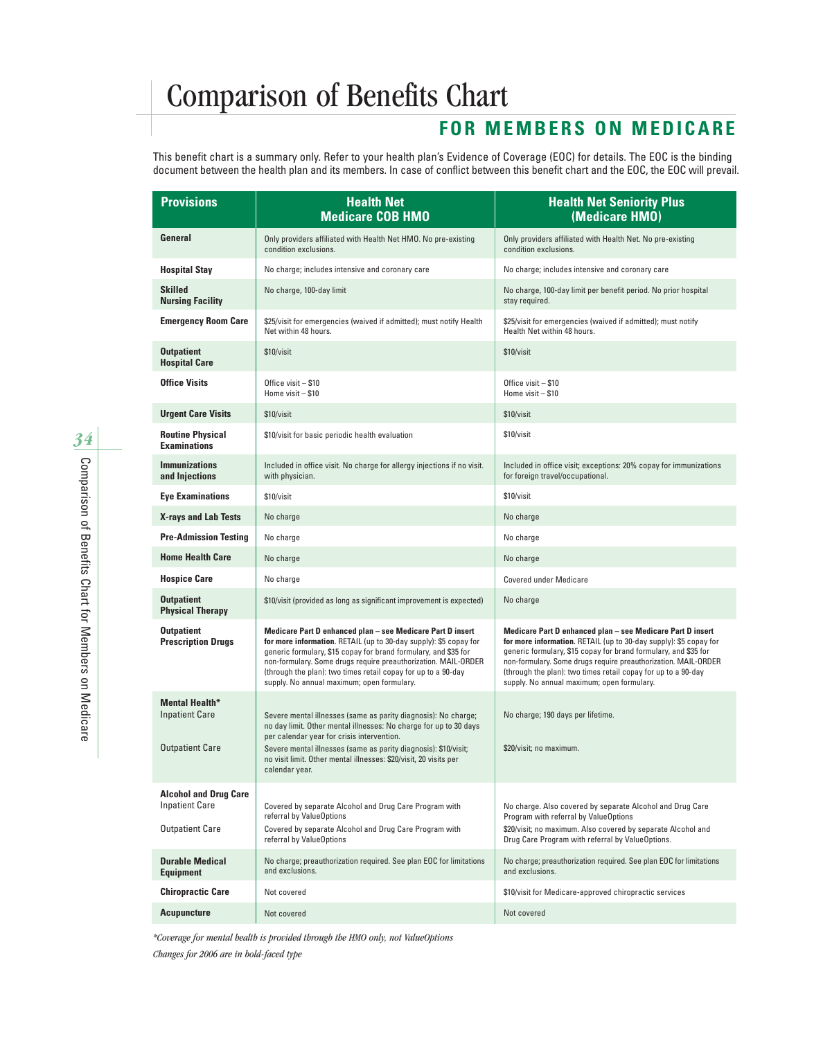# Comparison of Benefits Chart

## FOR MEMBERS ON MEDICARE

This benefit chart is a summary only. Refer to your health plan's Evidence of Coverage (EOC) for details. The EOC is the binding document between the health plan and its members. In case of conflict between this benefit chart and the EOC, the EOC will prevail.

| Provisions | Health Net Medicare COB HMO | Health Net Seniority Plus (Medicare HMO) |
|---|---|---|
| **General** | Only providers affiliated with Health Net HMO. No pre-existing condition exclusions. | Only providers affiliated with Health Net. No pre-existing condition exclusions. |
| **Hospital Stay** | No charge; includes intensive and coronary care | No charge; includes intensive and coronary care |
| **Skilled Nursing Facility** | No charge, 100-day limit | No charge, 100-day limit per benefit period. No prior hospital stay required. |
| **Emergency Room Care** | $25/visit for emergencies (waived if admitted); must notify Health Net within 48 hours. | $25/visit for emergencies (waived if admitted); must notify Health Net within 48 hours. |
| **Outpatient Hospital Care** | $10/visit | $10/visit |
| **Office Visits** | Office visit – $10<br>Home visit – $10 | Office visit – $10<br>Home visit – $10 |
| **Urgent Care Visits** | $10/visit | $10/visit |
| **Routine Physical Examinations** | $10/visit for basic periodic health evaluation | $10/visit |
| **Immunizations and Injections** | Included in office visit. No charge for allergy injections if no visit. with physician. | Included in office visit; exceptions: 20% copay for immunizations for foreign travel/occupational. |
| **Eye Examinations** | $10/visit | $10/visit |
| **X-rays and Lab Tests** | No charge | No charge |
| **Pre-Admission Testing** | No charge | No charge |
| **Home Health Care** | No charge | No charge |
| **Hospice Care** | No charge | Covered under Medicare |
| **Outpatient Physical Therapy** | $10/visit (provided as long as significant improvement is expected) | No charge |
| **Outpatient Prescription Drugs** | **Medicare Part D enhanced plan – see Medicare Part D insert for more information.** RETAIL (up to 30-day supply): $5 copay for generic formulary, $15 copay for brand formulary, and $35 for non-formulary. Some drugs require preauthorization. MAIL-ORDER (through the plan): two times retail copay for up to a 90-day supply. No annual maximum; open formulary. | **Medicare Part D enhanced plan – see Medicare Part D insert for more information.** RETAIL (up to 30-day supply): $5 copay for generic formulary, $15 copay for brand formulary, and $35 for non-formulary. Some drugs require preauthorization. MAIL-ORDER (through the plan): two times retail copay for up to a 90-day supply. No annual maximum; open formulary. |
| **Mental Health*** | | |
| Inpatient Care | Severe mental illnesses (same as parity diagnosis): No charge; no day limit. Other mental illnesses: No charge for up to 30 days per calendar year for crisis intervention. | No charge; 190 days per lifetime. |
| Outpatient Care | Severe mental illnesses (same as parity diagnosis): $10/visit; no visit limit. Other mental illnesses: $20/visit, 20 visits per calendar year. | $20/visit; no maximum. |
| **Alcohol and Drug Care** | | |
| Inpatient Care | Covered by separate Alcohol and Drug Care Program with referral by ValueOptions | No charge. Also covered by separate Alcohol and Drug Care Program with referral by ValueOptions |
| Outpatient Care | Covered by separate Alcohol and Drug Care Program with referral by ValueOptions | $20/visit; no maximum. Also covered by separate Alcohol and Drug Care Program with referral by ValueOptions. |
| **Durable Medical Equipment** | No charge; preauthorization required. See plan EOC for limitations and exclusions. | No charge; preauthorization required. See plan EOC for limitations and exclusions. |
| **Chiropractic Care** | Not covered | $10/visit for Medicare-approved chiropractic services |
| **Acupuncture** | Not covered | Not covered |

*\*Coverage for mental health is provided through the HMO only, not ValueOptions*

*Changes for 2006 are in bold-faced type*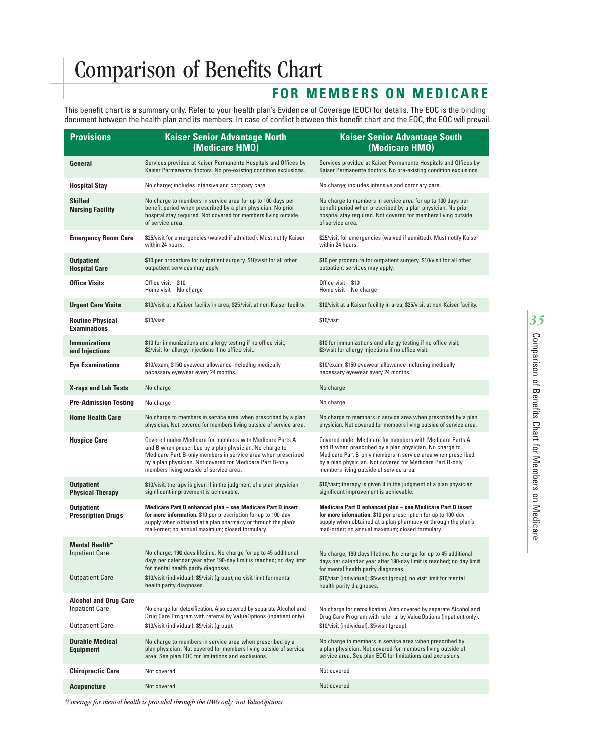# Comparison of Benefits Chart

## FOR MEMBERS ON MEDICARE

This benefit chart is a summary only. Refer to your health plan's Evidence of Coverage (EOC) for details. The EOC is the binding document between the health plan and its members. In case of conflict between this benefit chart and the EOC, the EOC will prevail.

| Provisions | Kaiser Senior Advantage North (Medicare HMO) | Kaiser Senior Advantage South (Medicare HMO) |
|---|---|---|
| **General** | Services provided at Kaiser Permanente Hospitals and Offices by Kaiser Permanente doctors. No pre-existing condition exclusions. | Services provided at Kaiser Permanente Hospitals and Offices by Kaiser Permanente doctors. No pre-existing condition exclusions. |
| **Hospital Stay** | No charge; includes intensive and coronary care. | No charge; includes intensive and coronary care. |
| **Skilled Nursing Facility** | No charge to members in service area for up to 100 days per benefit period when prescribed by a plan physician. No prior hospital stay required. Not covered for members living outside of service area. | No charge to members in service area for up to 100 days per benefit period when prescribed by a plan physician. No prior hospital stay required. Not covered for members living outside of service area. |
| **Emergency Room Care** | $25/visit for emergencies (waived if admitted). Must notify Kaiser within 24 hours. | $25/visit for emergencies (waived if admitted). Must notify Kaiser within 24 hours. |
| **Outpatient Hospital Care** | $10 per procedure for outpatient surgery. $10/visit for all other outpatient services may apply. | $10 per procedure for outpatient surgery. $10/visit for all other outpatient services may apply. |
| **Office Visits** | Office visit – $10<br>Home visit – No charge | Office visit – $10<br>Home visit – No charge |
| **Urgent Care Visits** | $10/visit at a Kaiser facility in area; $25/visit at non-Kaiser facility. | $10/visit at a Kaiser facility in area; $25/visit at non-Kaiser facility. |
| **Routine Physical Examinations** | $10/visit | $10/visit |
| **Immunizations and Injections** | $10 for immunizations and allergy testing if no office visit; $3/visit for allergy injections if no office visit. | $10 for immunizations and allergy testing if no office visit; $3/visit for allergy injections if no office visit. |
| **Eye Examinations** | $10/exam; $150 eyewear allowance including medically necessary eyewear every 24 months. | $10/exam; $150 eyewear allowance including medically necessary eyewear every 24 months. |
| **X-rays and Lab Tests** | No charge | No charge |
| **Pre-Admission Testing** | No charge | No charge |
| **Home Health Care** | No charge to members in service area when prescribed by a plan physician. Not covered for members living outside of service area. | No charge to members in service area when prescribed by a plan physician. Not covered for members living outside of service area. |
| **Hospice Care** | Covered under Medicare for members with Medicare Parts A and B when prescribed by a plan physician. No charge to Medicare Part B-only members in service area when prescribed by a plan physician. Not covered for Medicare Part B-only members living outside of service area. | Covered under Medicare for members with Medicare Parts A and B when prescribed by a plan physician. No charge to Medicare Part B-only members in service area when prescribed by a plan physician. Not covered for Medicare Part B-only members living outside of service area. |
| **Outpatient Physical Therapy** | $10/visit; therapy is given if in the judgment of a plan physician significant improvement is achievable. | $10/visit; therapy is given if in the judgment of a plan physician significant improvement is achievable. |
| **Outpatient Prescription Drugs** | **Medicare Part D enhanced plan – see Medicare Part D insert for more information.** $10 per prescription for up to 100-day supply when obtained at a plan pharmacy or through the plan's mail-order; no annual maximum; closed formulary. | **Medicare Part D enhanced plan – see Medicare Part D insert for more information.** $10 per prescription for up to 100-day supply when obtained at a plan pharmacy or through the plan's mail-order; no annual maximum; closed formulary. |
| **Mental Health*** | | |
| Inpatient Care | No charge; 190 days lifetime. No charge for up to 45 additional days per calendar year after 190-day limit is reached; no day limit for mental health parity diagnoses. | No charge; 190 days lifetime. No charge for up to 45 additional days per calendar year after 190-day limit is reached; no day limit for mental health parity diagnoses. |
| Outpatient Care | $10/visit (individual); $5/visit (group); no visit limit for mental health parity diagnoses. | $10/visit (individual); $5/visit (group); no visit limit for mental health parity diagnoses. |
| **Alcohol and Drug Care** | | |
| Inpatient Care | No charge for detoxification. Also covered by separate Alcohol and Drug Care Program with referral by ValueOptions (inpatient only). | No charge for detoxification. Also covered by separate Alcohol and Drug Care Program with referral by ValueOptions (inpatient only). |
| Outpatient Care | $10/visit (individual); $5/visit (group). | $10/visit (individual); $5/visit (group). |
| **Durable Medical Equipment** | No charge to members in service area when prescribed by a plan physician. Not covered for members living outside of service area. See plan EOC for limitations and exclusions. | No charge to members in service area when prescribed by a plan physician. Not covered for members living outside of service area. See plan EOC for limitations and exclusions. |
| **Chiropractic Care** | Not covered | Not covered |
| **Acupuncture** | Not covered | Not covered |

*\*Coverage for mental health is provided through the HMO only, not ValueOptions*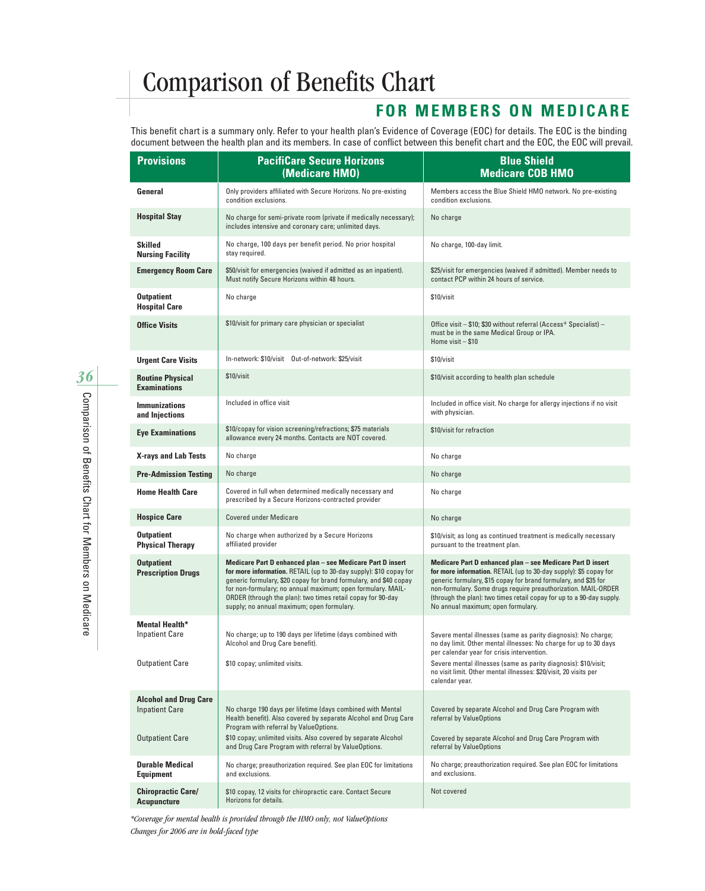# Comparison of Benefits Chart

## FOR MEMBERS ON MEDICARE

This benefit chart is a summary only. Refer to your health plan's Evidence of Coverage (EOC) for details. The EOC is the binding document between the health plan and its members. In case of conflict between this benefit chart and the EOC, the EOC will prevail.

| Provisions | PacifiCare Secure Horizons (Medicare HMO) | Blue Shield Medicare COB HMO |
|---|---|---|
| **General** | Only providers affiliated with Secure Horizons. No pre-existing condition exclusions. | Members access the Blue Shield HMO network. No pre-existing condition exclusions. |
| **Hospital Stay** | No charge for semi-private room (private if medically necessary); includes intensive and coronary care; unlimited days. | No charge |
| **Skilled Nursing Facility** | No charge, 100 days per benefit period. No prior hospital stay required. | No charge, 100-day limit. |
| **Emergency Room Care** | $50/visit for emergencies (waived if admitted as an inpatient). Must notify Secure Horizons within 48 hours. | $25/visit for emergencies (waived if admitted). Member needs to contact PCP within 24 hours of service. |
| **Outpatient Hospital Care** | No charge | $10/visit |
| **Office Visits** | $10/visit for primary care physician or specialist | Office visit – $10; $30 without referral (Access+ Specialist) – must be in the same Medical Group or IPA. Home visit – $10 |
| **Urgent Care Visits** | In-network: $10/visit Out-of-network: $25/visit | $10/visit |
| **Routine Physical Examinations** | $10/visit | $10/visit according to health plan schedule |
| **Immunizations and Injections** | Included in office visit | Included in office visit. No charge for allergy injections if no visit with physician. |
| **Eye Examinations** | $10/copay for vision screening/refractions; $75 materials allowance every 24 months. Contacts are NOT covered. | $10/visit for refraction |
| **X-rays and Lab Tests** | No charge | No charge |
| **Pre-Admission Testing** | No charge | No charge |
| **Home Health Care** | Covered in full when determined medically necessary and prescribed by a Secure Horizons-contracted provider | No charge |
| **Hospice Care** | Covered under Medicare | No charge |
| **Outpatient Physical Therapy** | No charge when authorized by a Secure Horizons affiliated provider | $10/visit; as long as continued treatment is medically necessary pursuant to the treatment plan. |
| **Outpatient Prescription Drugs** | **Medicare Part D enhanced plan – see Medicare Part D insert for more information.** RETAIL (up to 30-day supply): $10 copay for generic formulary, $20 copay for brand formulary, and $40 copay for non-formulary; no annual maximum; open formulary. MAIL-ORDER (through the plan): two times retail copay for 90-day supply; no annual maximum; open formulary. | **Medicare Part D enhanced plan – see Medicare Part D insert for more information.** RETAIL (up to 30-day supply): $5 copay for generic formulary, $15 copay for brand formulary, and $35 for non-formulary. Some drugs require preauthorization. MAIL-ORDER (through the plan): two times retail copay for up to a 90-day supply. No annual maximum; open formulary. |
| **Mental Health*** | | |
| Inpatient Care | No charge; up to 190 days per lifetime (days combined with Alcohol and Drug Care benefit). | Severe mental illnesses (same as parity diagnosis): No charge; no day limit. Other mental illnesses: No charge for up to 30 days per calendar year for crisis intervention. |
| Outpatient Care | $10 copay; unlimited visits. | Severe mental illnesses (same as parity diagnosis): $10/visit; no visit limit. Other mental illnesses: $20/visit, 20 visits per calendar year. |
| **Alcohol and Drug Care** | | |
| Inpatient Care | No charge 190 days per lifetime (days combined with Mental Health benefit). Also covered by separate Alcohol and Drug Care Program with referral by ValueOptions. | Covered by separate Alcohol and Drug Care Program with referral by ValueOptions |
| Outpatient Care | $10 copay; unlimited visits. Also covered by separate Alcohol and Drug Care Program with referral by ValueOptions. | Covered by separate Alcohol and Drug Care Program with referral by ValueOptions |
| **Durable Medical Equipment** | No charge; preauthorization required. See plan EOC for limitations and exclusions. | No charge; preauthorization required. See plan EOC for limitations and exclusions. |
| **Chiropractic Care/ Acupuncture** | $10 copay, 12 visits for chiropractic care. Contact Secure Horizons for details. | Not covered |

*\*Coverage for mental health is provided through the HMO only, not ValueOptions*

*Changes for 2006 are in bold-faced type*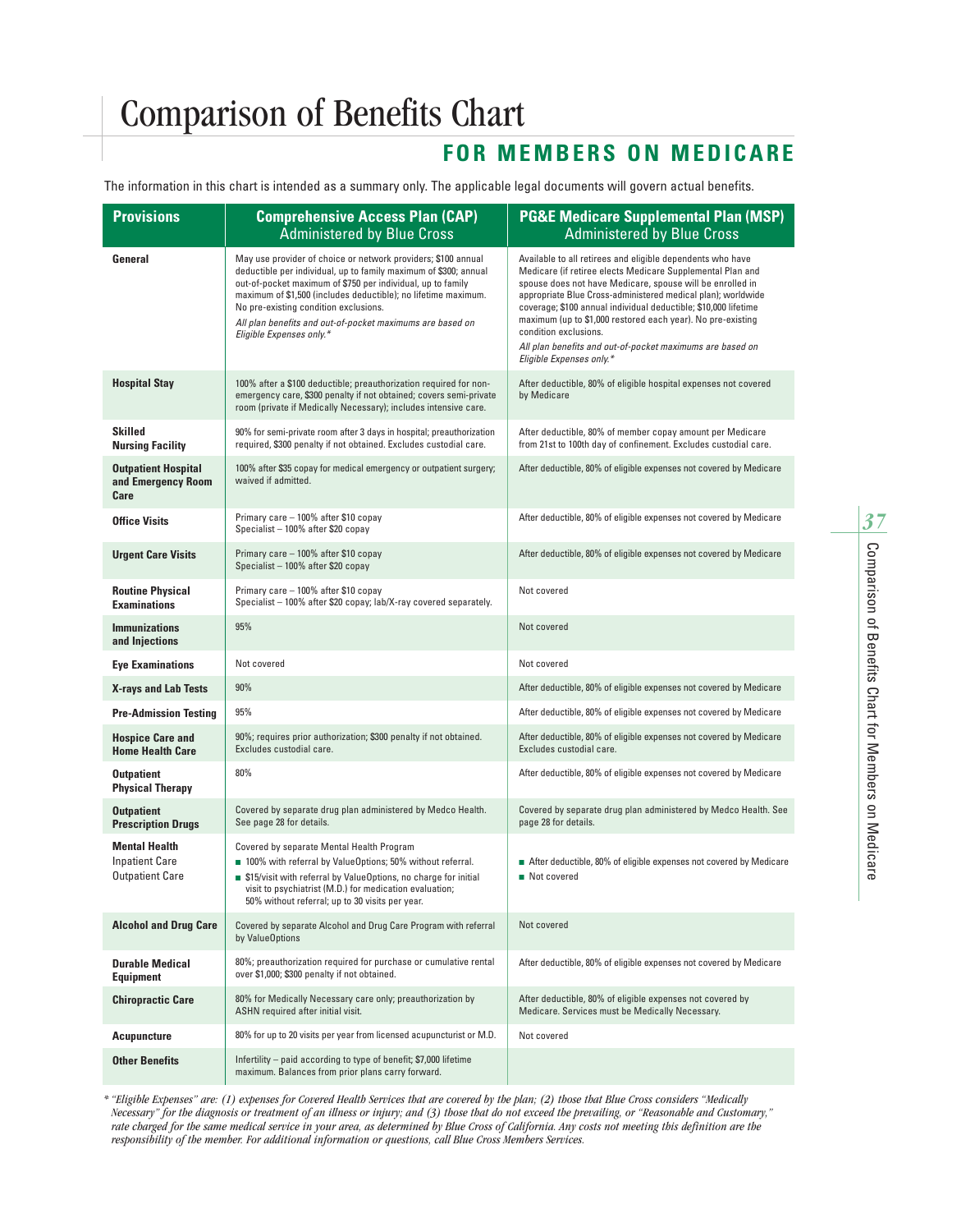# Comparison of Benefits Chart

## FOR MEMBERS ON MEDICARE

The information in this chart is intended as a summary only. The applicable legal documents will govern actual benefits.

| Provisions | Comprehensive Access Plan (CAP) Administered by Blue Cross | PG&E Medicare Supplemental Plan (MSP) Administered by Blue Cross |
|---|---|---|
| **General** | May use provider of choice or network providers; $100 annual deductible per individual, up to family maximum of $300; annual out-of-pocket maximum of $750 per individual, up to family maximum of $1,500 (includes deductible); no lifetime maximum. No pre-existing condition exclusions. *All plan benefits and out-of-pocket maximums are based on Eligible Expenses only.** | Available to all retirees and eligible dependents who have Medicare (if retiree elects Medicare Supplemental Plan and spouse does not have Medicare, spouse will be enrolled in appropriate Blue Cross-administered medical plan); worldwide coverage; $100 annual individual deductible; $10,000 lifetime maximum (up to $1,000 restored each year). No pre-existing condition exclusions. *All plan benefits and out-of-pocket maximums are based on Eligible Expenses only.** |
| **Hospital Stay** | 100% after a $100 deductible; preauthorization required for non-emergency care, $300 penalty if not obtained; covers semi-private room (private if Medically Necessary); includes intensive care. | After deductible, 80% of eligible hospital expenses not covered by Medicare |
| **Skilled Nursing Facility** | 90% for semi-private room after 3 days in hospital; preauthorization required, $300 penalty if not obtained. Excludes custodial care. | After deductible, 80% of member copay amount per Medicare from 21st to 100th day of confinement. Excludes custodial care. |
| **Outpatient Hospital and Emergency Room Care** | 100% after $35 copay for medical emergency or outpatient surgery; waived if admitted. | After deductible, 80% of eligible expenses not covered by Medicare |
| **Office Visits** | Primary care – 100% after $10 copay<br>Specialist – 100% after $20 copay | After deductible, 80% of eligible expenses not covered by Medicare |
| **Urgent Care Visits** | Primary care – 100% after $10 copay<br>Specialist – 100% after $20 copay | After deductible, 80% of eligible expenses not covered by Medicare |
| **Routine Physical Examinations** | Primary care – 100% after $10 copay<br>Specialist – 100% after $20 copay; lab/X-ray covered separately. | Not covered |
| **Immunizations and Injections** | 95% | Not covered |
| **Eye Examinations** | Not covered | Not covered |
| **X-rays and Lab Tests** | 90% | After deductible, 80% of eligible expenses not covered by Medicare |
| **Pre-Admission Testing** | 95% | After deductible, 80% of eligible expenses not covered by Medicare |
| **Hospice Care and Home Health Care** | 90%; requires prior authorization; $300 penalty if not obtained. Excludes custodial care. | After deductible, 80% of eligible expenses not covered by Medicare Excludes custodial care. |
| **Outpatient Physical Therapy** | 80% | After deductible, 80% of eligible expenses not covered by Medicare |
| **Outpatient Prescription Drugs** | Covered by separate drug plan administered by Medco Health. See page 28 for details. | Covered by separate drug plan administered by Medco Health. See page 28 for details. |
| **Mental Health**<br>Inpatient Care<br>Outpatient Care | Covered by separate Mental Health Program<br>■ 100% with referral by ValueOptions; 50% without referral.<br>■ $15/visit with referral by ValueOptions, no charge for initial visit to psychiatrist (M.D.) for medication evaluation; 50% without referral; up to 30 visits per year. | ■ After deductible, 80% of eligible expenses not covered by Medicare<br>■ Not covered |
| **Alcohol and Drug Care** | Covered by separate Alcohol and Drug Care Program with referral by ValueOptions | Not covered |
| **Durable Medical Equipment** | 80%; preauthorization required for purchase or cumulative rental over $1,000; $300 penalty if not obtained. | After deductible, 80% of eligible expenses not covered by Medicare |
| **Chiropractic Care** | 80% for Medically Necessary care only; preauthorization by ASHN required after initial visit. | After deductible, 80% of eligible expenses not covered by Medicare. Services must be Medically Necessary. |
| **Acupuncture** | 80% for up to 20 visits per year from licensed acupuncturist or M.D. | Not covered |
| **Other Benefits** | Infertility – paid according to type of benefit; $7,000 lifetime maximum. Balances from prior plans carry forward. | |

*\* "Eligible Expenses" are: (1) expenses for Covered Health Services that are covered by the plan; (2) those that Blue Cross considers "Medically Necessary" for the diagnosis or treatment of an illness or injury; and (3) those that do not exceed the prevailing, or "Reasonable and Customary," rate charged for the same medical service in your area, as determined by Blue Cross of California. Any costs not meeting this definition are the responsibility of the member. For additional information or questions, call Blue Cross Members Services.*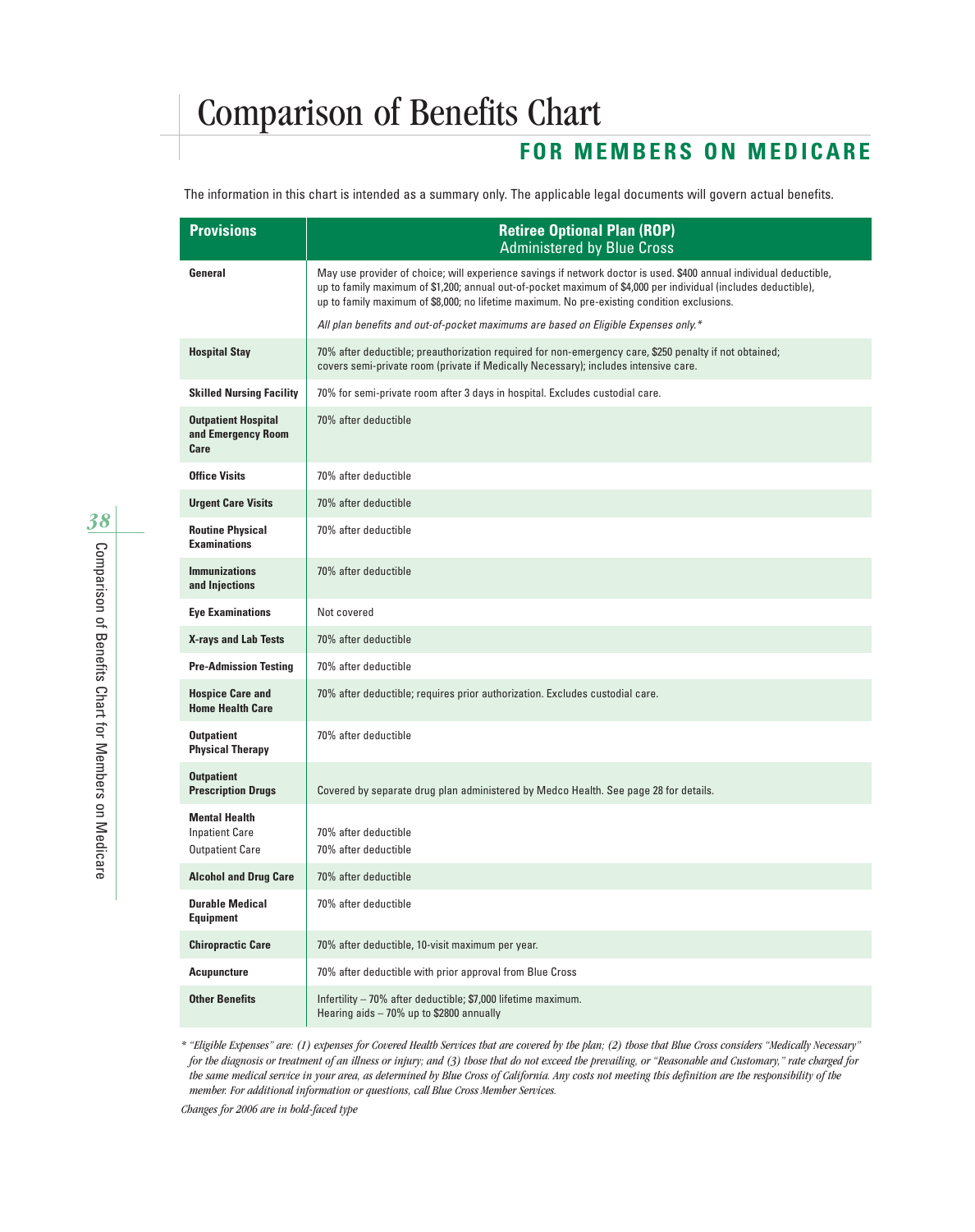# Comparison of Benefits Chart

## FOR MEMBERS ON MEDICARE

The information in this chart is intended as a summary only. The applicable legal documents will govern actual benefits.

| Provisions | Retiree Optional Plan (ROP) Administered by Blue Cross |
|---|---|
| **General** | May use provider of choice; will experience savings if network doctor is used. $400 annual individual deductible, up to family maximum of $1,200; annual out-of-pocket maximum of $4,000 per individual (includes deductible), up to family maximum of $8,000; no lifetime maximum. No pre-existing condition exclusions. *All plan benefits and out-of-pocket maximums are based on Eligible Expenses only.** |
| **Hospital Stay** | 70% after deductible; preauthorization required for non-emergency care, $250 penalty if not obtained; covers semi-private room (private if Medically Necessary); includes intensive care. |
| **Skilled Nursing Facility** | 70% for semi-private room after 3 days in hospital. Excludes custodial care. |
| **Outpatient Hospital and Emergency Room Care** | 70% after deductible |
| **Office Visits** | 70% after deductible |
| **Urgent Care Visits** | 70% after deductible |
| **Routine Physical Examinations** | 70% after deductible |
| **Immunizations and Injections** | 70% after deductible |
| **Eye Examinations** | Not covered |
| **X-rays and Lab Tests** | 70% after deductible |
| **Pre-Admission Testing** | 70% after deductible |
| **Hospice Care and Home Health Care** | 70% after deductible; requires prior authorization. Excludes custodial care. |
| **Outpatient Physical Therapy** | 70% after deductible |
| **Outpatient Prescription Drugs** | Covered by separate drug plan administered by Medco Health. See page 28 for details. |
| **Mental Health** Inpatient Care Outpatient Care | 70% after deductible 70% after deductible |
| **Alcohol and Drug Care** | 70% after deductible |
| **Durable Medical Equipment** | 70% after deductible |
| **Chiropractic Care** | 70% after deductible, 10-visit maximum per year. |
| **Acupuncture** | 70% after deductible with prior approval from Blue Cross |
| **Other Benefits** | Infertility – 70% after deductible; $7,000 lifetime maximum. Hearing aids – 70% up to $2800 annually |

*\* "Eligible Expenses" are: (1) expenses for Covered Health Services that are covered by the plan; (2) those that Blue Cross considers "Medically Necessary" for the diagnosis or treatment of an illness or injury; and (3) those that do not exceed the prevailing, or "Reasonable and Customary," rate charged for the same medical service in your area, as determined by Blue Cross of California. Any costs not meeting this definition are the responsibility of the member. For additional information or questions, call Blue Cross Member Services.*

*Changes for 2006 are in bold-faced type*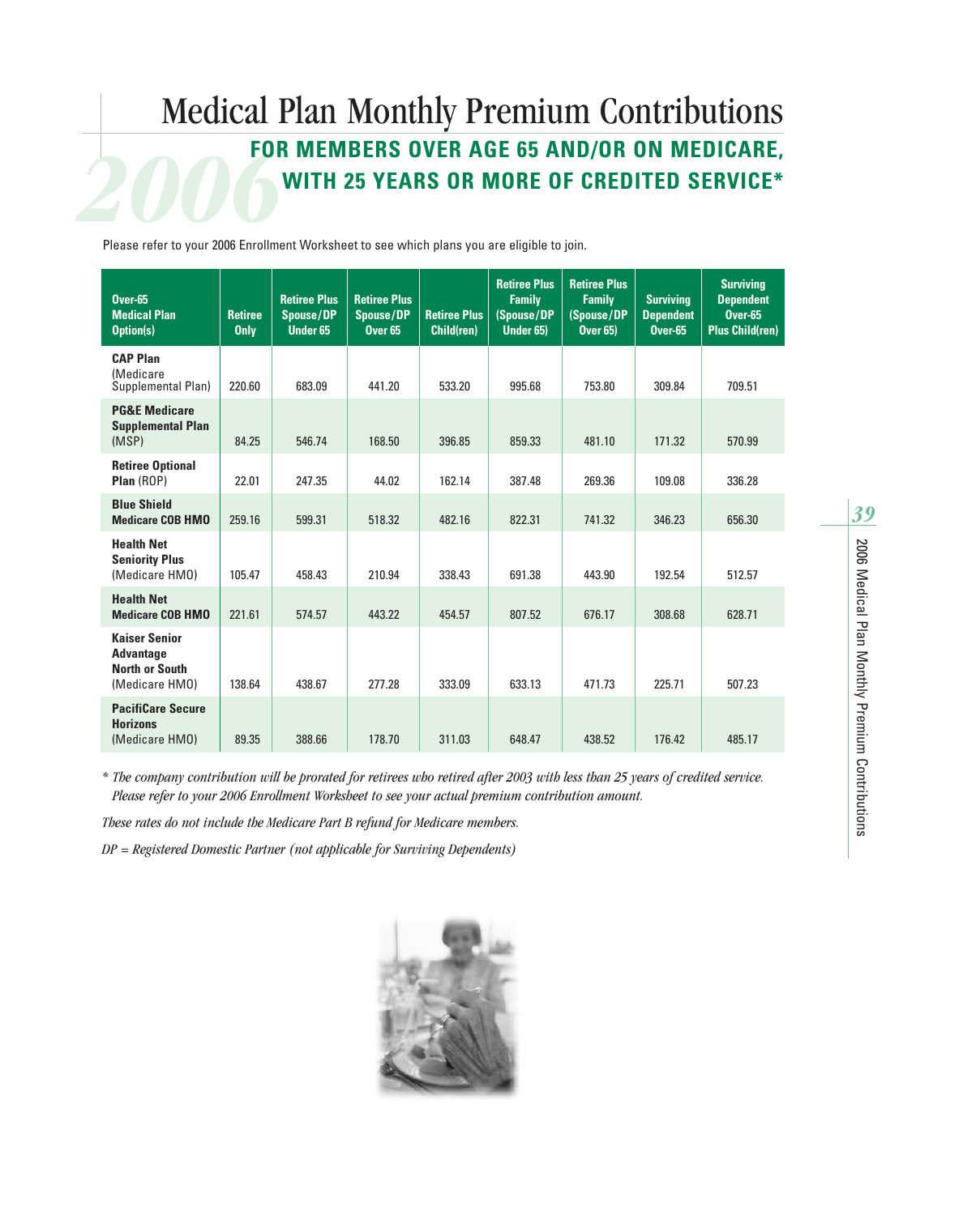# Medical Plan Monthly Premium Contributions

## 2006 FOR MEMBERS OVER AGE 65 AND/OR ON MEDICARE, WITH 25 YEARS OR MORE OF CREDITED SERVICE*

Please refer to your 2006 Enrollment Worksheet to see which plans you are eligible to join.

| Over-65 Medical Plan Option(s) | Retiree Only | Retiree Plus Spouse/DP Under 65 | Retiree Plus Spouse/DP Over 65 | Retiree Plus Child(ren) | Retiree Plus Family (Spouse/DP Under 65) | Retiree Plus Family (Spouse/DP Over 65) | Surviving Dependent Over-65 | Surviving Dependent Over-65 Plus Child(ren) |
|---|---|---|---|---|---|---|---|---|
| **CAP Plan** (Medicare Supplemental Plan) | 220.60 | 683.09 | 441.20 | 533.20 | 995.68 | 753.80 | 309.84 | 709.51 |
| **PG&E Medicare Supplemental Plan** (MSP) | 84.25 | 546.74 | 168.50 | 396.85 | 859.33 | 481.10 | 171.32 | 570.99 |
| **Retiree Optional Plan** (ROP) | 22.01 | 247.35 | 44.02 | 162.14 | 387.48 | 269.36 | 109.08 | 336.28 |
| **Blue Shield Medicare COB HMO** | 259.16 | 599.31 | 518.32 | 482.16 | 822.31 | 741.32 | 346.23 | 656.30 |
| **Health Net Seniority Plus** (Medicare HMO) | 105.47 | 458.43 | 210.94 | 338.43 | 691.38 | 443.90 | 192.54 | 512.57 |
| **Health Net Medicare COB HMO** | 221.61 | 574.57 | 443.22 | 454.57 | 807.52 | 676.17 | 308.68 | 628.71 |
| **Kaiser Senior Advantage North or South** (Medicare HMO) | 138.64 | 438.67 | 277.28 | 333.09 | 633.13 | 471.73 | 225.71 | 507.23 |
| **PacifiCare Secure Horizons** (Medicare HMO) | 89.35 | 388.66 | 178.70 | 311.03 | 648.47 | 438.52 | 176.42 | 485.17 |

*\* The company contribution will be prorated for retirees who retired after 2003 with less than 25 years of credited service. Please refer to your 2006 Enrollment Worksheet to see your actual premium contribution amount.*

*These rates do not include the Medicare Part B refund for Medicare members.*

*DP = Registered Domestic Partner (not applicable for Surviving Dependents)*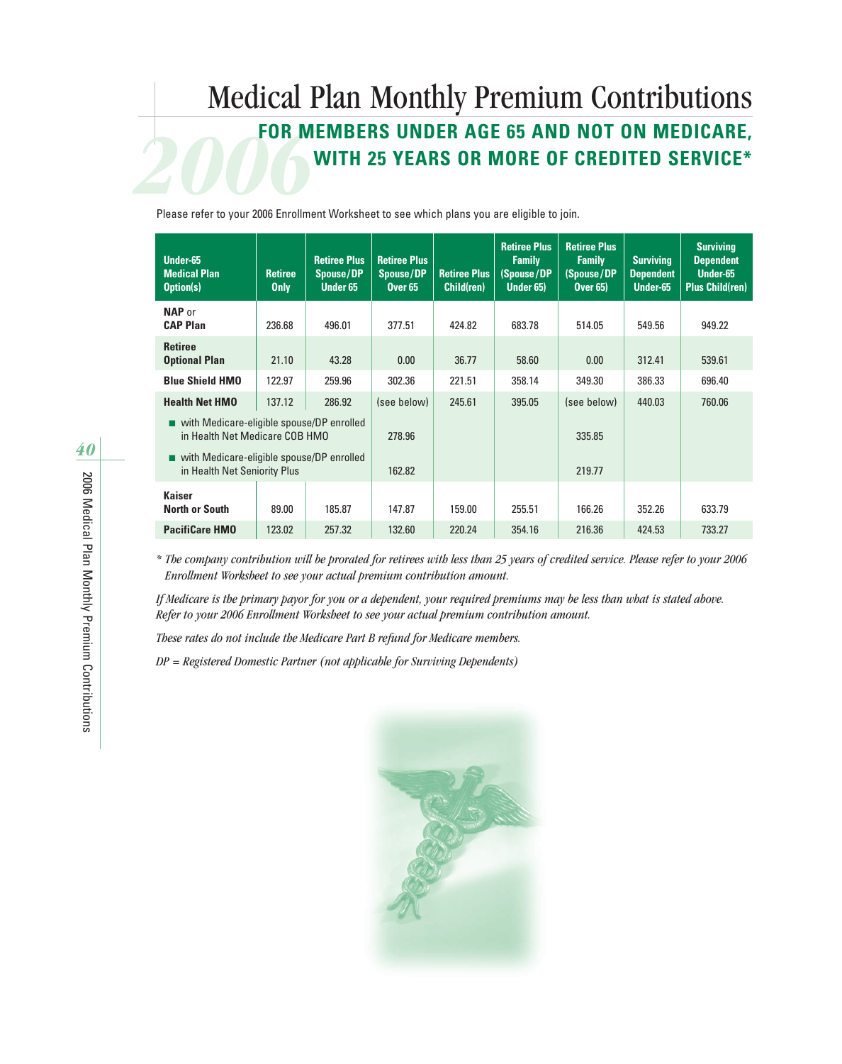# Medical Plan Monthly Premium Contributions

## 2006 FOR MEMBERS UNDER AGE 65 AND NOT ON MEDICARE, WITH 25 YEARS OR MORE OF CREDITED SERVICE*

Please refer to your 2006 Enrollment Worksheet to see which plans you are eligible to join.

| Under-65 Medical Plan Option(s) | Retiree Only | Retiree Plus Spouse/DP Under 65 | Retiree Plus Spouse/DP Over 65 | Retiree Plus Child(ren) | Retiree Plus Family (Spouse/DP Under 65) | Retiree Plus Family (Spouse/DP Over 65) | Surviving Dependent Under-65 | Surviving Dependent Under-65 Plus Child(ren) |
|---|---|---|---|---|---|---|---|---|
| **NAP** or **CAP Plan** | 236.68 | 496.01 | 377.51 | 424.82 | 683.78 | 514.05 | 549.56 | 949.22 |
| **Retiree Optional Plan** | 21.10 | 43.28 | 0.00 | 36.77 | 58.60 | 0.00 | 312.41 | 539.61 |
| **Blue Shield HMO** | 122.97 | 259.96 | 302.36 | 221.51 | 358.14 | 349.30 | 386.33 | 696.40 |
| **Health Net HMO** | 137.12 | 286.92 | (see below) | 245.61 | 395.05 | (see below) | 440.03 | 760.06 |
| ■ with Medicare-eligible spouse/DP enrolled in Health Net Medicare COB HMO | | | 278.96 | | | 335.85 | | |
| ■ with Medicare-eligible spouse/DP enrolled in Health Net Seniority Plus | | | 162.82 | | | 219.77 | | |
| **Kaiser North or South** | 89.00 | 185.87 | 147.87 | 159.00 | 255.51 | 166.26 | 352.26 | 633.79 |
| **PacifiCare HMO** | 123.02 | 257.32 | 132.60 | 220.24 | 354.16 | 216.36 | 424.53 | 733.27 |

*\* The company contribution will be prorated for retirees with less than 25 years of credited service. Please refer to your 2006 Enrollment Worksheet to see your actual premium contribution amount.*

*If Medicare is the primary payor for you or a dependent, your required premiums may be less than what is stated above. Refer to your 2006 Enrollment Worksheet to see your actual premium contribution amount.*

*These rates do not include the Medicare Part B refund for Medicare members.*

*DP = Registered Domestic Partner (not applicable for Surviving Dependents)*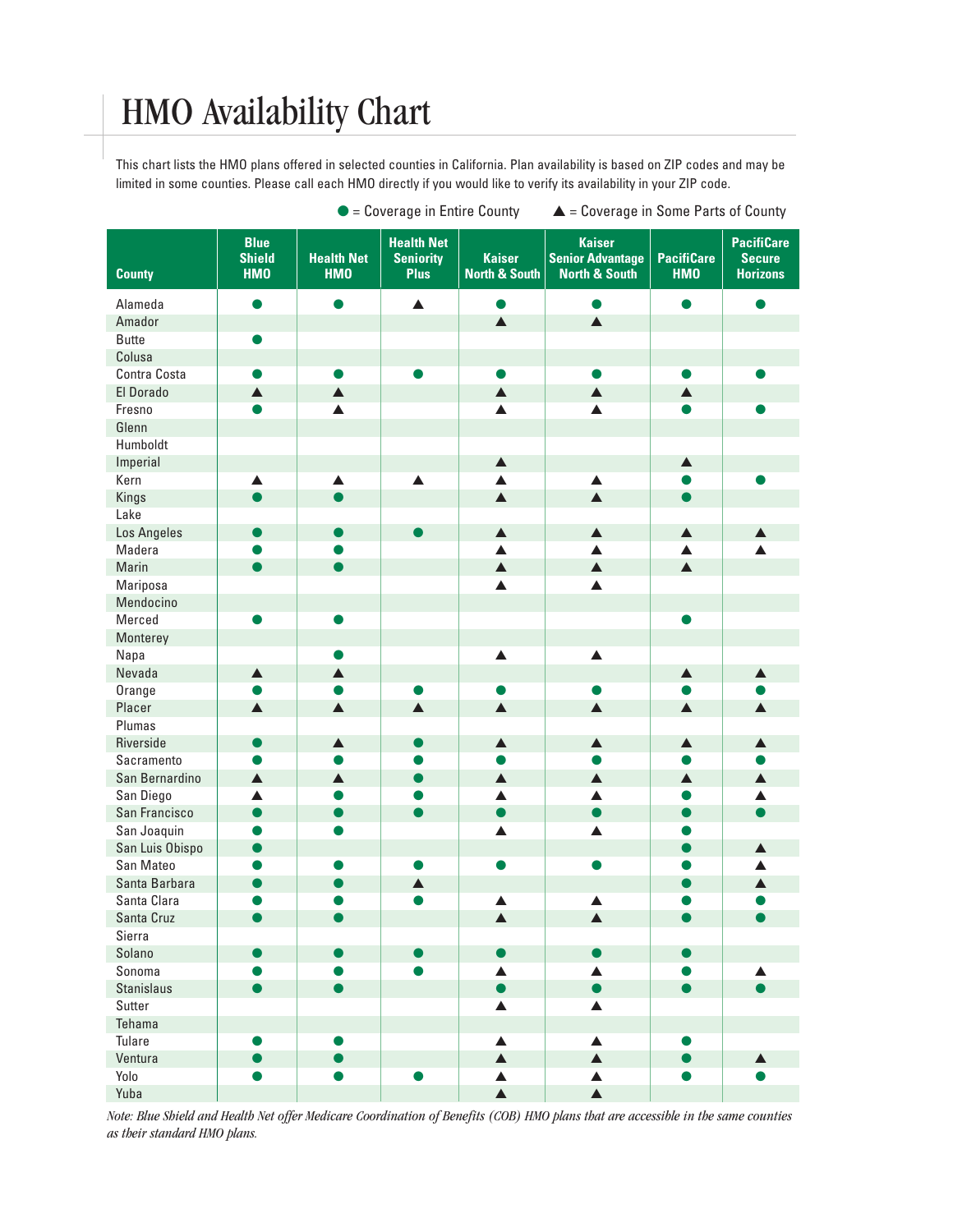# HMO Availability Chart

This chart lists the HMO plans offered in selected counties in California. Plan availability is based on ZIP codes and may be limited in some counties. Please call each HMO directly if you would like to verify its availability in your ZIP code.

● = Coverage in Entire County ▲ = Coverage in Some Parts of County

| County | Blue Shield HMO | Health Net HMO | Health Net Seniority Plus | Kaiser North & South | Kaiser Senior Advantage North & South | PacifiCare HMO | PacifiCare Secure Horizons |
|---|---|---|---|---|---|---|---|
| Alameda | ● | ● | ▲ | ● | ● | ● | ● |
| Amador | | | | ▲ | ▲ | | |
| Butte | ● | | | | | | |
| Colusa | | | | | | | |
| Contra Costa | ● | ● | ● | ● | ● | ● | ● |
| El Dorado | ▲ | ▲ | | ▲ | ▲ | ▲ | |
| Fresno | ● | ▲ | | ▲ | ▲ | ● | ● |
| Glenn | | | | | | | |
| Humboldt | | | | | | | |
| Imperial | | | | ▲ | | ▲ | |
| Kern | ▲ | ▲ | ▲ | ▲ | ▲ | ● | ● |
| Kings | ● | ● | | ▲ | ▲ | ● | |
| Lake | | | | | | | |
| Los Angeles | ● | ● | ● | ▲ | ▲ | ▲ | ▲ |
| Madera | ● | ● | | ▲ | ▲ | ▲ | ▲ |
| Marin | ● | ● | | ▲ | ▲ | ▲ | |
| Mariposa | | | | ▲ | ▲ | | |
| Mendocino | | | | | | | |
| Merced | ● | ● | | | | ● | |
| Monterey | | | | | | | |
| Napa | | ● | | ▲ | ▲ | | |
| Nevada | ▲ | ▲ | | | | ▲ | ▲ |
| Orange | ● | ● | ● | ● | ● | ● | ● |
| Placer | ▲ | ▲ | ▲ | ▲ | ▲ | ▲ | ▲ |
| Plumas | | | | | | | |
| Riverside | ● | ▲ | ● | ▲ | ▲ | ▲ | ▲ |
| Sacramento | ● | ● | ● | ● | ● | ● | ● |
| San Bernardino | ▲ | ▲ | ● | ▲ | ▲ | ▲ | ▲ |
| San Diego | ▲ | ● | ● | ▲ | ▲ | ● | ▲ |
| San Francisco | ● | ● | ● | ● | ● | ● | ● |
| San Joaquin | ● | ● | | ▲ | ▲ | ● | |
| San Luis Obispo | ● | | | | | ● | ▲ |
| San Mateo | ● | ● | ● | ● | ● | ● | ▲ |
| Santa Barbara | ● | ● | ▲ | | | ● | ▲ |
| Santa Clara | ● | ● | ● | ▲ | ▲ | ● | ● |
| Santa Cruz | ● | ● | | ▲ | ▲ | ● | ● |
| Sierra | | | | | | | |
| Solano | ● | ● | ● | ● | ● | ● | |
| Sonoma | ● | ● | ● | ▲ | ▲ | ● | ▲ |
| Stanislaus | ● | ● | | ● | ● | ● | ● |
| Sutter | | | | ▲ | ▲ | | |
| Tehama | | | | | | | |
| Tulare | ● | ● | | ▲ | ▲ | ● | |
| Ventura | ● | ● | | ▲ | ▲ | ● | ▲ |
| Yolo | ● | ● | ● | ▲ | ▲ | ● | ● |
| Yuba | | | | ▲ | ▲ | | |

*Note: Blue Shield and Health Net offer Medicare Coordination of Benefits (COB) HMO plans that are accessible in the same counties as their standard HMO plans.*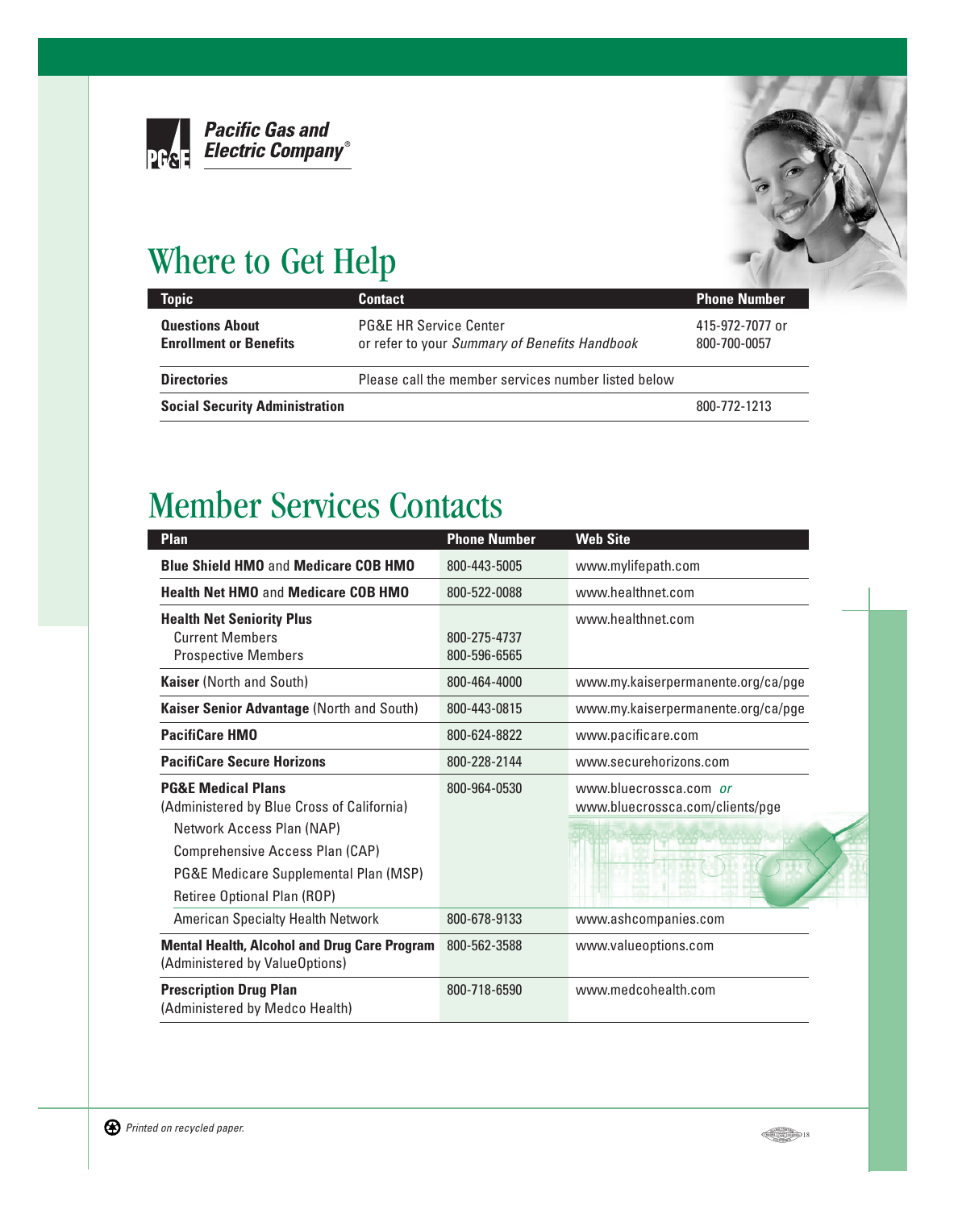**Pacific Gas and Electric Company®**

# Where to Get Help

| Topic | Contact | Phone Number |
|---|---|---|
| **Questions About Enrollment or Benefits** | PG&E HR Service Center or refer to your *Summary of Benefits Handbook* | 415-972-7077 or 800-700-0057 |
| **Directories** | Please call the member services number listed below | |
| **Social Security Administration** | | 800-772-1213 |

# Member Services Contacts

| Plan | Phone Number | Web Site |
|---|---|---|
| **Blue Shield HMO** and **Medicare COB HMO** | 800-443-5005 | www.mylifepath.com |
| **Health Net HMO** and **Medicare COB HMO** | 800-522-0088 | www.healthnet.com |
| **Health Net Seniority Plus** | | www.healthnet.com |
| Current Members | 800-275-4737 | |
| Prospective Members | 800-596-6565 | |
| **Kaiser** (North and South) | 800-464-4000 | www.my.kaiserpermanente.org/ca/pge |
| **Kaiser Senior Advantage** (North and South) | 800-443-0815 | www.my.kaiserpermanente.org/ca/pge |
| **PacifiCare HMO** | 800-624-8822 | www.pacificare.com |
| **PacifiCare Secure Horizons** | 800-228-2144 | www.securehorizons.com |
| **PG&E Medical Plans** (Administered by Blue Cross of California) | 800-964-0530 | www.bluecrossca.com *or* www.bluecrossca.com/clients/pge |
| Network Access Plan (NAP) | | |
| Comprehensive Access Plan (CAP) | | |
| PG&E Medicare Supplemental Plan (MSP) | | |
| Retiree Optional Plan (ROP) | | |
| American Specialty Health Network | 800-678-9133 | www.ashcompanies.com |
| **Mental Health, Alcohol and Drug Care Program** (Administered by ValueOptions) | 800-562-3588 | www.valueoptions.com |
| **Prescription Drug Plan** (Administered by Medco Health) | 800-718-6590 | www.medcohealth.com |

*Printed on recycled paper.*